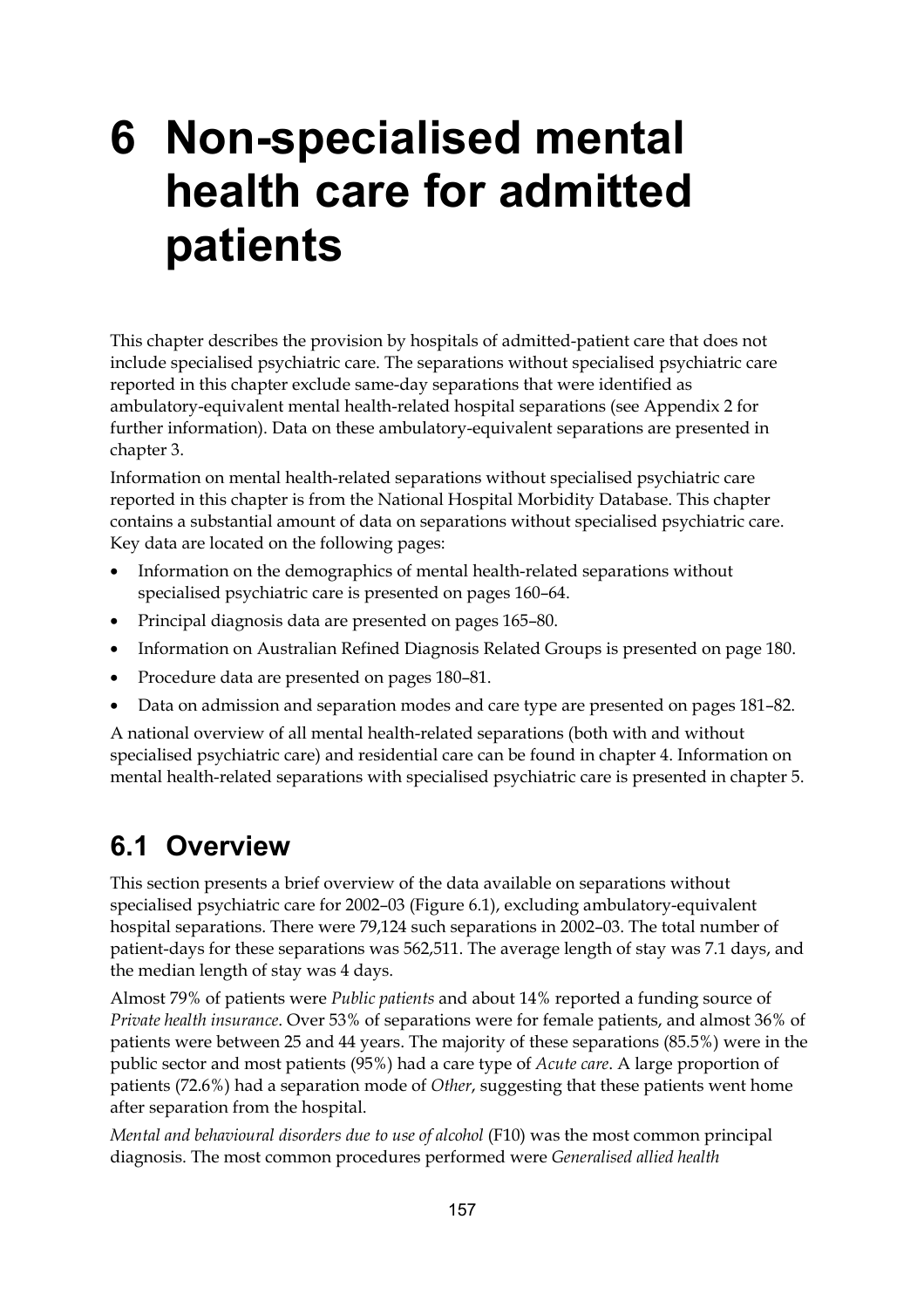# 6 Non-specialised mental health care for admitted patients

This chapter describes the provision by hospitals of admitted-patient care that does not include specialised psychiatric care. The separations without specialised psychiatric care reported in this chapter exclude same-day separations that were identified as ambulatory-equivalent mental health-related hospital separations (see Appendix 2 for further information). Data on these ambulatory-equivalent separations are presented in chapter 3.

Information on mental health-related separations without specialised psychiatric care reported in this chapter is from the National Hospital Morbidity Database. This chapter contains a substantial amount of data on separations without specialised psychiatric care. Key data are located on the following pages:

- Information on the demographics of mental health-related separations without specialised psychiatric care is presented on pages 160–64.
- Principal diagnosis data are presented on pages 165–80.
- Information on Australian Refined Diagnosis Related Groups is presented on page 180.
- Procedure data are presented on pages 180–81.
- Data on admission and separation modes and care type are presented on pages 181–82.

A national overview of all mental health-related separations (both with and without specialised psychiatric care) and residential care can be found in chapter 4. Information on mental health-related separations with specialised psychiatric care is presented in chapter 5.

## 6.1 Overview

This section presents a brief overview of the data available on separations without specialised psychiatric care for 2002–03 (Figure 6.1), excluding ambulatory-equivalent hospital separations. There were 79,124 such separations in 2002–03. The total number of patient-days for these separations was 562,511. The average length of stay was 7.1 days, and the median length of stay was 4 days.

Almost 79% of patients were *Public patients* and about 14% reported a funding source of *Private health insurance*. Over 53% of separations were for female patients, and almost 36% of patients were between 25 and 44 years. The majority of these separations (85.5%) were in the public sector and most patients (95%) had a care type of *Acute care*. A large proportion of patients (72.6%) had a separation mode of *Other*, suggesting that these patients went home after separation from the hospital.

*Mental and behavioural disorders due to use of alcohol* (F10) was the most common principal diagnosis. The most common procedures performed were *Generalised allied health*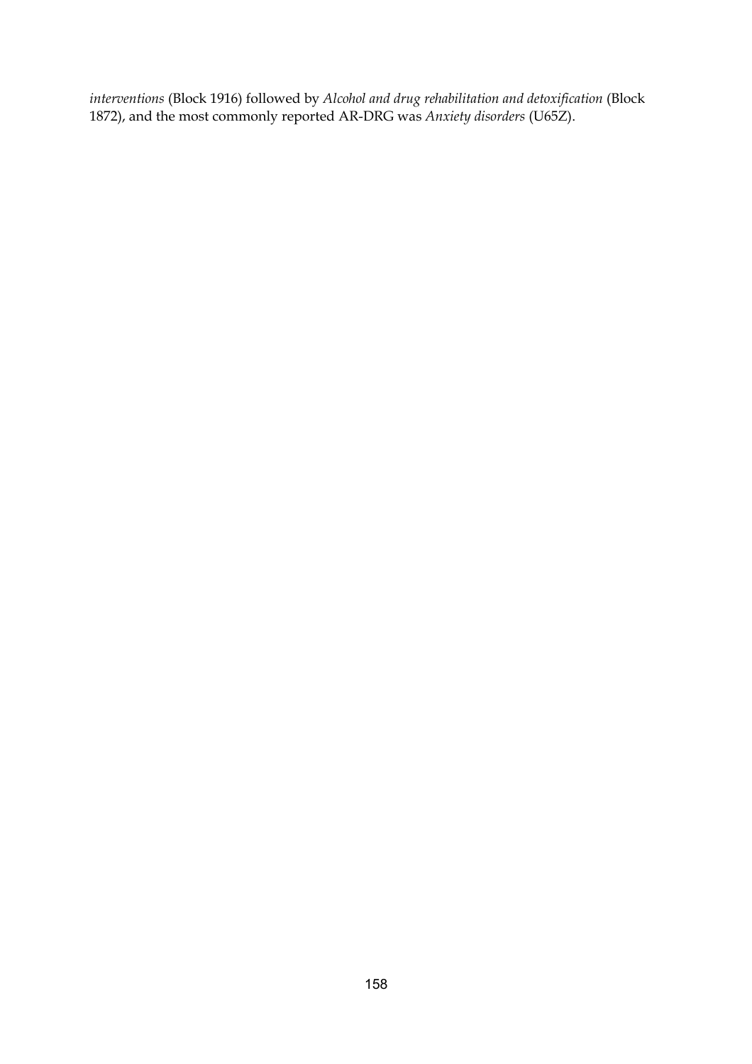*interventions* (Block 1916) followed by *Alcohol and drug rehabilitation and detoxification* (Block 1872), and the most commonly reported AR-DRG was *Anxiety disorders* (U65Z).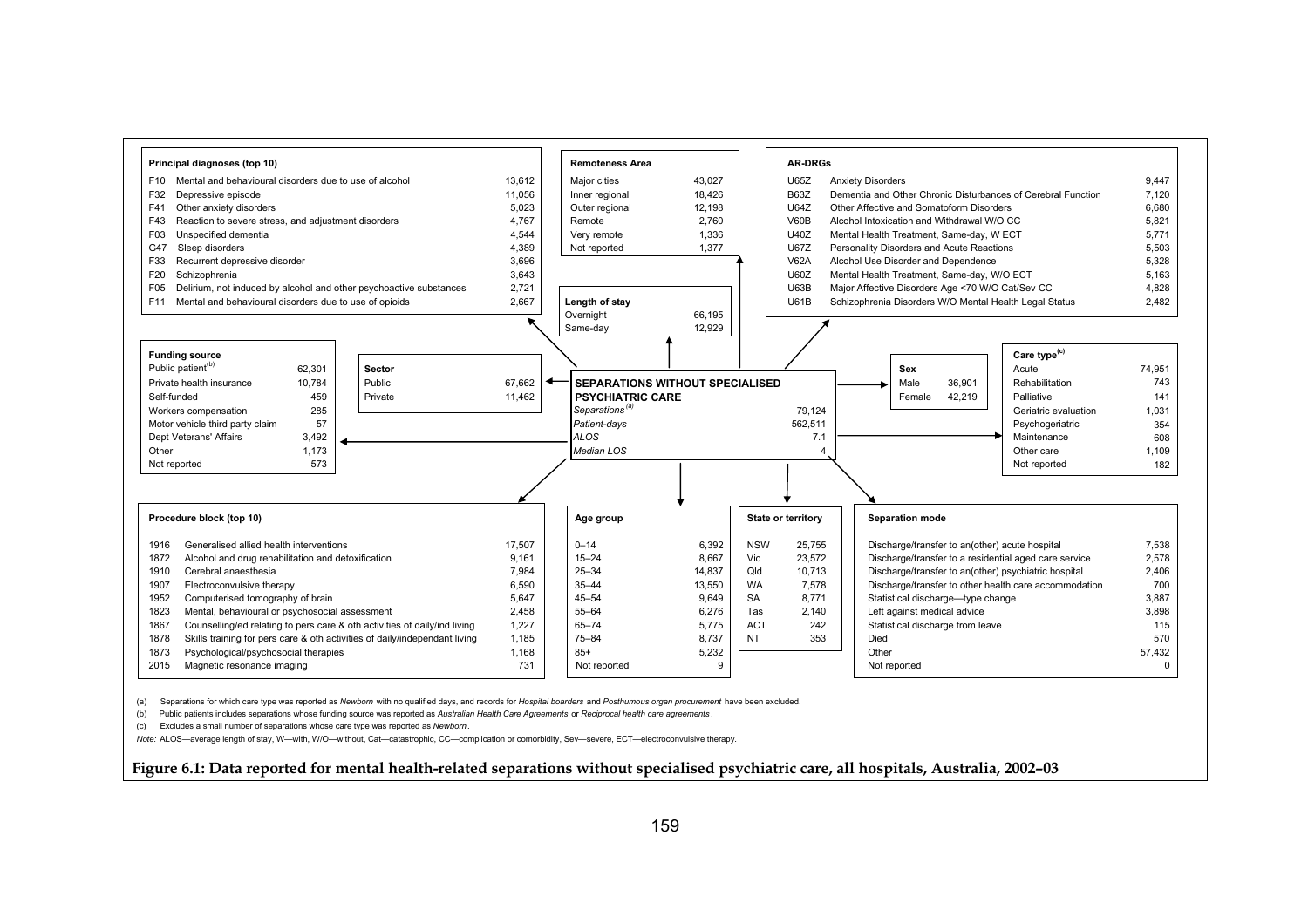### Principal diagnoses (top 10)

| Code | Diagnosis | Separations |
|---|---|---|
| F10 | Mental and behavioural disorders due to use of alcohol | 13,612 |
| F32 | Depressive episode | 11,056 |
| F41 | Other anxiety disorders | 5,023 |
| F43 | Reaction to severe stress, and adjustment disorders | 4,767 |
| F03 | Unspecified dementia | 4,544 |
| G47 | Sleep disorders | 4,389 |
| F33 | Recurrent depressive disorder | 3,696 |
| F20 | Schizophrenia | 3,643 |
| F05 | Delirium, not induced by alcohol and other psychoactive substances | 2,721 |
| F11 | Mental and behavioural disorders due to use of opioids | 2,667 |

### Remoteness Area

| Area | Separations |
|---|---|
| Major cities | 43,027 |
| Inner regional | 18,426 |
| Outer regional | 12,198 |
| Remote | 2,760 |
| Very remote | 1,336 |
| Not reported | 1,377 |

### AR-DRGs

| Code | AR-DRG | Separations |
|---|---|---|
| U65Z | Anxiety Disorders | 9,447 |
| B63Z | Dementia and Other Chronic Disturbances of Cerebral Function | 7,120 |
| U64Z | Other Affective and Somatoform Disorders | 6,680 |
| V60B | Alcohol Intoxication and Withdrawal W/O CC | 5,821 |
| U40Z | Mental Health Treatment, Same-day, W ECT | 5,771 |
| U67Z | Personality Disorders and Acute Reactions | 5,503 |
| V62A | Alcohol Use Disorder and Dependence | 5,328 |
| U60Z | Mental Health Treatment, Same-day, W/O ECT | 5,163 |
| U63B | Major Affective Disorders Age <70 W/O Cat/Sev CC | 4,828 |
| U61B | Schizophrenia Disorders W/O Mental Health Legal Status | 2,482 |

### Length of stay

| | Separations |
|---|---|
| Overnight | 66,195 |
| Same-day | 12,929 |

### Funding source

| Source | Separations |
|---|---|
| Public patient[b] | 62,301 |
| Private health insurance | 10,784 |
| Self-funded | 459 |
| Workers compensation | 285 |
| Motor vehicle third party claim | 57 |
| Dept Veterans' Affairs | 3,492 |
| Other | 1,173 |
| Not reported | 573 |

### Sector

| Sector | Separations |
|---|---|
| Public | 67,662 |
| Private | 11,462 |

### SEPARATIONS WITHOUT SPECIALISED PSYCHIATRIC CARE

| | |
|---|---|
| *Separations*[a] | 79,124 |
| *Patient-days* | 562,511 |
| *ALOS* | 7.1 |
| *Median LOS* | 4 |

### Sex

| Sex | Separations |
|---|---|
| Male | 36,901 |
| Female | 42,219 |

### Care type[c]

| Care type | Separations |
|---|---|
| Acute | 74,951 |
| Rehabilitation | 743 |
| Palliative | 141 |
| Geriatric evaluation | 1,031 |
| Psychogeriatric | 354 |
| Maintenance | 608 |
| Other care | 1,109 |
| Not reported | 182 |

### Procedure block (top 10)

| Block | Procedure | Separations |
|---|---|---|
| 1916 | Generalised allied health interventions | 17,507 |
| 1872 | Alcohol and drug rehabilitation and detoxification | 9,161 |
| 1910 | Cerebral anaesthesia | 7,984 |
| 1907 | Electroconvulsive therapy | 6,590 |
| 1952 | Computerised tomography of brain | 5,647 |
| 1823 | Mental, behavioural or psychosocial assessment | 2,458 |
| 1867 | Counselling/ed relating to pers care & oth activities of daily/ind living | 1,227 |
| 1878 | Skills training for pers care & oth activities of daily/independant living | 1,185 |
| 1873 | Psychological/psychosocial therapies | 1,168 |
| 2015 | Magnetic resonance imaging | 731 |

### Age group

| Age group | Separations |
|---|---|
| 0–14 | 6,392 |
| 15–24 | 8,667 |
| 25–34 | 14,837 |
| 35–44 | 13,550 |
| 45–54 | 9,649 |
| 55–64 | 6,276 |
| 65–74 | 5,775 |
| 75–84 | 8,737 |
| 85+ | 5,232 |
| Not reported | 9 |

### State or territory

| State | Separations |
|---|---|
| NSW | 25,755 |
| Vic | 23,572 |
| Qld | 10,713 |
| WA | 7,578 |
| SA | 8,771 |
| Tas | 2,140 |
| ACT | 242 |
| NT | 353 |

### Separation mode

| Mode | Separations |
|---|---|
| Discharge/transfer to an(other) acute hospital | 7,538 |
| Discharge/transfer to a residential aged care service | 2,578 |
| Discharge/transfer to an(other) psychiatric hospital | 2,406 |
| Discharge/transfer to other health care accommodation | 700 |
| Statistical discharge—type change | 3,887 |
| Left against medical advice | 3,898 |
| Statistical discharge from leave | 115 |
| Died | 570 |
| Other | 57,432 |
| Not reported | 0 |

(a) Separations for which care type was reported as *Newborn* with no qualified days, and records for *Hospital boarders* and *Posthumous organ procurement* have been excluded.

(b) Public patients includes separations whose funding source was reported as *Australian Health Care Agreements* or *Reciprocal health care agreements*.

(c) Excludes a small number of separations whose care type was reported as *Newborn*.

*Note:* ALOS—average length of stay, W—with, W/O—without, Cat—catastrophic, CC—complication or comorbidity, Sev—severe, ECT—electroconvulsive therapy.

**Figure 6.1: Data reported for mental health-related separations without specialised psychiatric care, all hospitals, Australia, 2002–03**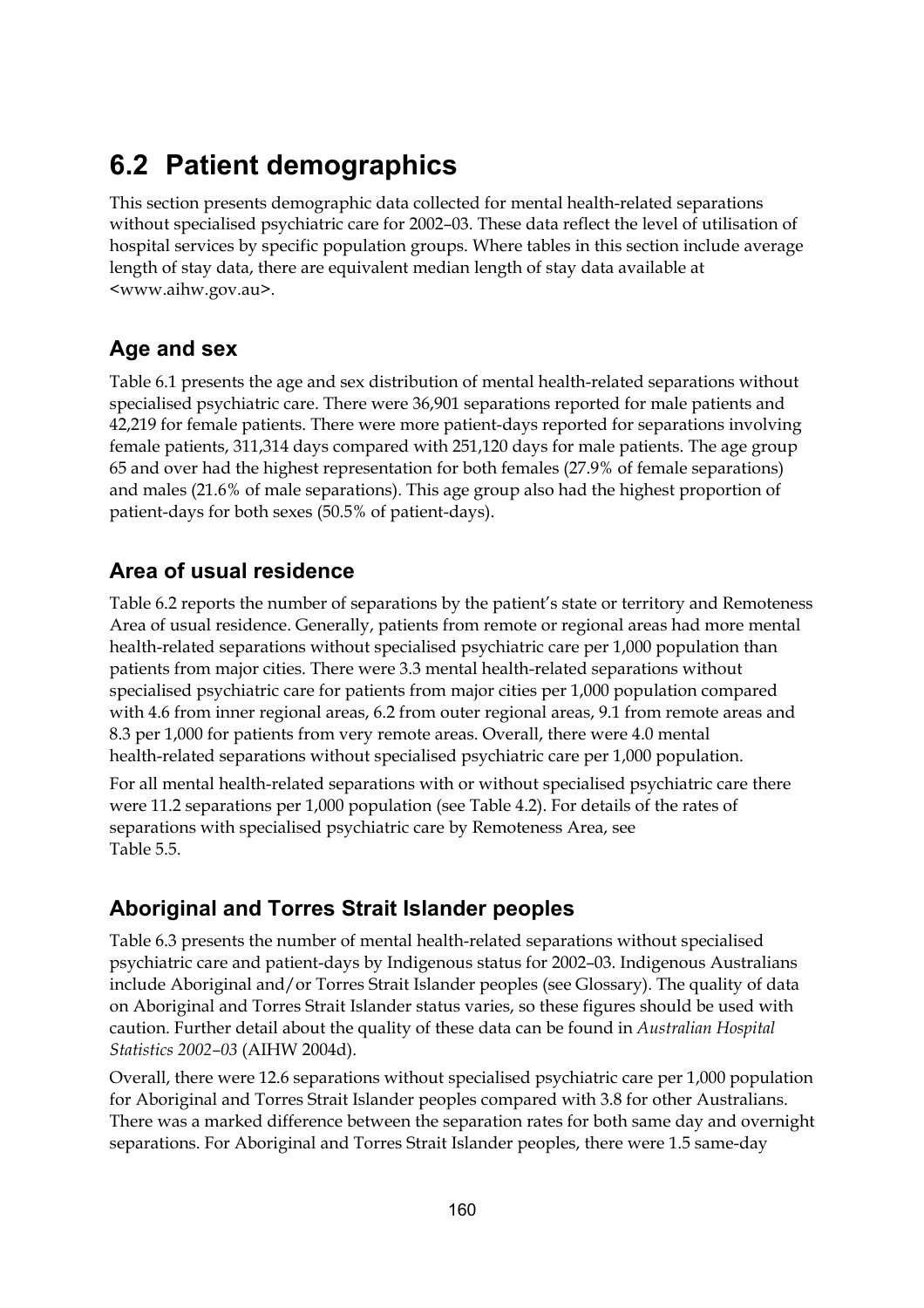## 6.2 Patient demographics

This section presents demographic data collected for mental health-related separations without specialised psychiatric care for 2002–03. These data reflect the level of utilisation of hospital services by specific population groups. Where tables in this section include average length of stay data, there are equivalent median length of stay data available at <www.aihw.gov.au>.

### Age and sex

Table 6.1 presents the age and sex distribution of mental health-related separations without specialised psychiatric care. There were 36,901 separations reported for male patients and 42,219 for female patients. There were more patient-days reported for separations involving female patients, 311,314 days compared with 251,120 days for male patients. The age group 65 and over had the highest representation for both females (27.9% of female separations) and males (21.6% of male separations). This age group also had the highest proportion of patient-days for both sexes (50.5% of patient-days).

### Area of usual residence

Table 6.2 reports the number of separations by the patient's state or territory and Remoteness Area of usual residence. Generally, patients from remote or regional areas had more mental health-related separations without specialised psychiatric care per 1,000 population than patients from major cities. There were 3.3 mental health-related separations without specialised psychiatric care for patients from major cities per 1,000 population compared with 4.6 from inner regional areas, 6.2 from outer regional areas, 9.1 from remote areas and 8.3 per 1,000 for patients from very remote areas. Overall, there were 4.0 mental health-related separations without specialised psychiatric care per 1,000 population.

For all mental health-related separations with or without specialised psychiatric care there were 11.2 separations per 1,000 population (see Table 4.2). For details of the rates of separations with specialised psychiatric care by Remoteness Area, see Table 5.5.

### Aboriginal and Torres Strait Islander peoples

Table 6.3 presents the number of mental health-related separations without specialised psychiatric care and patient-days by Indigenous status for 2002–03. Indigenous Australians include Aboriginal and/or Torres Strait Islander peoples (see Glossary). The quality of data on Aboriginal and Torres Strait Islander status varies, so these figures should be used with caution. Further detail about the quality of these data can be found in *Australian Hospital Statistics 2002–03* (AIHW 2004d).

Overall, there were 12.6 separations without specialised psychiatric care per 1,000 population for Aboriginal and Torres Strait Islander peoples compared with 3.8 for other Australians. There was a marked difference between the separation rates for both same day and overnight separations. For Aboriginal and Torres Strait Islander peoples, there were 1.5 same-day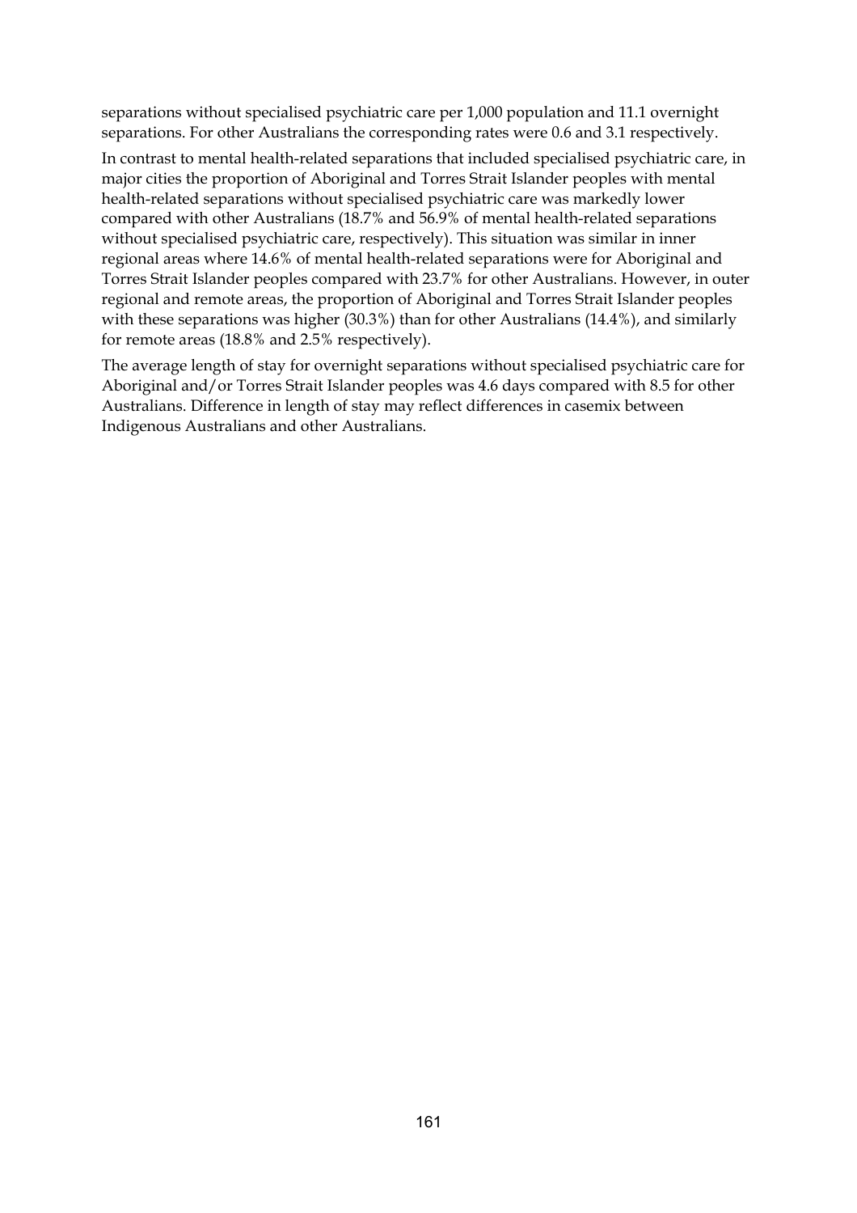separations without specialised psychiatric care per 1,000 population and 11.1 overnight separations. For other Australians the corresponding rates were 0.6 and 3.1 respectively.

In contrast to mental health-related separations that included specialised psychiatric care, in major cities the proportion of Aboriginal and Torres Strait Islander peoples with mental health-related separations without specialised psychiatric care was markedly lower compared with other Australians (18.7% and 56.9% of mental health-related separations without specialised psychiatric care, respectively). This situation was similar in inner regional areas where 14.6% of mental health-related separations were for Aboriginal and Torres Strait Islander peoples compared with 23.7% for other Australians. However, in outer regional and remote areas, the proportion of Aboriginal and Torres Strait Islander peoples with these separations was higher (30.3%) than for other Australians (14.4%), and similarly for remote areas (18.8% and 2.5% respectively).

The average length of stay for overnight separations without specialised psychiatric care for Aboriginal and/or Torres Strait Islander peoples was 4.6 days compared with 8.5 for other Australians. Difference in length of stay may reflect differences in casemix between Indigenous Australians and other Australians.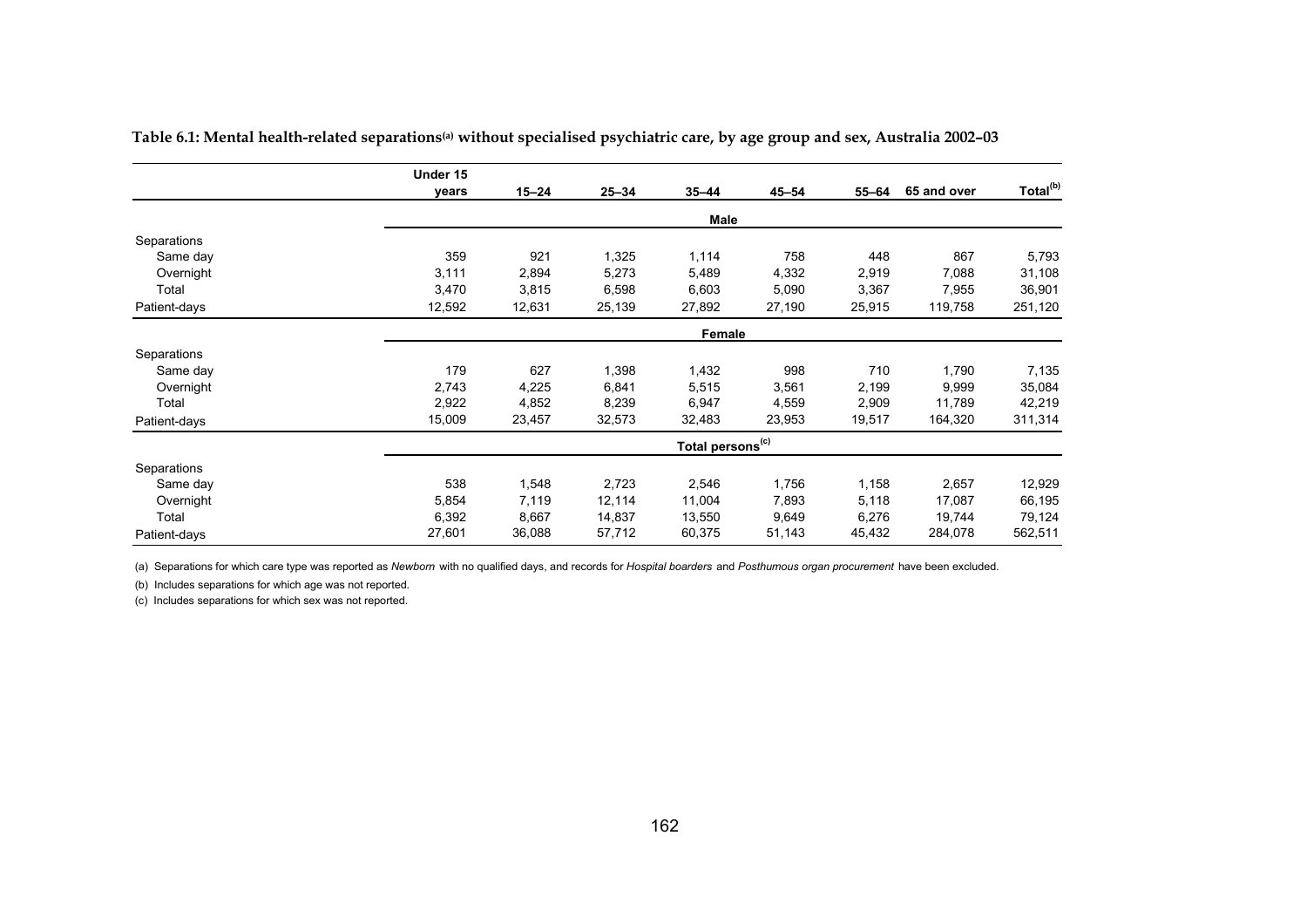**Table 6.1: Mental health-related separations[a] without specialised psychiatric care, by age group and sex, Australia 2002–03**

| | Under 15 years | 15–24 | 25–34 | 35–44 | 45–54 | 55–64 | 65 and over | Total[b] |
|---|---|---|---|---|---|---|---|---|
| | | | | **Male** | | | | |
| Separations | | | | | | | | |
| Same day | 359 | 921 | 1,325 | 1,114 | 758 | 448 | 867 | 5,793 |
| Overnight | 3,111 | 2,894 | 5,273 | 5,489 | 4,332 | 2,919 | 7,088 | 31,108 |
| Total | 3,470 | 3,815 | 6,598 | 6,603 | 5,090 | 3,367 | 7,955 | 36,901 |
| Patient-days | 12,592 | 12,631 | 25,139 | 27,892 | 27,190 | 25,915 | 119,758 | 251,120 |
| | | | | **Female** | | | | |
| Separations | | | | | | | | |
| Same day | 179 | 627 | 1,398 | 1,432 | 998 | 710 | 1,790 | 7,135 |
| Overnight | 2,743 | 4,225 | 6,841 | 5,515 | 3,561 | 2,199 | 9,999 | 35,084 |
| Total | 2,922 | 4,852 | 8,239 | 6,947 | 4,559 | 2,909 | 11,789 | 42,219 |
| Patient-days | 15,009 | 23,457 | 32,573 | 32,483 | 23,953 | 19,517 | 164,320 | 311,314 |
| | | | | **Total persons[c]** | | | | |
| Separations | | | | | | | | |
| Same day | 538 | 1,548 | 2,723 | 2,546 | 1,756 | 1,158 | 2,657 | 12,929 |
| Overnight | 5,854 | 7,119 | 12,114 | 11,004 | 7,893 | 5,118 | 17,087 | 66,195 |
| Total | 6,392 | 8,667 | 14,837 | 13,550 | 9,649 | 6,276 | 19,744 | 79,124 |
| Patient-days | 27,601 | 36,088 | 57,712 | 60,375 | 51,143 | 45,432 | 284,078 | 562,511 |

(a) Separations for which care type was reported as *Newborn* with no qualified days, and records for *Hospital boarders* and *Posthumous organ procurement* have been excluded.

(b) Includes separations for which age was not reported.

(c) Includes separations for which sex was not reported.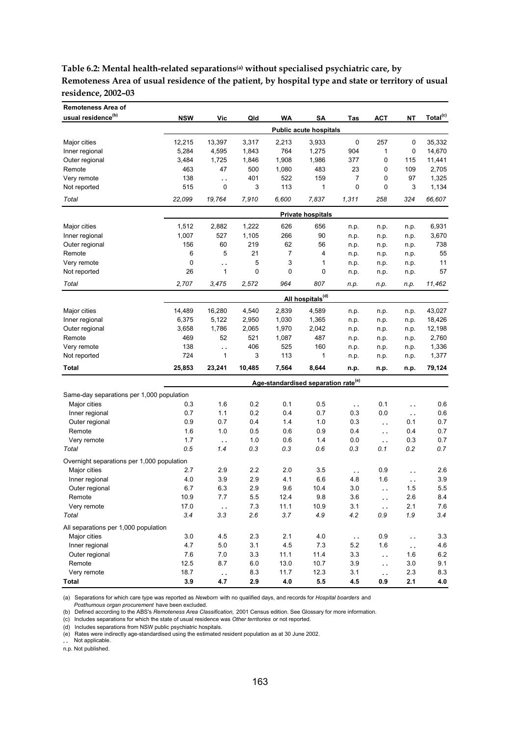**Table 6.2: Mental health-related separations[(a)] without specialised psychiatric care, by Remoteness Area of usual residence of the patient, by hospital type and state or territory of usual residence, 2002–03**

| Remoteness Area of usual residence[(b)] | NSW | Vic | Qld | WA | SA | Tas | ACT | NT | Total[(c)] |
|---|---|---|---|---|---|---|---|---|---|
| | | | | | **Public acute hospitals** | | | | |
| Major cities | 12,215 | 13,397 | 3,317 | 2,213 | 3,933 | 0 | 257 | 0 | 35,332 |
| Inner regional | 5,284 | 4,595 | 1,843 | 764 | 1,275 | 904 | 1 | 0 | 14,670 |
| Outer regional | 3,484 | 1,725 | 1,846 | 1,908 | 1,986 | 377 | 0 | 115 | 11,441 |
| Remote | 463 | 47 | 500 | 1,080 | 483 | 23 | 0 | 109 | 2,705 |
| Very remote | 138 | . . | 401 | 522 | 159 | 7 | 0 | 97 | 1,325 |
| Not reported | 515 | 0 | 3 | 113 | 1 | 0 | 0 | 3 | 1,134 |
| *Total* | *22,099* | *19,764* | *7,910* | *6,600* | *7,837* | *1,311* | *258* | *324* | *66,607* |
| | | | | | **Private hospitals** | | | | |
| Major cities | 1,512 | 2,882 | 1,222 | 626 | 656 | n.p. | n.p. | n.p. | 6,931 |
| Inner regional | 1,007 | 527 | 1,105 | 266 | 90 | n.p. | n.p. | n.p. | 3,670 |
| Outer regional | 156 | 60 | 219 | 62 | 56 | n.p. | n.p. | n.p. | 738 |
| Remote | 6 | 5 | 21 | 7 | 4 | n.p. | n.p. | n.p. | 55 |
| Very remote | 0 | . . | 5 | 3 | 1 | n.p. | n.p. | n.p. | 11 |
| Not reported | 26 | 1 | 0 | 0 | 0 | n.p. | n.p. | n.p. | 57 |
| *Total* | *2,707* | *3,475* | *2,572* | *964* | *807* | *n.p.* | *n.p.* | *n.p.* | *11,462* |
| | | | | | **All hospitals[(d)]** | | | | |
| Major cities | 14,489 | 16,280 | 4,540 | 2,839 | 4,589 | n.p. | n.p. | n.p. | 43,027 |
| Inner regional | 6,375 | 5,122 | 2,950 | 1,030 | 1,365 | n.p. | n.p. | n.p. | 18,426 |
| Outer regional | 3,658 | 1,786 | 2,065 | 1,970 | 2,042 | n.p. | n.p. | n.p. | 12,198 |
| Remote | 469 | 52 | 521 | 1,087 | 487 | n.p. | n.p. | n.p. | 2,760 |
| Very remote | 138 | . . | 406 | 525 | 160 | n.p. | n.p. | n.p. | 1,336 |
| Not reported | 724 | 1 | 3 | 113 | 1 | n.p. | n.p. | n.p. | 1,377 |
| **Total** | **25,853** | **23,241** | **10,485** | **7,564** | **8,644** | **n.p.** | **n.p.** | **n.p.** | **79,124** |
| | | | | | **Age-standardised separation rate[(e)]** | | | | |
| Same-day separations per 1,000 population | | | | | | | | | |
| Major cities | 0.3 | 1.6 | 0.2 | 0.1 | 0.5 | . . | 0.1 | . . | 0.6 |
| Inner regional | 0.7 | 1.1 | 0.2 | 0.4 | 0.7 | 0.3 | 0.0 | . . | 0.6 |
| Outer regional | 0.9 | 0.7 | 0.4 | 1.4 | 1.0 | 0.3 | . . | 0.1 | 0.7 |
| Remote | 1.6 | 1.0 | 0.5 | 0.6 | 0.9 | 0.4 | . . | 0.4 | 0.7 |
| Very remote | 1.7 | . . | 1.0 | 0.6 | 1.4 | 0.0 | . . | 0.3 | 0.7 |
| *Total* | *0.5* | *1.4* | *0.3* | *0.3* | *0.6* | *0.3* | *0.1* | *0.2* | *0.7* |
| Overnight separations per 1,000 population | | | | | | | | | |
| Major cities | 2.7 | 2.9 | 2.2 | 2.0 | 3.5 | . . | 0.9 | . . | 2.6 |
| Inner regional | 4.0 | 3.9 | 2.9 | 4.1 | 6.6 | 4.8 | 1.6 | . . | 3.9 |
| Outer regional | 6.7 | 6.3 | 2.9 | 9.6 | 10.4 | 3.0 | . . | 1.5 | 5.5 |
| Remote | 10.9 | 7.7 | 5.5 | 12.4 | 9.8 | 3.6 | . . | 2.6 | 8.4 |
| Very remote | 17.0 | . . | 7.3 | 11.1 | 10.9 | 3.1 | . . | 2.1 | 7.6 |
| *Total* | *3.4* | *3.3* | *2.6* | *3.7* | *4.9* | *4.2* | *0.9* | *1.9* | *3.4* |
| All separations per 1,000 population | | | | | | | | | |
| Major cities | 3.0 | 4.5 | 2.3 | 2.1 | 4.0 | . . | 0.9 | . . | 3.3 |
| Inner regional | 4.7 | 5.0 | 3.1 | 4.5 | 7.3 | 5.2 | 1.6 | . . | 4.6 |
| Outer regional | 7.6 | 7.0 | 3.3 | 11.1 | 11.4 | 3.3 | . . | 1.6 | 6.2 |
| Remote | 12.5 | 8.7 | 6.0 | 13.0 | 10.7 | 3.9 | . . | 3.0 | 9.1 |
| Very remote | 18.7 | . . | 8.3 | 11.7 | 12.3 | 3.1 | . . | 2.3 | 8.3 |
| **Total** | **3.9** | **4.7** | **2.9** | **4.0** | **5.5** | **4.5** | **0.9** | **2.1** | **4.0** |

(a) Separations for which care type was reported as *Newborn* with no qualified days, and records for *Hospital boarders* and *Posthumous organ procurement* have been excluded.

(b) Defined according to the ABS's *Remoteness Area Classification,* 2001 Census edition. See Glossary for more information.

(c) Includes separations for which the state of usual residence was *Other territories* or not reported.

(d) Includes separations from NSW public psychiatric hospitals.

(e) Rates were indirectly age-standardised using the estimated resident population as at 30 June 2002.

. . Not applicable.

n.p. Not published.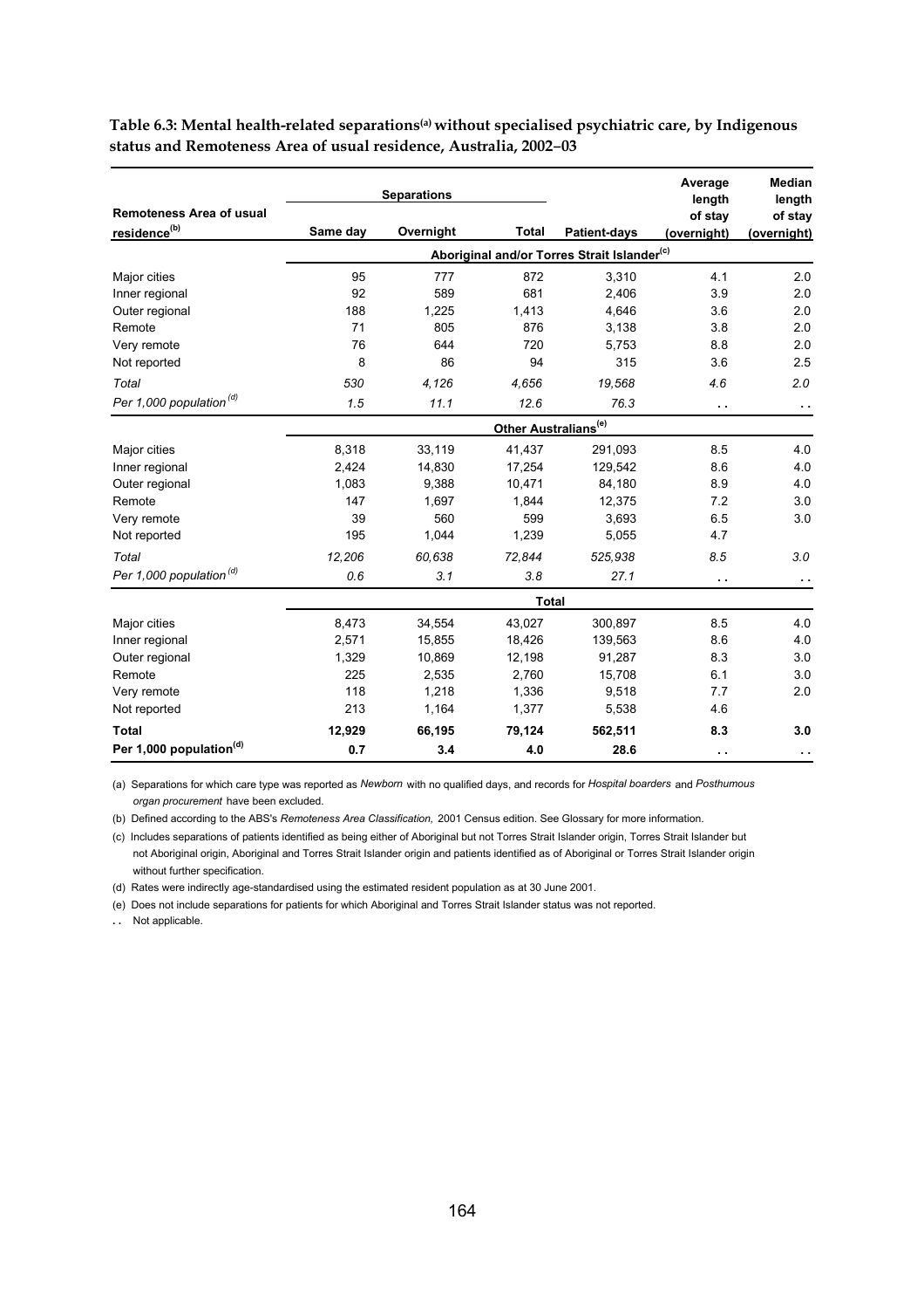**Table 6.3: Mental health-related separations[(a)] without specialised psychiatric care, by Indigenous status and Remoteness Area of usual residence, Australia, 2002–03**

| Remoteness Area of usual residence[(b)] | Separations | | | Patient-days | Average length of stay (overnight) | Median length of stay (overnight) |
|---|---|---|---|---|---|---|
| | Same day | Overnight | Total | | | |
| | **Aboriginal and/or Torres Strait Islander[(c)]** | | | | | |
| Major cities | 95 | 777 | 872 | 3,310 | 4.1 | 2.0 |
| Inner regional | 92 | 589 | 681 | 2,406 | 3.9 | 2.0 |
| Outer regional | 188 | 1,225 | 1,413 | 4,646 | 3.6 | 2.0 |
| Remote | 71 | 805 | 876 | 3,138 | 3.8 | 2.0 |
| Very remote | 76 | 644 | 720 | 5,753 | 8.8 | 2.0 |
| Not reported | 8 | 86 | 94 | 315 | 3.6 | 2.5 |
| *Total* | *530* | *4,126* | *4,656* | *19,568* | *4.6* | *2.0* |
| *Per 1,000 population[(d)]* | *1.5* | *11.1* | *12.6* | *76.3* | . . | . . |
| | **Other Australians[(e)]** | | | | | |
| Major cities | 8,318 | 33,119 | 41,437 | 291,093 | 8.5 | 4.0 |
| Inner regional | 2,424 | 14,830 | 17,254 | 129,542 | 8.6 | 4.0 |
| Outer regional | 1,083 | 9,388 | 10,471 | 84,180 | 8.9 | 4.0 |
| Remote | 147 | 1,697 | 1,844 | 12,375 | 7.2 | 3.0 |
| Very remote | 39 | 560 | 599 | 3,693 | 6.5 | 3.0 |
| Not reported | 195 | 1,044 | 1,239 | 5,055 | 4.7 | |
| *Total* | *12,206* | *60,638* | *72,844* | *525,938* | *8.5* | *3.0* |
| *Per 1,000 population[(d)]* | *0.6* | *3.1* | *3.8* | *27.1* | . . | . . |
| | **Total** | | | | | |
| Major cities | 8,473 | 34,554 | 43,027 | 300,897 | 8.5 | 4.0 |
| Inner regional | 2,571 | 15,855 | 18,426 | 139,563 | 8.6 | 4.0 |
| Outer regional | 1,329 | 10,869 | 12,198 | 91,287 | 8.3 | 3.0 |
| Remote | 225 | 2,535 | 2,760 | 15,708 | 6.1 | 3.0 |
| Very remote | 118 | 1,218 | 1,336 | 9,518 | 7.7 | 2.0 |
| Not reported | 213 | 1,164 | 1,377 | 5,538 | 4.6 | |
| **Total** | **12,929** | **66,195** | **79,124** | **562,511** | **8.3** | **3.0** |
| **Per 1,000 population[(d)]** | **0.7** | **3.4** | **4.0** | **28.6** | . . | . . |

(a) Separations for which care type was reported as *Newborn* with no qualified days, and records for *Hospital boarders* and *Posthumous organ procurement* have been excluded.

(b) Defined according to the ABS's *Remoteness Area Classification,* 2001 Census edition. See Glossary for more information.

(c) Includes separations of patients identified as being either of Aboriginal but not Torres Strait Islander origin, Torres Strait Islander but not Aboriginal origin, Aboriginal and Torres Strait Islander origin and patients identified as of Aboriginal or Torres Strait Islander origin without further specification.

(d) Rates were indirectly age-standardised using the estimated resident population as at 30 June 2001.

(e) Does not include separations for patients for which Aboriginal and Torres Strait Islander status was not reported.

. . Not applicable.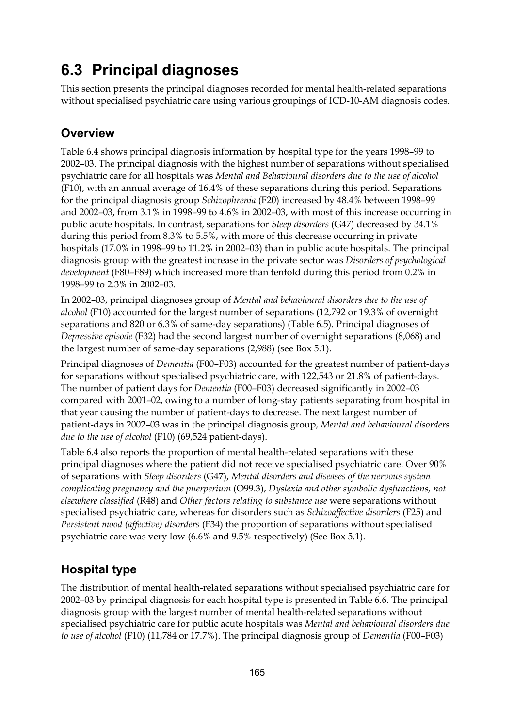# 6.3 Principal diagnoses

This section presents the principal diagnoses recorded for mental health-related separations without specialised psychiatric care using various groupings of ICD-10-AM diagnosis codes.

## Overview

Table 6.4 shows principal diagnosis information by hospital type for the years 1998–99 to 2002–03. The principal diagnosis with the highest number of separations without specialised psychiatric care for all hospitals was *Mental and Behavioural disorders due to the use of alcohol* (F10), with an annual average of 16.4% of these separations during this period. Separations for the principal diagnosis group *Schizophrenia* (F20) increased by 48.4% between 1998–99 and 2002–03, from 3.1% in 1998–99 to 4.6% in 2002–03, with most of this increase occurring in public acute hospitals. In contrast, separations for *Sleep disorders* (G47) decreased by 34.1% during this period from 8.3% to 5.5%, with more of this decrease occurring in private hospitals (17.0% in 1998–99 to 11.2% in 2002–03) than in public acute hospitals. The principal diagnosis group with the greatest increase in the private sector was *Disorders of psychological development* (F80–F89) which increased more than tenfold during this period from 0.2% in 1998–99 to 2.3% in 2002–03.

In 2002–03, principal diagnoses group of *Mental and behavioural disorders due to the use of alcohol* (F10) accounted for the largest number of separations (12,792 or 19.3% of overnight separations and 820 or 6.3% of same-day separations) (Table 6.5). Principal diagnoses of *Depressive episode* (F32) had the second largest number of overnight separations (8,068) and the largest number of same-day separations (2,988) (see Box 5.1).

Principal diagnoses of *Dementia* (F00–F03) accounted for the greatest number of patient-days for separations without specialised psychiatric care, with 122,543 or 21.8% of patient-days. The number of patient days for *Dementia* (F00–F03) decreased significantly in 2002–03 compared with 2001–02, owing to a number of long-stay patients separating from hospital in that year causing the number of patient-days to decrease. The next largest number of patient-days in 2002–03 was in the principal diagnosis group, *Mental and behavioural disorders due to the use of alcohol* (F10) (69,524 patient-days).

Table 6.4 also reports the proportion of mental health-related separations with these principal diagnoses where the patient did not receive specialised psychiatric care. Over 90% of separations with *Sleep disorders* (G47), *Mental disorders and diseases of the nervous system complicating pregnancy and the puerperium* (O99.3), *Dyslexia and other symbolic dysfunctions, not elsewhere classified* (R48) and *Other factors relating to substance use* were separations without specialised psychiatric care, whereas for disorders such as *Schizoaffective disorders* (F25) and *Persistent mood (affective) disorders* (F34) the proportion of separations without specialised psychiatric care was very low (6.6% and 9.5% respectively) (See Box 5.1).

## Hospital type

The distribution of mental health-related separations without specialised psychiatric care for 2002–03 by principal diagnosis for each hospital type is presented in Table 6.6. The principal diagnosis group with the largest number of mental health-related separations without specialised psychiatric care for public acute hospitals was *Mental and behavioural disorders due to use of alcohol* (F10) (11,784 or 17.7%). The principal diagnosis group of *Dementia* (F00–F03)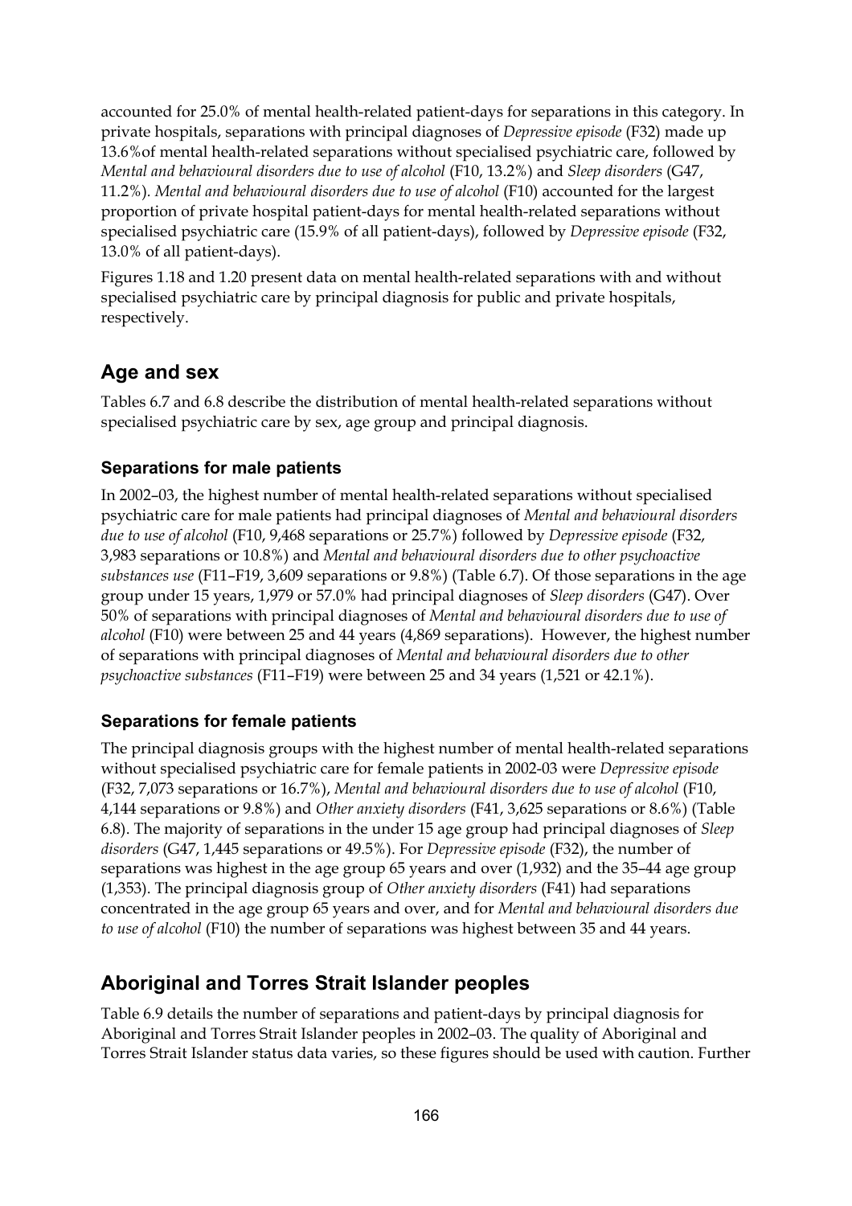accounted for 25.0% of mental health-related patient-days for separations in this category. In private hospitals, separations with principal diagnoses of *Depressive episode* (F32) made up 13.6%of mental health-related separations without specialised psychiatric care, followed by *Mental and behavioural disorders due to use of alcohol* (F10, 13.2%) and *Sleep disorders* (G47, 11.2%). *Mental and behavioural disorders due to use of alcohol* (F10) accounted for the largest proportion of private hospital patient-days for mental health-related separations without specialised psychiatric care (15.9% of all patient-days), followed by *Depressive episode* (F32, 13.0% of all patient-days).

Figures 1.18 and 1.20 present data on mental health-related separations with and without specialised psychiatric care by principal diagnosis for public and private hospitals, respectively.

## Age and sex

Tables 6.7 and 6.8 describe the distribution of mental health-related separations without specialised psychiatric care by sex, age group and principal diagnosis.

### Separations for male patients

In 2002–03, the highest number of mental health-related separations without specialised psychiatric care for male patients had principal diagnoses of *Mental and behavioural disorders due to use of alcohol* (F10, 9,468 separations or 25.7%) followed by *Depressive episode* (F32, 3,983 separations or 10.8%) and *Mental and behavioural disorders due to other psychoactive substances use* (F11–F19, 3,609 separations or 9.8%) (Table 6.7). Of those separations in the age group under 15 years, 1,979 or 57.0% had principal diagnoses of *Sleep disorders* (G47). Over 50% of separations with principal diagnoses of *Mental and behavioural disorders due to use of alcohol* (F10) were between 25 and 44 years (4,869 separations). However, the highest number of separations with principal diagnoses of *Mental and behavioural disorders due to other psychoactive substances* (F11–F19) were between 25 and 34 years (1,521 or 42.1%).

### Separations for female patients

The principal diagnosis groups with the highest number of mental health-related separations without specialised psychiatric care for female patients in 2002-03 were *Depressive episode* (F32, 7,073 separations or 16.7%), *Mental and behavioural disorders due to use of alcohol* (F10, 4,144 separations or 9.8%) and *Other anxiety disorders* (F41, 3,625 separations or 8.6%) (Table 6.8). The majority of separations in the under 15 age group had principal diagnoses of *Sleep disorders* (G47, 1,445 separations or 49.5%). For *Depressive episode* (F32), the number of separations was highest in the age group 65 years and over (1,932) and the 35–44 age group (1,353). The principal diagnosis group of *Other anxiety disorders* (F41) had separations concentrated in the age group 65 years and over, and for *Mental and behavioural disorders due to use of alcohol* (F10) the number of separations was highest between 35 and 44 years.

## Aboriginal and Torres Strait Islander peoples

Table 6.9 details the number of separations and patient-days by principal diagnosis for Aboriginal and Torres Strait Islander peoples in 2002–03. The quality of Aboriginal and Torres Strait Islander status data varies, so these figures should be used with caution. Further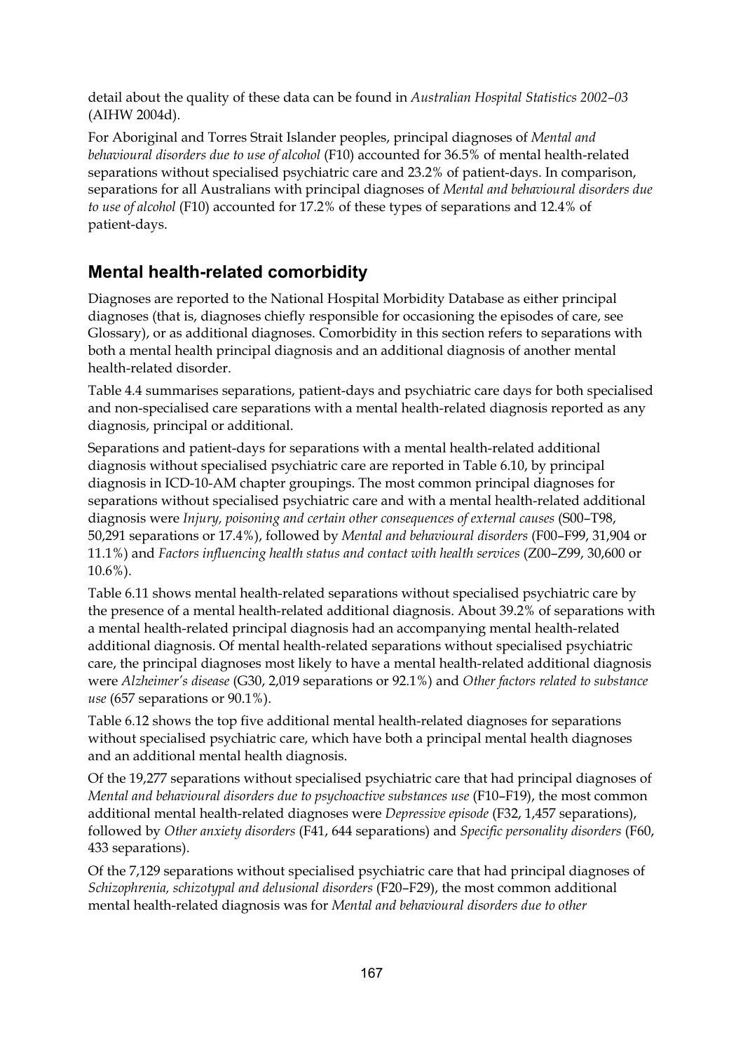detail about the quality of these data can be found in *Australian Hospital Statistics 2002–03* (AIHW 2004d).

For Aboriginal and Torres Strait Islander peoples, principal diagnoses of *Mental and behavioural disorders due to use of alcohol* (F10) accounted for 36.5% of mental health-related separations without specialised psychiatric care and 23.2% of patient-days. In comparison, separations for all Australians with principal diagnoses of *Mental and behavioural disorders due to use of alcohol* (F10) accounted for 17.2% of these types of separations and 12.4% of patient-days.

## Mental health-related comorbidity

Diagnoses are reported to the National Hospital Morbidity Database as either principal diagnoses (that is, diagnoses chiefly responsible for occasioning the episodes of care, see Glossary), or as additional diagnoses. Comorbidity in this section refers to separations with both a mental health principal diagnosis and an additional diagnosis of another mental health-related disorder.

Table 4.4 summarises separations, patient-days and psychiatric care days for both specialised and non-specialised care separations with a mental health-related diagnosis reported as any diagnosis, principal or additional.

Separations and patient-days for separations with a mental health-related additional diagnosis without specialised psychiatric care are reported in Table 6.10, by principal diagnosis in ICD-10-AM chapter groupings. The most common principal diagnoses for separations without specialised psychiatric care and with a mental health-related additional diagnosis were *Injury, poisoning and certain other consequences of external causes* (S00–T98, 50,291 separations or 17.4%), followed by *Mental and behavioural disorders* (F00–F99, 31,904 or 11.1%) and *Factors influencing health status and contact with health services* (Z00–Z99, 30,600 or 10.6%).

Table 6.11 shows mental health-related separations without specialised psychiatric care by the presence of a mental health-related additional diagnosis. About 39.2% of separations with a mental health-related principal diagnosis had an accompanying mental health-related additional diagnosis. Of mental health-related separations without specialised psychiatric care, the principal diagnoses most likely to have a mental health-related additional diagnosis were *Alzheimer's disease* (G30, 2,019 separations or 92.1%) and *Other factors related to substance use* (657 separations or 90.1%).

Table 6.12 shows the top five additional mental health-related diagnoses for separations without specialised psychiatric care, which have both a principal mental health diagnoses and an additional mental health diagnosis.

Of the 19,277 separations without specialised psychiatric care that had principal diagnoses of *Mental and behavioural disorders due to psychoactive substances use* (F10–F19), the most common additional mental health-related diagnoses were *Depressive episode* (F32, 1,457 separations), followed by *Other anxiety disorders* (F41, 644 separations) and *Specific personality disorders* (F60, 433 separations).

Of the 7,129 separations without specialised psychiatric care that had principal diagnoses of *Schizophrenia, schizotypal and delusional disorders* (F20–F29), the most common additional mental health-related diagnosis was for *Mental and behavioural disorders due to other*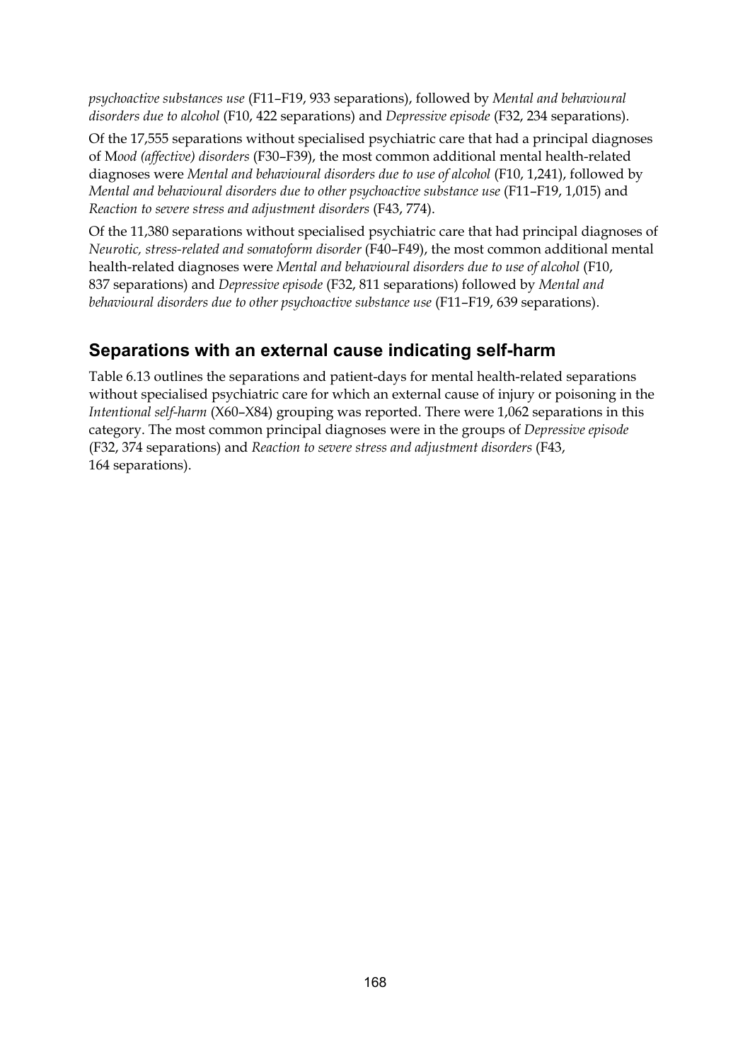*psychoactive substances use* (F11–F19, 933 separations), followed by *Mental and behavioural disorders due to alcohol* (F10, 422 separations) and *Depressive episode* (F32, 234 separations).

Of the 17,555 separations without specialised psychiatric care that had a principal diagnoses of M*ood (affective) disorders* (F30–F39), the most common additional mental health-related diagnoses were *Mental and behavioural disorders due to use of alcohol* (F10, 1,241), followed by *Mental and behavioural disorders due to other psychoactive substance use* (F11–F19, 1,015) and *Reaction to severe stress and adjustment disorders* (F43, 774).

Of the 11,380 separations without specialised psychiatric care that had principal diagnoses of *Neurotic, stress-related and somatoform disorder* (F40–F49), the most common additional mental health-related diagnoses were *Mental and behavioural disorders due to use of alcohol* (F10, 837 separations) and *Depressive episode* (F32, 811 separations) followed by *Mental and behavioural disorders due to other psychoactive substance use* (F11–F19, 639 separations).

## Separations with an external cause indicating self-harm

Table 6.13 outlines the separations and patient-days for mental health-related separations without specialised psychiatric care for which an external cause of injury or poisoning in the *Intentional self-harm* (X60–X84) grouping was reported. There were 1,062 separations in this category. The most common principal diagnoses were in the groups of *Depressive episode* (F32, 374 separations) and *Reaction to severe stress and adjustment disorders* (F43, 164 separations).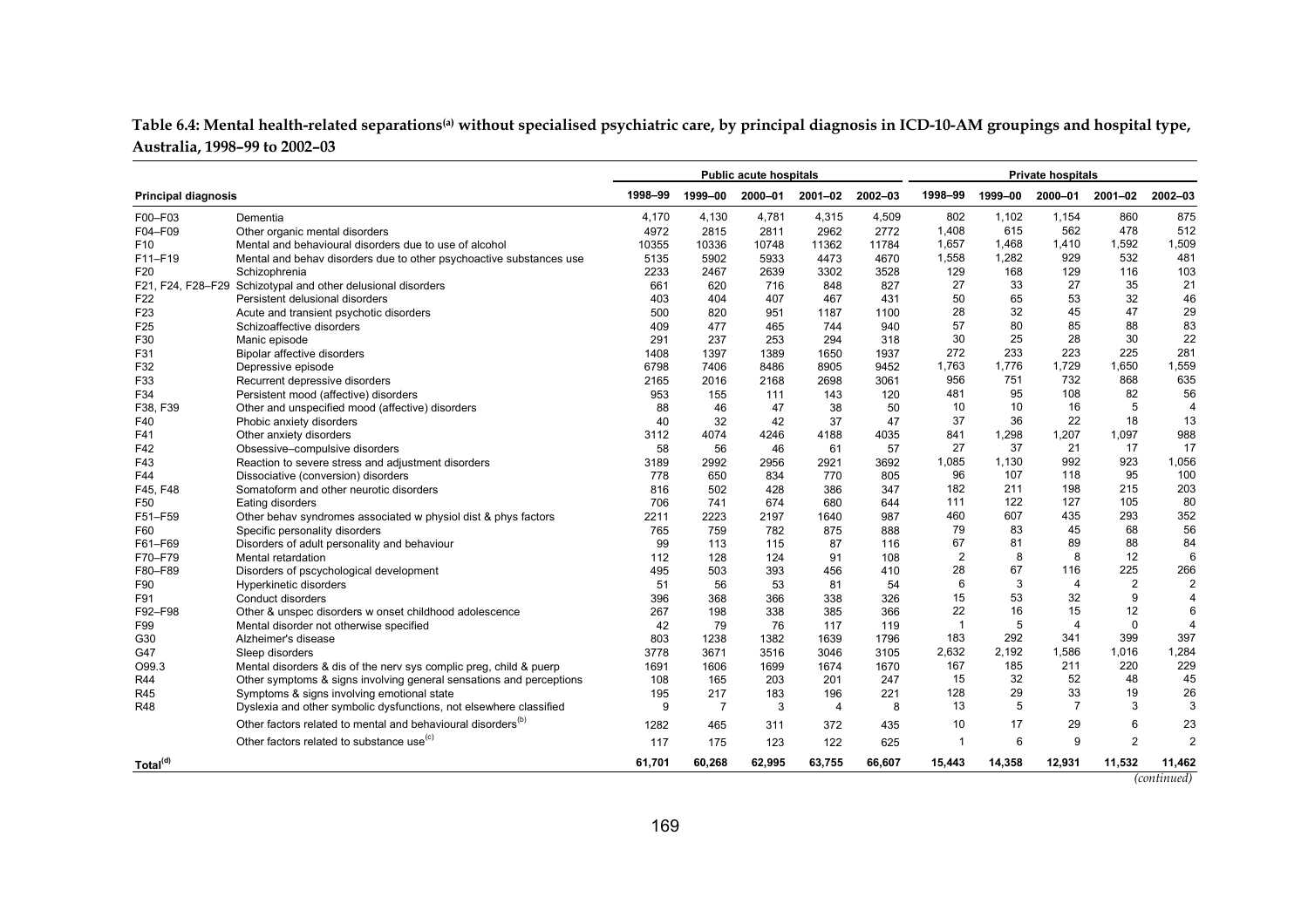**Table 6.4: Mental health-related separations[(a)] without specialised psychiatric care, by principal diagnosis in ICD-10-AM groupings and hospital type, Australia, 1998–99 to 2002–03**

| Principal diagnosis | | Public acute hospitals | | | | | Private hospitals | | | | |
|---|---|---|---|---|---|---|---|---|---|---|---|
| | | 1998–99 | 1999–00 | 2000–01 | 2001–02 | 2002–03 | 1998–99 | 1999–00 | 2000–01 | 2001–02 | 2002–03 |
| F00–F03 | Dementia | 4,170 | 4,130 | 4,781 | 4,315 | 4,509 | 802 | 1,102 | 1,154 | 860 | 875 |
| F04–F09 | Other organic mental disorders | 4972 | 2815 | 2811 | 2962 | 2772 | 1,408 | 615 | 562 | 478 | 512 |
| F10 | Mental and behavioural disorders due to use of alcohol | 10355 | 10336 | 10748 | 11362 | 11784 | 1,657 | 1,468 | 1,410 | 1,592 | 1,509 |
| F11–F19 | Mental and behav disorders due to other psychoactive substances use | 5135 | 5902 | 5933 | 4473 | 4670 | 1,558 | 1,282 | 929 | 532 | 481 |
| F20 | Schizophrenia | 2233 | 2467 | 2639 | 3302 | 3528 | 129 | 168 | 129 | 116 | 103 |
| F21, F24, F28–F29 | Schizotypal and other delusional disorders | 661 | 620 | 716 | 848 | 827 | 27 | 33 | 27 | 35 | 21 |
| F22 | Persistent delusional disorders | 403 | 404 | 407 | 467 | 431 | 50 | 65 | 53 | 32 | 46 |
| F23 | Acute and transient psychotic disorders | 500 | 820 | 951 | 1187 | 1100 | 28 | 32 | 45 | 47 | 29 |
| F25 | Schizoaffective disorders | 409 | 477 | 465 | 744 | 940 | 57 | 80 | 85 | 88 | 83 |
| F30 | Manic episode | 291 | 237 | 253 | 294 | 318 | 30 | 25 | 28 | 30 | 22 |
| F31 | Bipolar affective disorders | 1408 | 1397 | 1389 | 1650 | 1937 | 272 | 233 | 223 | 225 | 281 |
| F32 | Depressive episode | 6798 | 7406 | 8486 | 8905 | 9452 | 1,763 | 1,776 | 1,729 | 1,650 | 1,559 |
| F33 | Recurrent depressive disorders | 2165 | 2016 | 2168 | 2698 | 3061 | 956 | 751 | 732 | 868 | 635 |
| F34 | Persistent mood (affective) disorders | 953 | 155 | 111 | 143 | 120 | 481 | 95 | 108 | 82 | 56 |
| F38, F39 | Other and unspecified mood (affective) disorders | 88 | 46 | 47 | 38 | 50 | 10 | 10 | 16 | 5 | 4 |
| F40 | Phobic anxiety disorders | 40 | 32 | 42 | 37 | 47 | 37 | 36 | 22 | 18 | 13 |
| F41 | Other anxiety disorders | 3112 | 4074 | 4246 | 4188 | 4035 | 841 | 1,298 | 1,207 | 1,097 | 988 |
| F42 | Obsessive–compulsive disorders | 58 | 56 | 46 | 61 | 57 | 27 | 37 | 21 | 17 | 17 |
| F43 | Reaction to severe stress and adjustment disorders | 3189 | 2992 | 2956 | 2921 | 3692 | 1,085 | 1,130 | 992 | 923 | 1,056 |
| F44 | Dissociative (conversion) disorders | 778 | 650 | 834 | 770 | 805 | 96 | 107 | 118 | 95 | 100 |
| F45, F48 | Somatoform and other neurotic disorders | 816 | 502 | 428 | 386 | 347 | 182 | 211 | 198 | 215 | 203 |
| F50 | Eating disorders | 706 | 741 | 674 | 680 | 644 | 111 | 122 | 127 | 105 | 80 |
| F51–F59 | Other behav syndromes associated w physiol dist & phys factors | 2211 | 2223 | 2197 | 1640 | 987 | 460 | 607 | 435 | 293 | 352 |
| F60 | Specific personality disorders | 765 | 759 | 782 | 875 | 888 | 79 | 83 | 45 | 68 | 56 |
| F61–F69 | Disorders of adult personality and behaviour | 99 | 113 | 115 | 87 | 116 | 67 | 81 | 89 | 88 | 84 |
| F70–F79 | Mental retardation | 112 | 128 | 124 | 91 | 108 | 2 | 8 | 8 | 12 | 6 |
| F80–F89 | Disorders of pscychological development | 495 | 503 | 393 | 456 | 410 | 28 | 67 | 116 | 225 | 266 |
| F90 | Hyperkinetic disorders | 51 | 56 | 53 | 81 | 54 | 6 | 3 | 4 | 2 | 2 |
| F91 | Conduct disorders | 396 | 368 | 366 | 338 | 326 | 15 | 53 | 32 | 9 | 4 |
| F92–F98 | Other & unspec disorders w onset childhood adolescence | 267 | 198 | 338 | 385 | 366 | 22 | 16 | 15 | 12 | 6 |
| F99 | Mental disorder not otherwise specified | 42 | 79 | 76 | 117 | 119 | 1 | 5 | 4 | 0 | 4 |
| G30 | Alzheimer's disease | 803 | 1238 | 1382 | 1639 | 1796 | 183 | 292 | 341 | 399 | 397 |
| G47 | Sleep disorders | 3778 | 3671 | 3516 | 3046 | 3105 | 2,632 | 2,192 | 1,586 | 1,016 | 1,284 |
| O99.3 | Mental disorders & dis of the nerv sys complic preg, child & puerp | 1691 | 1606 | 1699 | 1674 | 1670 | 167 | 185 | 211 | 220 | 229 |
| R44 | Other symptoms & signs involving general sensations and perceptions | 108 | 165 | 203 | 201 | 247 | 15 | 32 | 52 | 48 | 45 |
| R45 | Symptoms & signs involving emotional state | 195 | 217 | 183 | 196 | 221 | 128 | 29 | 33 | 19 | 26 |
| R48 | Dyslexia and other symbolic dysfunctions, not elsewhere classified | 9 | 7 | 3 | 4 | 8 | 13 | 5 | 7 | 3 | 3 |
| | Other factors related to mental and behavioural disorders[(b)] | 1282 | 465 | 311 | 372 | 435 | 10 | 17 | 29 | 6 | 23 |
| | Other factors related to substance use[(c)] | 117 | 175 | 123 | 122 | 625 | 1 | 6 | 9 | 2 | 2 |
| **Total[(d)]** | | **61,701** | **60,268** | **62,995** | **63,755** | **66,607** | **15,443** | **14,358** | **12,931** | **11,532** | **11,462** |

*(continued)*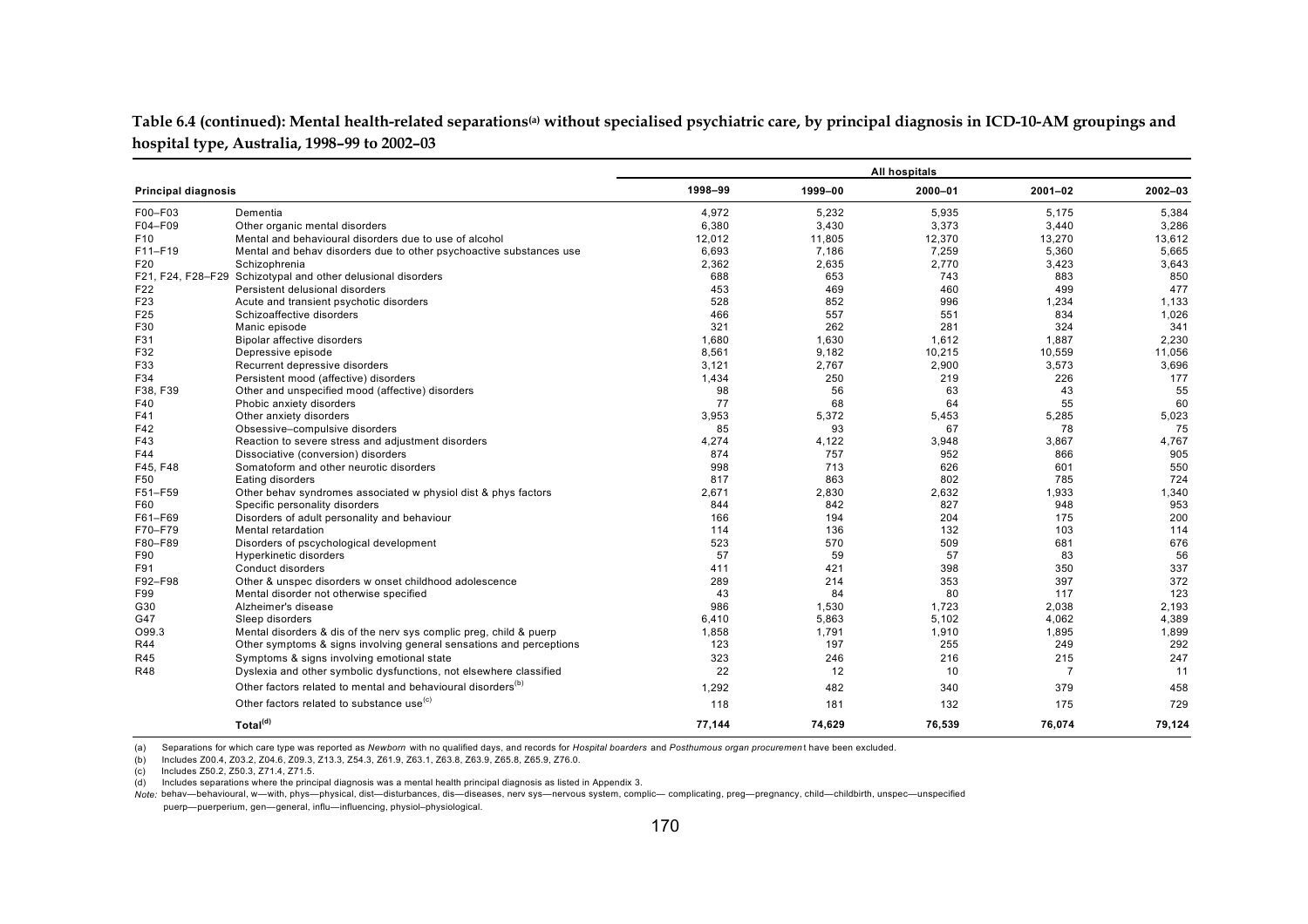**Table 6.4 (continued): Mental health-related separations[(a)] without specialised psychiatric care, by principal diagnosis in ICD-10-AM groupings and hospital type, Australia, 1998–99 to 2002–03**

| Principal diagnosis | | All hospitals | | | | |
|---|---|---|---|---|---|---|
| | | 1998–99 | 1999–00 | 2000–01 | 2001–02 | 2002–03 |
| F00–F03 | Dementia | 4,972 | 5,232 | 5,935 | 5,175 | 5,384 |
| F04–F09 | Other organic mental disorders | 6,380 | 3,430 | 3,373 | 3,440 | 3,286 |
| F10 | Mental and behavioural disorders due to use of alcohol | 12,012 | 11,805 | 12,370 | 13,270 | 13,612 |
| F11–F19 | Mental and behav disorders due to other psychoactive substances use | 6,693 | 7,186 | 7,259 | 5,360 | 5,665 |
| F20 | Schizophrenia | 2,362 | 2,635 | 2,770 | 3,423 | 3,643 |
| F21, F24, F28–F29 | Schizotypal and other delusional disorders | 688 | 653 | 743 | 883 | 850 |
| F22 | Persistent delusional disorders | 453 | 469 | 460 | 499 | 477 |
| F23 | Acute and transient psychotic disorders | 528 | 852 | 996 | 1,234 | 1,133 |
| F25 | Schizoaffective disorders | 466 | 557 | 551 | 834 | 1,026 |
| F30 | Manic episode | 321 | 262 | 281 | 324 | 341 |
| F31 | Bipolar affective disorders | 1,680 | 1,630 | 1,612 | 1,887 | 2,230 |
| F32 | Depressive episode | 8,561 | 9,182 | 10,215 | 10,559 | 11,056 |
| F33 | Recurrent depressive disorders | 3,121 | 2,767 | 2,900 | 3,573 | 3,696 |
| F34 | Persistent mood (affective) disorders | 1,434 | 250 | 219 | 226 | 177 |
| F38, F39 | Other and unspecified mood (affective) disorders | 98 | 56 | 63 | 43 | 55 |
| F40 | Phobic anxiety disorders | 77 | 68 | 64 | 55 | 60 |
| F41 | Other anxiety disorders | 3,953 | 5,372 | 5,453 | 5,285 | 5,023 |
| F42 | Obsessive–compulsive disorders | 85 | 93 | 67 | 78 | 75 |
| F43 | Reaction to severe stress and adjustment disorders | 4,274 | 4,122 | 3,948 | 3,867 | 4,767 |
| F44 | Dissociative (conversion) disorders | 874 | 757 | 952 | 866 | 905 |
| F45, F48 | Somatoform and other neurotic disorders | 998 | 713 | 626 | 601 | 550 |
| F50 | Eating disorders | 817 | 863 | 802 | 785 | 724 |
| F51–F59 | Other behav syndromes associated w physiol dist & phys factors | 2,671 | 2,830 | 2,632 | 1,933 | 1,340 |
| F60 | Specific personality disorders | 844 | 842 | 827 | 948 | 953 |
| F61–F69 | Disorders of adult personality and behaviour | 166 | 194 | 204 | 175 | 200 |
| F70–F79 | Mental retardation | 114 | 136 | 132 | 103 | 114 |
| F80–F89 | Disorders of pscychological development | 523 | 570 | 509 | 681 | 676 |
| F90 | Hyperkinetic disorders | 57 | 59 | 57 | 83 | 56 |
| F91 | Conduct disorders | 411 | 421 | 398 | 350 | 337 |
| F92–F98 | Other & unspec disorders w onset childhood adolescence | 289 | 214 | 353 | 397 | 372 |
| F99 | Mental disorder not otherwise specified | 43 | 84 | 80 | 117 | 123 |
| G30 | Alzheimer's disease | 986 | 1,530 | 1,723 | 2,038 | 2,193 |
| G47 | Sleep disorders | 6,410 | 5,863 | 5,102 | 4,062 | 4,389 |
| O99.3 | Mental disorders & dis of the nerv sys complic preg, child & puerp | 1,858 | 1,791 | 1,910 | 1,895 | 1,899 |
| R44 | Other symptoms & signs involving general sensations and perceptions | 123 | 197 | 255 | 249 | 292 |
| R45 | Symptoms & signs involving emotional state | 323 | 246 | 216 | 215 | 247 |
| R48 | Dyslexia and other symbolic dysfunctions, not elsewhere classified | 22 | 12 | 10 | 7 | 11 |
| | Other factors related to mental and behavioural disorders[(b)] | 1,292 | 482 | 340 | 379 | 458 |
| | Other factors related to substance use[(c)] | 118 | 181 | 132 | 175 | 729 |
| | **Total[(d)]** | **77,144** | **74,629** | **76,539** | **76,074** | **79,124** |

(a) Separations for which care type was reported as *Newborn* with no qualified days, and records for *Hospital boarders* and *Posthumous organ procurement* have been excluded.

(b) Includes Z00.4, Z03.2, Z04.6, Z09.3, Z13.3, Z54.3, Z61.9, Z63.1, Z63.8, Z63.9, Z65.8, Z65.9, Z76.0.

(c) Includes Z50.2, Z50.3, Z71.4, Z71.5.

(d) Includes separations where the principal diagnosis was a mental health principal diagnosis as listed in Appendix 3.

*Note:* behav—behavioural, w—with, phys—physical, dist—disturbances, dis—diseases, nerv sys—nervous system, complic— complicating, preg—pregnancy, child—childbirth, unspec—unspecified puerp—puerperium, gen—general, influ—influencing, physiol–physiological.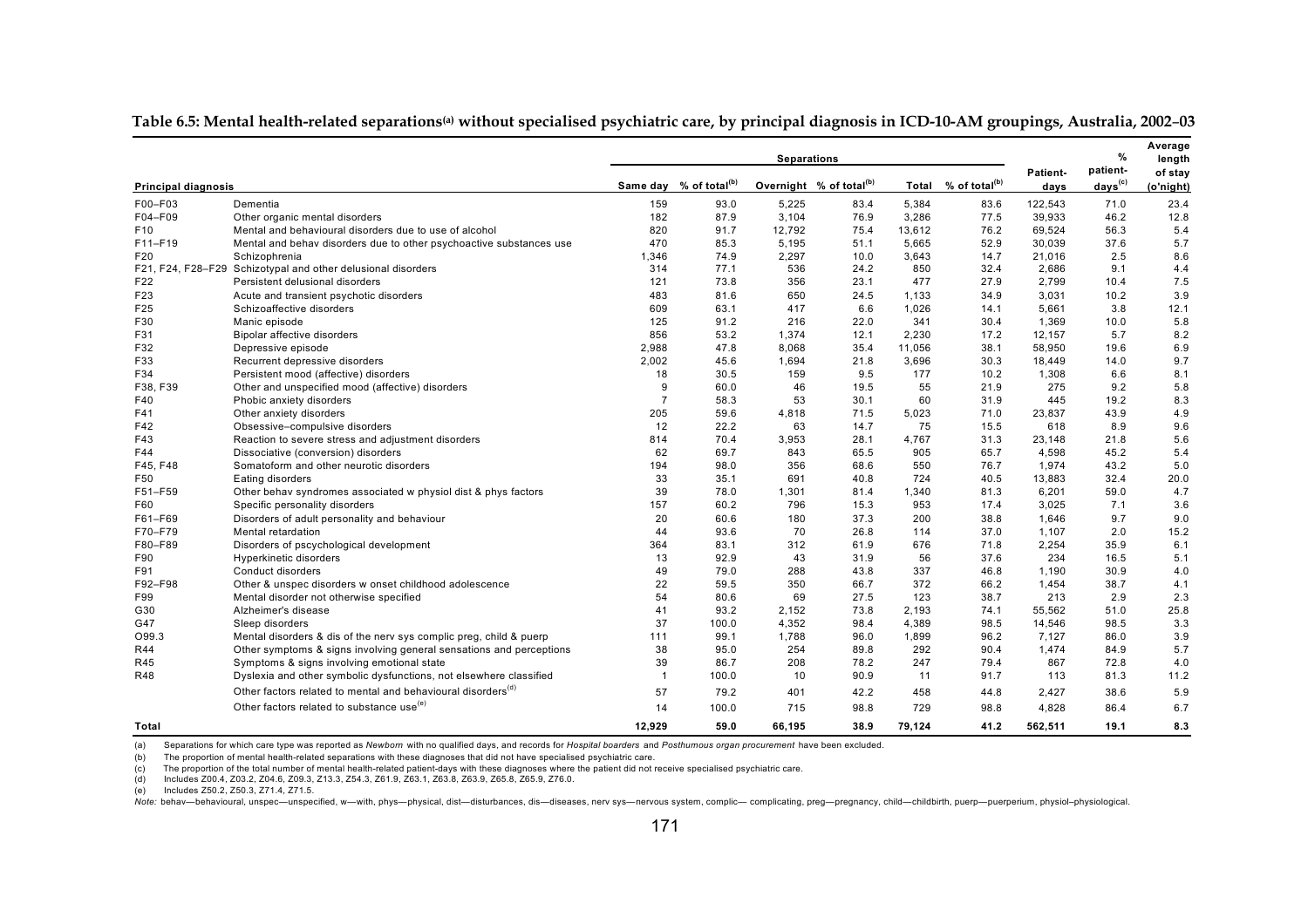**Table 6.5: Mental health-related separations[a] without specialised psychiatric care, by principal diagnosis in ICD-10-AM groupings, Australia, 2002–03**

| Principal diagnosis | | Separations | | | | | | Patient-days | % patient-days[c] | Average length of stay (o'night) |
|---|---|---|---|---|---|---|---|---|---|---|
| | | Same day | % of total[b] | Overnight | % of total[b] | Total | % of total[b] | | | |
| F00–F03 | Dementia | 159 | 93.0 | 5,225 | 83.4 | 5,384 | 83.6 | 122,543 | 71.0 | 23.4 |
| F04–F09 | Other organic mental disorders | 182 | 87.9 | 3,104 | 76.9 | 3,286 | 77.5 | 39,933 | 46.2 | 12.8 |
| F10 | Mental and behavioural disorders due to use of alcohol | 820 | 91.7 | 12,792 | 75.4 | 13,612 | 76.2 | 69,524 | 56.3 | 5.4 |
| F11–F19 | Mental and behav disorders due to other psychoactive substances use | 470 | 85.3 | 5,195 | 51.1 | 5,665 | 52.9 | 30,039 | 37.6 | 5.7 |
| F20 | Schizophrenia | 1,346 | 74.9 | 2,297 | 10.0 | 3,643 | 14.7 | 21,016 | 2.5 | 8.6 |
| F21, F24, F28–F29 | Schizotypal and other delusional disorders | 314 | 77.1 | 536 | 24.2 | 850 | 32.4 | 2,686 | 9.1 | 4.4 |
| F22 | Persistent delusional disorders | 121 | 73.8 | 356 | 23.1 | 477 | 27.9 | 2,799 | 10.4 | 7.5 |
| F23 | Acute and transient psychotic disorders | 483 | 81.6 | 650 | 24.5 | 1,133 | 34.9 | 3,031 | 10.2 | 3.9 |
| F25 | Schizoaffective disorders | 609 | 63.1 | 417 | 6.6 | 1,026 | 14.1 | 5,661 | 3.8 | 12.1 |
| F30 | Manic episode | 125 | 91.2 | 216 | 22.0 | 341 | 30.4 | 1,369 | 10.0 | 5.8 |
| F31 | Bipolar affective disorders | 856 | 53.2 | 1,374 | 12.1 | 2,230 | 17.2 | 12,157 | 5.7 | 8.2 |
| F32 | Depressive episode | 2,988 | 47.8 | 8,068 | 35.4 | 11,056 | 38.1 | 58,950 | 19.6 | 6.9 |
| F33 | Recurrent depressive disorders | 2,002 | 45.6 | 1,694 | 21.8 | 3,696 | 30.3 | 18,449 | 14.0 | 9.7 |
| F34 | Persistent mood (affective) disorders | 18 | 30.5 | 159 | 9.5 | 177 | 10.2 | 1,308 | 6.6 | 8.1 |
| F38, F39 | Other and unspecified mood (affective) disorders | 9 | 60.0 | 46 | 19.5 | 55 | 21.9 | 275 | 9.2 | 5.8 |
| F40 | Phobic anxiety disorders | 7 | 58.3 | 53 | 30.1 | 60 | 31.9 | 445 | 19.2 | 8.3 |
| F41 | Other anxiety disorders | 205 | 59.6 | 4,818 | 71.5 | 5,023 | 71.0 | 23,837 | 43.9 | 4.9 |
| F42 | Obsessive–compulsive disorders | 12 | 22.2 | 63 | 14.7 | 75 | 15.5 | 618 | 8.9 | 9.6 |
| F43 | Reaction to severe stress and adjustment disorders | 814 | 70.4 | 3,953 | 28.1 | 4,767 | 31.3 | 23,148 | 21.8 | 5.6 |
| F44 | Dissociative (conversion) disorders | 62 | 69.7 | 843 | 65.5 | 905 | 65.7 | 4,598 | 45.2 | 5.4 |
| F45, F48 | Somatoform and other neurotic disorders | 194 | 98.0 | 356 | 68.6 | 550 | 76.7 | 1,974 | 43.2 | 5.0 |
| F50 | Eating disorders | 33 | 35.1 | 691 | 40.8 | 724 | 40.5 | 13,883 | 32.4 | 20.0 |
| F51–F59 | Other behav syndromes associated w physiol dist & phys factors | 39 | 78.0 | 1,301 | 81.4 | 1,340 | 81.3 | 6,201 | 59.0 | 4.7 |
| F60 | Specific personality disorders | 157 | 60.2 | 796 | 15.3 | 953 | 17.4 | 3,025 | 7.1 | 3.6 |
| F61–F69 | Disorders of adult personality and behaviour | 20 | 60.6 | 180 | 37.3 | 200 | 38.8 | 1,646 | 9.7 | 9.0 |
| F70–F79 | Mental retardation | 44 | 93.6 | 70 | 26.8 | 114 | 37.0 | 1,107 | 2.0 | 15.2 |
| F80–F89 | Disorders of pscychological development | 364 | 83.1 | 312 | 61.9 | 676 | 71.8 | 2,254 | 35.9 | 6.1 |
| F90 | Hyperkinetic disorders | 13 | 92.9 | 43 | 31.9 | 56 | 37.6 | 234 | 16.5 | 5.1 |
| F91 | Conduct disorders | 49 | 79.0 | 288 | 43.8 | 337 | 46.8 | 1,190 | 30.9 | 4.0 |
| F92–F98 | Other & unspec disorders w onset childhood adolescence | 22 | 59.5 | 350 | 66.7 | 372 | 66.2 | 1,454 | 38.7 | 4.1 |
| F99 | Mental disorder not otherwise specified | 54 | 80.6 | 69 | 27.5 | 123 | 38.7 | 213 | 2.9 | 2.3 |
| G30 | Alzheimer's disease | 41 | 93.2 | 2,152 | 73.8 | 2,193 | 74.1 | 55,562 | 51.0 | 25.8 |
| G47 | Sleep disorders | 37 | 100.0 | 4,352 | 98.4 | 4,389 | 98.5 | 14,546 | 98.5 | 3.3 |
| O99.3 | Mental disorders & dis of the nerv sys complic preg, child & puerp | 111 | 99.1 | 1,788 | 96.0 | 1,899 | 96.2 | 7,127 | 86.0 | 3.9 |
| R44 | Other symptoms & signs involving general sensations and perceptions | 38 | 95.0 | 254 | 89.8 | 292 | 90.4 | 1,474 | 84.9 | 5.7 |
| R45 | Symptoms & signs involving emotional state | 39 | 86.7 | 208 | 78.2 | 247 | 79.4 | 867 | 72.8 | 4.0 |
| R48 | Dyslexia and other symbolic dysfunctions, not elsewhere classified | 1 | 100.0 | 10 | 90.9 | 11 | 91.7 | 113 | 81.3 | 11.2 |
| | Other factors related to mental and behavioural disorders[d] | 57 | 79.2 | 401 | 42.2 | 458 | 44.8 | 2,427 | 38.6 | 5.9 |
| | Other factors related to substance use[e] | 14 | 100.0 | 715 | 98.8 | 729 | 98.8 | 4,828 | 86.4 | 6.7 |
| **Total** | | **12,929** | **59.0** | **66,195** | **38.9** | **79,124** | **41.2** | **562,511** | **19.1** | **8.3** |

(a) Separations for which care type was reported as *Newborn* with no qualified days, and records for *Hospital boarders* and *Posthumous organ procurement* have been excluded.

(b) The proportion of mental health-related separations with these diagnoses that did not have specialised psychiatric care.

(c) The proportion of the total number of mental health-related patient-days with these diagnoses where the patient did not receive specialised psychiatric care.

(d) Includes Z00.4, Z03.2, Z04.6, Z09.3, Z13.3, Z54.3, Z61.9, Z63.1, Z63.8, Z63.9, Z65.8, Z65.9, Z76.0.

(e) Includes Z50.2, Z50.3, Z71.4, Z71.5.

*Note:* behav—behavioural, unspec—unspecified, w—with, phys—physical, dist—disturbances, dis—diseases, nerv sys—nervous system, complic— complicating, preg—pregnancy, child—childbirth, puerp—puerperium, physiol–physiological.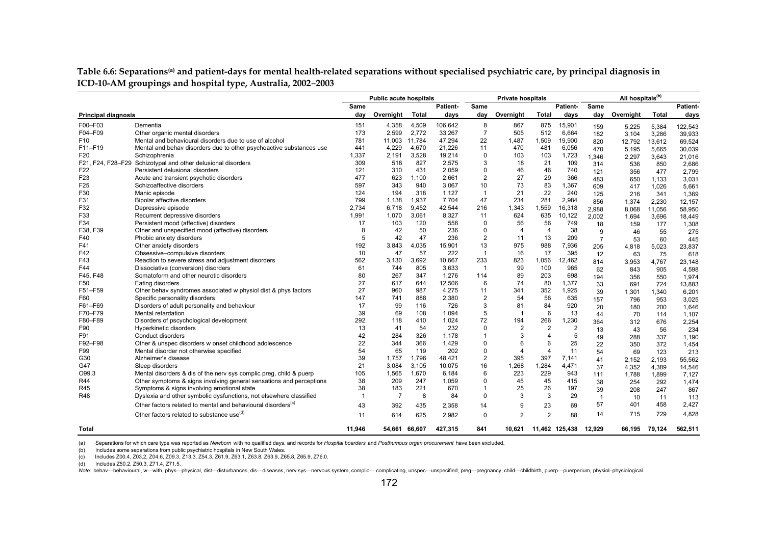**Table 6.6: Separations(a) and patient-days for mental health-related separations without specialised psychiatric care, by principal diagnosis in ICD-10-AM groupings and hospital type, Australia, 2002–2003**

| | | Public acute hospitals | | | | Private hospitals | | | | All hospitals(b) | | | |
|---|---|---|---|---|---|---|---|---|---|---|---|---|---|
| **Principal diagnosis** | | **Same day** | **Overnight** | **Total** | **Patient-days** | **Same day** | **Overnight** | **Total** | **Patient-days** | **Same day** | **Overnight** | **Total** | **Patient-days** |
| F00–F03 | Dementia | 151 | 4,358 | 4,509 | 106,642 | 8 | 867 | 875 | 15,901 | 159 | 5,225 | 5,384 | 122,543 |
| F04–F09 | Other organic mental disorders | 173 | 2,599 | 2,772 | 33,267 | 7 | 505 | 512 | 6,664 | 182 | 3,104 | 3,286 | 39,933 |
| F10 | Mental and behavioural disorders due to use of alcohol | 781 | 11,003 | 11,784 | 47,294 | 22 | 1,487 | 1,509 | 19,900 | 820 | 12,792 | 13,612 | 69,524 |
| F11–F19 | Mental and behav disorders due to other psychoactive substances use | 441 | 4,229 | 4,670 | 21,226 | 11 | 470 | 481 | 6,056 | 470 | 5,195 | 5,665 | 30,039 |
| F20 | Schizophrenia | 1,337 | 2,191 | 3,528 | 19,214 | 0 | 103 | 103 | 1,723 | 1,346 | 2,297 | 3,643 | 21,016 |
| F21, F24, F28–F29 | Schizotypal and other delusional disorders | 309 | 518 | 827 | 2,575 | 3 | 18 | 21 | 109 | 314 | 536 | 850 | 2,686 |
| F22 | Persistent delusional disorders | 121 | 310 | 431 | 2,059 | 0 | 46 | 46 | 740 | 121 | 356 | 477 | 2,799 |
| F23 | Acute and transient psychotic disorders | 477 | 623 | 1,100 | 2,661 | 2 | 27 | 29 | 366 | 483 | 650 | 1,133 | 3,031 |
| F25 | Schizoaffective disorders | 597 | 343 | 940 | 3,067 | 10 | 73 | 83 | 1,367 | 609 | 417 | 1,026 | 5,661 |
| F30 | Manic episode | 124 | 194 | 318 | 1,127 | 1 | 21 | 22 | 240 | 125 | 216 | 341 | 1,369 |
| F31 | Bipolar affective disorders | 799 | 1,138 | 1,937 | 7,704 | 47 | 234 | 281 | 2,984 | 856 | 1,374 | 2,230 | 12,157 |
| F32 | Depressive episode | 2,734 | 6,718 | 9,452 | 42,544 | 216 | 1,343 | 1,559 | 16,318 | 2,988 | 8,068 | 11,056 | 58,950 |
| F33 | Recurrent depressive disorders | 1,991 | 1,070 | 3,061 | 8,327 | 11 | 624 | 635 | 10,122 | 2,002 | 1,694 | 3,696 | 18,449 |
| F34 | Persistent mood (affective) disorders | 17 | 103 | 120 | 558 | 0 | 56 | 56 | 749 | 18 | 159 | 177 | 1,308 |
| F38, F39 | Other and unspecified mood (affective) disorders | 8 | 42 | 50 | 236 | 0 | 4 | 4 | 38 | 9 | 46 | 55 | 275 |
| F40 | Phobic anxiety disorders | 5 | 42 | 47 | 236 | 2 | 11 | 13 | 209 | 7 | 53 | 60 | 445 |
| F41 | Other anxiety disorders | 192 | 3,843 | 4,035 | 15,901 | 13 | 975 | 988 | 7,936 | 205 | 4,818 | 5,023 | 23,837 |
| F42 | Obsessive–compulsive disorders | 10 | 47 | 57 | 222 | 1 | 16 | 17 | 395 | 12 | 63 | 75 | 618 |
| F43 | Reaction to severe stress and adjustment disorders | 562 | 3,130 | 3,692 | 10,667 | 233 | 823 | 1,056 | 12,462 | 814 | 3,953 | 4,767 | 23,148 |
| F44 | Dissociative (conversion) disorders | 61 | 744 | 805 | 3,633 | 1 | 99 | 100 | 965 | 62 | 843 | 905 | 4,598 |
| F45, F48 | Somatoform and other neurotic disorders | 80 | 267 | 347 | 1,276 | 114 | 89 | 203 | 698 | 194 | 356 | 550 | 1,974 |
| F50 | Eating disorders | 27 | 617 | 644 | 12,506 | 6 | 74 | 80 | 1,377 | 33 | 691 | 724 | 13,883 |
| F51–F59 | Other behav syndromes associated w physiol dist & phys factors | 27 | 960 | 987 | 4,275 | 11 | 341 | 352 | 1,925 | 39 | 1,301 | 1,340 | 6,201 |
| F60 | Specific personality disorders | 147 | 741 | 888 | 2,380 | 2 | 54 | 56 | 635 | 157 | 796 | 953 | 3,025 |
| F61–F69 | Disorders of adult personality and behaviour | 17 | 99 | 116 | 726 | 3 | 81 | 84 | 920 | 20 | 180 | 200 | 1,646 |
| F70–F79 | Mental retardation | 39 | 69 | 108 | 1,094 | 5 | 1 | 6 | 13 | 44 | 70 | 114 | 1,107 |
| F80–F89 | Disorders of pscychological development | 292 | 118 | 410 | 1,024 | 72 | 194 | 266 | 1,230 | 364 | 312 | 676 | 2,254 |
| F90 | Hyperkinetic disorders | 13 | 41 | 54 | 232 | 0 | 2 | 2 | 2 | 13 | 43 | 56 | 234 |
| F91 | Conduct disorders | 42 | 284 | 326 | 1,178 | 1 | 3 | 4 | 5 | 49 | 288 | 337 | 1,190 |
| F92–F98 | Other & unspec disorders w onset childhood adolescence | 22 | 344 | 366 | 1,429 | 0 | 6 | 6 | 25 | 22 | 350 | 372 | 1,454 |
| F99 | Mental disorder not otherwise specified | 54 | 65 | 119 | 202 | 0 | 4 | 4 | 11 | 54 | 69 | 123 | 213 |
| G30 | Alzheimer's disease | 39 | 1,757 | 1,796 | 48,421 | 2 | 395 | 397 | 7,141 | 41 | 2,152 | 2,193 | 55,562 |
| G47 | Sleep disorders | 21 | 3,084 | 3,105 | 10,075 | 16 | 1,268 | 1,284 | 4,471 | 37 | 4,352 | 4,389 | 14,546 |
| O99.3 | Mental disorders & dis of the nerv sys complic preg, child & puerp | 105 | 1,565 | 1,670 | 6,184 | 6 | 223 | 229 | 943 | 111 | 1,788 | 1,899 | 7,127 |
| R44 | Other symptoms & signs involving general sensations and perceptions | 38 | 209 | 247 | 1,059 | 0 | 45 | 45 | 415 | 38 | 254 | 292 | 1,474 |
| R45 | Symptoms & signs involving emotional state | 38 | 183 | 221 | 670 | 1 | 25 | 26 | 197 | 39 | 208 | 247 | 867 |
| R48 | Dyslexia and other symbolic dysfunctions, not elsewhere classified | 1 | 7 | 8 | 84 | 0 | 3 | 3 | 29 | 1 | 10 | 11 | 113 |
| | Other factors related to mental and behavioural disorders(c) | 43 | 392 | 435 | 2,358 | 14 | 9 | 23 | 69 | 57 | 401 | 458 | 2,427 |
| | Other factors related to substance use(d) | 11 | 614 | 625 | 2,982 | 0 | 2 | 2 | 88 | 14 | 715 | 729 | 4,828 |
| **Total** | | **11,946** | **54,661** | **66,607** | **427,315** | **841** | **10,621** | **11,462** | **125,438** | **12,929** | **66,195** | **79,124** | **562,511** |

(a) Separations for which care type was reported as *Newborn* with no qualified days, and records for *Hospital boarders* and *Posthumous organ procurement* have been excluded.

(b) Includes some separations from public psychiatric hospitals in New South Wales.

(c) Includes Z00.4, Z03.2, Z04.6, Z09.3, Z13.3, Z54.3, Z61.9, Z63.1, Z63.8, Z63.9, Z65.8, Z65.9, Z76.0.

(d) Includes Z50.2, Z50.3, Z71.4, Z71.5.

*Note:* behav—behavioural, w—with, phys—physical, dist—disturbances, dis—diseases, nerv sys—nervous system, complic— complicating, unspec—unspecified, preg—pregnancy, child—childbirth, puerp—puerperium, physiol–physiological.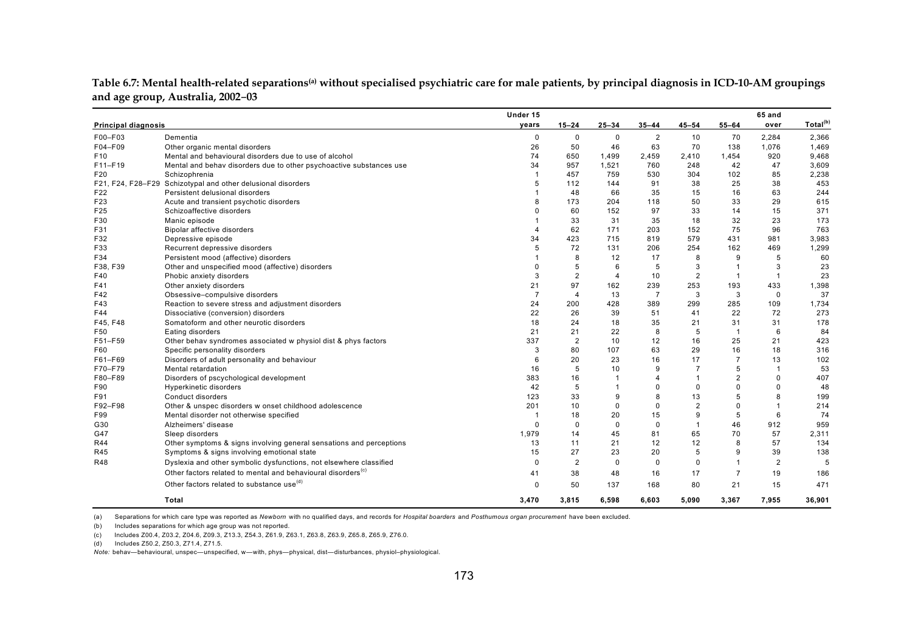**Table 6.7: Mental health-related separations[(a)] without specialised psychiatric care for male patients, by principal diagnosis in ICD-10-AM groupings and age group, Australia, 2002–03**

| Principal diagnosis | | Under 15 years | 15–24 | 25–34 | 35–44 | 45–54 | 55–64 | 65 and over | Total[(b)] |
|---|---|---|---|---|---|---|---|---|---|
| F00–F03 | Dementia | 0 | 0 | 0 | 2 | 10 | 70 | 2,284 | 2,366 |
| F04–F09 | Other organic mental disorders | 26 | 50 | 46 | 63 | 70 | 138 | 1,076 | 1,469 |
| F10 | Mental and behavioural disorders due to use of alcohol | 74 | 650 | 1,499 | 2,459 | 2,410 | 1,454 | 920 | 9,468 |
| F11–F19 | Mental and behav disorders due to other psychoactive substances use | 34 | 957 | 1,521 | 760 | 248 | 42 | 47 | 3,609 |
| F20 | Schizophrenia | 1 | 457 | 759 | 530 | 304 | 102 | 85 | 2,238 |
| F21, F24, F28–F29 | Schizotypal and other delusional disorders | 5 | 112 | 144 | 91 | 38 | 25 | 38 | 453 |
| F22 | Persistent delusional disorders | 1 | 48 | 66 | 35 | 15 | 16 | 63 | 244 |
| F23 | Acute and transient psychotic disorders | 8 | 173 | 204 | 118 | 50 | 33 | 29 | 615 |
| F25 | Schizoaffective disorders | 0 | 60 | 152 | 97 | 33 | 14 | 15 | 371 |
| F30 | Manic episode | 1 | 33 | 31 | 35 | 18 | 32 | 23 | 173 |
| F31 | Bipolar affective disorders | 4 | 62 | 171 | 203 | 152 | 75 | 96 | 763 |
| F32 | Depressive episode | 34 | 423 | 715 | 819 | 579 | 431 | 981 | 3,983 |
| F33 | Recurrent depressive disorders | 5 | 72 | 131 | 206 | 254 | 162 | 469 | 1,299 |
| F34 | Persistent mood (affective) disorders | 1 | 8 | 12 | 17 | 8 | 9 | 5 | 60 |
| F38, F39 | Other and unspecified mood (affective) disorders | 0 | 5 | 6 | 5 | 3 | 1 | 3 | 23 |
| F40 | Phobic anxiety disorders | 3 | 2 | 4 | 10 | 2 | 1 | 1 | 23 |
| F41 | Other anxiety disorders | 21 | 97 | 162 | 239 | 253 | 193 | 433 | 1,398 |
| F42 | Obsessive–compulsive disorders | 7 | 4 | 13 | 7 | 3 | 3 | 0 | 37 |
| F43 | Reaction to severe stress and adjustment disorders | 24 | 200 | 428 | 389 | 299 | 285 | 109 | 1,734 |
| F44 | Dissociative (conversion) disorders | 22 | 26 | 39 | 51 | 41 | 22 | 72 | 273 |
| F45, F48 | Somatoform and other neurotic disorders | 18 | 24 | 18 | 35 | 21 | 31 | 31 | 178 |
| F50 | Eating disorders | 21 | 21 | 22 | 8 | 5 | 1 | 6 | 84 |
| F51–F59 | Other behav syndromes associated w physiol dist & phys factors | 337 | 2 | 10 | 12 | 16 | 25 | 21 | 423 |
| F60 | Specific personality disorders | 3 | 80 | 107 | 63 | 29 | 16 | 18 | 316 |
| F61–F69 | Disorders of adult personality and behaviour | 6 | 20 | 23 | 16 | 17 | 7 | 13 | 102 |
| F70–F79 | Mental retardation | 16 | 5 | 10 | 9 | 7 | 5 | 1 | 53 |
| F80–F89 | Disorders of pscychological development | 383 | 16 | 1 | 4 | 1 | 2 | 0 | 407 |
| F90 | Hyperkinetic disorders | 42 | 5 | 1 | 0 | 0 | 0 | 0 | 48 |
| F91 | Conduct disorders | 123 | 33 | 9 | 8 | 13 | 5 | 8 | 199 |
| F92–F98 | Other & unspec disorders w onset childhood adolescence | 201 | 10 | 0 | 0 | 2 | 0 | 1 | 214 |
| F99 | Mental disorder not otherwise specified | 1 | 18 | 20 | 15 | 9 | 5 | 6 | 74 |
| G30 | Alzheimers' disease | 0 | 0 | 0 | 0 | 1 | 46 | 912 | 959 |
| G47 | Sleep disorders | 1,979 | 14 | 45 | 81 | 65 | 70 | 57 | 2,311 |
| R44 | Other symptoms & signs involving general sensations and perceptions | 13 | 11 | 21 | 12 | 12 | 8 | 57 | 134 |
| R45 | Symptoms & signs involving emotional state | 15 | 27 | 23 | 20 | 5 | 9 | 39 | 138 |
| R48 | Dyslexia and other symbolic dysfunctions, not elsewhere classified | 0 | 2 | 0 | 0 | 0 | 1 | 2 | 5 |
| | Other factors related to mental and behavioural disorders[(c)] | 41 | 38 | 48 | 16 | 17 | 7 | 19 | 186 |
| | Other factors related to substance use[(d)] | 0 | 50 | 137 | 168 | 80 | 21 | 15 | 471 |
| | **Total** | **3,470** | **3,815** | **6,598** | **6,603** | **5,090** | **3,367** | **7,955** | **36,901** |

(a) Separations for which care type was reported as *Newborn* with no qualified days, and records for *Hospital boarders* and *Posthumous organ procurement* have been excluded.

(b) Includes separations for which age group was not reported.

(c) Includes Z00.4, Z03.2, Z04.6, Z09.3, Z13.3, Z54.3, Z61.9, Z63.1, Z63.8, Z63.9, Z65.8, Z65.9, Z76.0.

(d) Includes Z50.2, Z50.3, Z71.4, Z71.5.

*Note:* behav—behavioural, unspec—unspecified, w—with, phys—physical, dist—disturbances, physiol–physiological.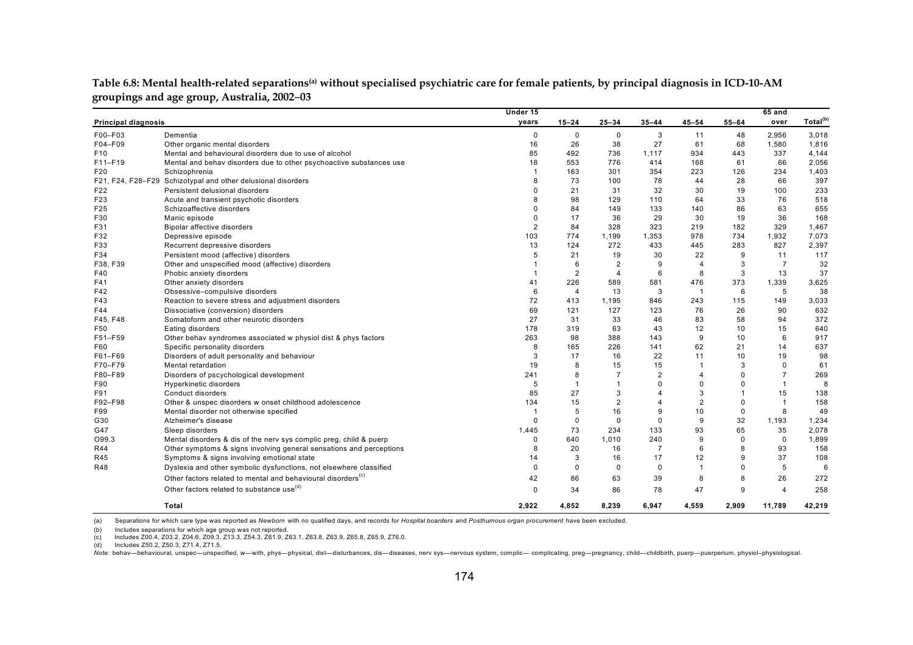**Table 6.8: Mental health-related separations[(a)] without specialised psychiatric care for female patients, by principal diagnosis in ICD-10-AM groupings and age group, Australia, 2002–03**

| Principal diagnosis | | Under 15 years | 15–24 | 25–34 | 35–44 | 45–54 | 55–64 | 65 and over | Total[(b)] |
|---|---|---|---|---|---|---|---|---|---|
| F00–F03 | Dementia | 0 | 0 | 0 | 3 | 11 | 48 | 2,956 | 3,018 |
| F04–F09 | Other organic mental disorders | 16 | 26 | 38 | 27 | 61 | 68 | 1,580 | 1,816 |
| F10 | Mental and behavioural disorders due to use of alcohol | 85 | 492 | 736 | 1,117 | 934 | 443 | 337 | 4,144 |
| F11–F19 | Mental and behav disorders due to other psychoactive substances use | 18 | 553 | 776 | 414 | 168 | 61 | 66 | 2,056 |
| F20 | Schizophrenia | 1 | 163 | 301 | 354 | 223 | 126 | 234 | 1,403 |
| F21, F24, F28–F29 | Schizotypal and other delusional disorders | 8 | 73 | 100 | 78 | 44 | 28 | 66 | 397 |
| F22 | Persistent delusional disorders | 0 | 21 | 31 | 32 | 30 | 19 | 100 | 233 |
| F23 | Acute and transient psychotic disorders | 8 | 98 | 129 | 110 | 64 | 33 | 76 | 518 |
| F25 | Schizoaffective disorders | 0 | 84 | 149 | 133 | 140 | 86 | 63 | 655 |
| F30 | Manic episode | 0 | 17 | 36 | 29 | 30 | 19 | 36 | 168 |
| F31 | Bipolar affective disorders | 2 | 84 | 328 | 323 | 219 | 182 | 329 | 1,467 |
| F32 | Depressive episode | 103 | 774 | 1,199 | 1,353 | 978 | 734 | 1,932 | 7,073 |
| F33 | Recurrent depressive disorders | 13 | 124 | 272 | 433 | 445 | 283 | 827 | 2,397 |
| F34 | Persistent mood (affective) disorders | 5 | 21 | 19 | 30 | 22 | 9 | 11 | 117 |
| F38, F39 | Other and unspecified mood (affective) disorders | 1 | 6 | 2 | 9 | 4 | 3 | 7 | 32 |
| F40 | Phobic anxiety disorders | 1 | 2 | 4 | 6 | 8 | 3 | 13 | 37 |
| F41 | Other anxiety disorders | 41 | 226 | 589 | 581 | 476 | 373 | 1,339 | 3,625 |
| F42 | Obsessive–compulsive disorders | 6 | 4 | 13 | 3 | 1 | 6 | 5 | 38 |
| F43 | Reaction to severe stress and adjustment disorders | 72 | 413 | 1,195 | 846 | 243 | 115 | 149 | 3,033 |
| F44 | Dissociative (conversion) disorders | 69 | 121 | 127 | 123 | 76 | 26 | 90 | 632 |
| F45, F48 | Somatoform and other neurotic disorders | 27 | 31 | 33 | 46 | 83 | 58 | 94 | 372 |
| F50 | Eating disorders | 178 | 319 | 63 | 43 | 12 | 10 | 15 | 640 |
| F51–F59 | Other behav syndromes associated w physiol dist & phys factors | 263 | 98 | 388 | 143 | 9 | 10 | 6 | 917 |
| F60 | Specific personality disorders | 8 | 165 | 226 | 141 | 62 | 21 | 14 | 637 |
| F61–F69 | Disorders of adult personality and behaviour | 3 | 17 | 16 | 22 | 11 | 10 | 19 | 98 |
| F70–F79 | Mental retardation | 19 | 8 | 15 | 15 | 1 | 3 | 0 | 61 |
| F80–F89 | Disorders of pscychological development | 241 | 8 | 7 | 2 | 4 | 0 | 7 | 269 |
| F90 | Hyperkinetic disorders | 5 | 1 | 1 | 0 | 0 | 0 | 1 | 8 |
| F91 | Conduct disorders | 85 | 27 | 3 | 4 | 3 | 1 | 15 | 138 |
| F92–F98 | Other & unspec disorders w onset childhood adolescence | 134 | 15 | 2 | 4 | 2 | 0 | 1 | 158 |
| F99 | Mental disorder not otherwise specified | 1 | 5 | 16 | 9 | 10 | 0 | 8 | 49 |
| G30 | Alzheimer's disease | 0 | 0 | 0 | 0 | 9 | 32 | 1,193 | 1,234 |
| G47 | Sleep disorders | 1,445 | 73 | 234 | 133 | 93 | 65 | 35 | 2,078 |
| O99.3 | Mental disorders & dis of the nerv sys complic preg, child & puerp | 0 | 640 | 1,010 | 240 | 9 | 0 | 0 | 1,899 |
| R44 | Other symptoms & signs involving general sensations and perceptions | 8 | 20 | 16 | 7 | 6 | 8 | 93 | 158 |
| R45 | Symptoms & signs involving emotional state | 14 | 3 | 16 | 17 | 12 | 9 | 37 | 108 |
| R48 | Dyslexia and other symbolic dysfunctions, not elsewhere classified | 0 | 0 | 0 | 0 | 1 | 0 | 5 | 6 |
| | Other factors related to mental and behavioural disorders[(c)] | 42 | 86 | 63 | 39 | 8 | 8 | 26 | 272 |
| | Other factors related to substance use[(d)] | 0 | 34 | 86 | 78 | 47 | 9 | 4 | 258 |
| | **Total** | **2,922** | **4,852** | **8,239** | **6,947** | **4,559** | **2,909** | **11,789** | **42,219** |

(a) Separations for which care type was reported as *Newborn* with no qualified days, and records for *Hospital boarders* and *Posthumous organ procurement* have been excluded.

(b) Includes separations for which age group was not reported.

(c) Includes Z00.4, Z03.2, Z04.6, Z09.3, Z13.3, Z54.3, Z61.9, Z63.1, Z63.8, Z63.9, Z65.8, Z65.9, Z76.0.

(d) Includes Z50.2, Z50.3, Z71.4, Z71.5.

*Note:* behav—behavioural, unspec—unspecified, w—with, phys—physical, dist—disturbances, dis—diseases, nerv sys—nervous system, complic— complicating, preg—pregnancy, child—childbirth, puerp—puerperium, physiol–physiological.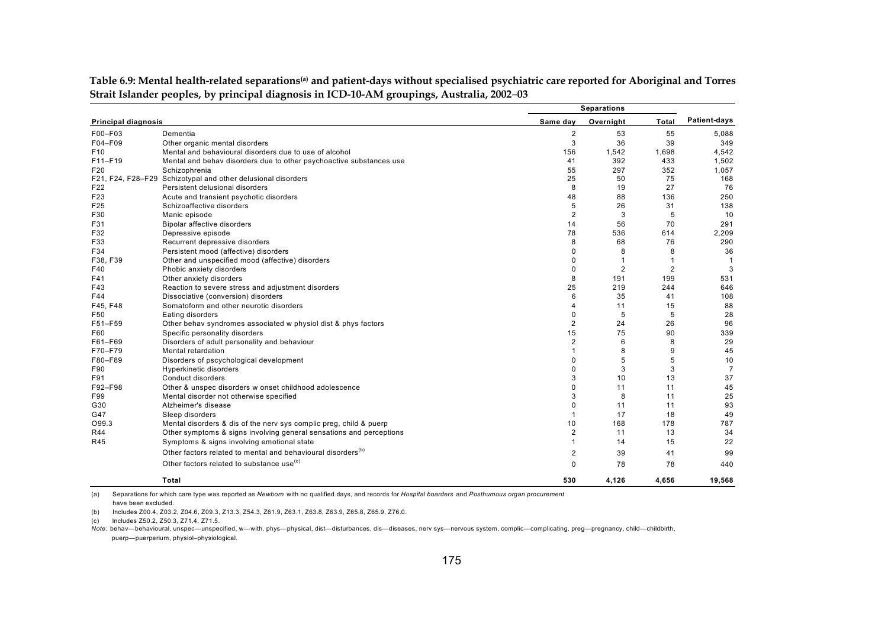**Table 6.9: Mental health-related separations[(a)] and patient-days without specialised psychiatric care reported for Aboriginal and Torres Strait Islander peoples, by principal diagnosis in ICD-10-AM groupings, Australia, 2002–03**

| Principal diagnosis | | Separations | | | Patient-days |
|---|---|---|---|---|---|
| | | Same day | Overnight | Total | |
| F00–F03 | Dementia | 2 | 53 | 55 | 5,088 |
| F04–F09 | Other organic mental disorders | 3 | 36 | 39 | 349 |
| F10 | Mental and behavioural disorders due to use of alcohol | 156 | 1,542 | 1,698 | 4,542 |
| F11–F19 | Mental and behav disorders due to other psychoactive substances use | 41 | 392 | 433 | 1,502 |
| F20 | Schizophrenia | 55 | 297 | 352 | 1,057 |
| F21, F24, F28–F29 | Schizotypal and other delusional disorders | 25 | 50 | 75 | 168 |
| F22 | Persistent delusional disorders | 8 | 19 | 27 | 76 |
| F23 | Acute and transient psychotic disorders | 48 | 88 | 136 | 250 |
| F25 | Schizoaffective disorders | 5 | 26 | 31 | 138 |
| F30 | Manic episode | 2 | 3 | 5 | 10 |
| F31 | Bipolar affective disorders | 14 | 56 | 70 | 291 |
| F32 | Depressive episode | 78 | 536 | 614 | 2,209 |
| F33 | Recurrent depressive disorders | 8 | 68 | 76 | 290 |
| F34 | Persistent mood (affective) disorders | 0 | 8 | 8 | 36 |
| F38, F39 | Other and unspecified mood (affective) disorders | 0 | 1 | 1 | 1 |
| F40 | Phobic anxiety disorders | 0 | 2 | 2 | 3 |
| F41 | Other anxiety disorders | 8 | 191 | 199 | 531 |
| F43 | Reaction to severe stress and adjustment disorders | 25 | 219 | 244 | 646 |
| F44 | Dissociative (conversion) disorders | 6 | 35 | 41 | 108 |
| F45, F48 | Somatoform and other neurotic disorders | 4 | 11 | 15 | 88 |
| F50 | Eating disorders | 0 | 5 | 5 | 28 |
| F51–F59 | Other behav syndromes associated w physiol dist & phys factors | 2 | 24 | 26 | 96 |
| F60 | Specific personality disorders | 15 | 75 | 90 | 339 |
| F61–F69 | Disorders of adult personality and behaviour | 2 | 6 | 8 | 29 |
| F70–F79 | Mental retardation | 1 | 8 | 9 | 45 |
| F80–F89 | Disorders of pscychological development | 0 | 5 | 5 | 10 |
| F90 | Hyperkinetic disorders | 0 | 3 | 3 | 7 |
| F91 | Conduct disorders | 3 | 10 | 13 | 37 |
| F92–F98 | Other & unspec disorders w onset childhood adolescence | 0 | 11 | 11 | 45 |
| F99 | Mental disorder not otherwise specified | 3 | 8 | 11 | 25 |
| G30 | Alzheimer's disease | 0 | 11 | 11 | 93 |
| G47 | Sleep disorders | 1 | 17 | 18 | 49 |
| O99.3 | Mental disorders & dis of the nerv sys complic preg, child & puerp | 10 | 168 | 178 | 787 |
| R44 | Other symptoms & signs involving general sensations and perceptions | 2 | 11 | 13 | 34 |
| R45 | Symptoms & signs involving emotional state | 1 | 14 | 15 | 22 |
| | Other factors related to mental and behavioural disorders[(b)] | 2 | 39 | 41 | 99 |
| | Other factors related to substance use[(c)] | 0 | 78 | 78 | 440 |
| | **Total** | **530** | **4,126** | **4,656** | **19,568** |

(a) Separations for which care type was reported as *Newborn* with no qualified days, and records for *Hospital boarders* and *Posthumous organ procurement* have been excluded.

(b) Includes Z00.4, Z03.2, Z04.6, Z09.3, Z13.3, Z54.3, Z61.9, Z63.1, Z63.8, Z63.9, Z65.8, Z65.9, Z76.0.

(c) Includes Z50.2, Z50.3, Z71.4, Z71.5.

*Note:* behav—behavioural, unspec—unspecified, w—with, phys—physical, dist—disturbances, dis—diseases, nerv sys—nervous system, complic—complicating, preg—pregnancy, child—childbirth, puerp—puerperium, physiol–physiological.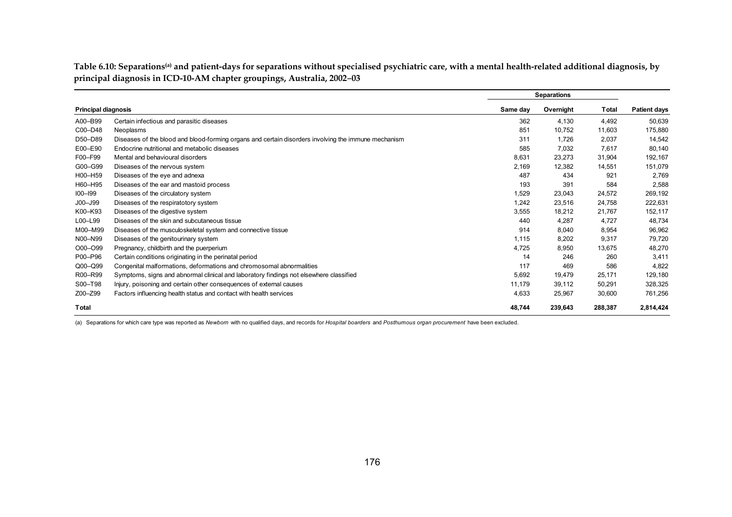**Table 6.10: Separations[(a)] and patient-days for separations without specialised psychiatric care, with a mental health-related additional diagnosis, by principal diagnosis in ICD-10-AM chapter groupings, Australia, 2002–03**

| Principal diagnosis | | Separations | | | |
|---|---|---|---|---|---|
| | | Same day | Overnight | Total | Patient days |
| A00–B99 | Certain infectious and parasitic diseases | 362 | 4,130 | 4,492 | 50,639 |
| C00–D48 | Neoplasms | 851 | 10,752 | 11,603 | 175,880 |
| D50–D89 | Diseases of the blood and blood-forming organs and certain disorders involving the immune mechanism | 311 | 1,726 | 2,037 | 14,542 |
| E00–E90 | Endocrine nutritional and metabolic diseases | 585 | 7,032 | 7,617 | 80,140 |
| F00–F99 | Mental and behavioural disorders | 8,631 | 23,273 | 31,904 | 192,167 |
| G00–G99 | Diseases of the nervous system | 2,169 | 12,382 | 14,551 | 151,079 |
| H00–H59 | Diseases of the eye and adnexa | 487 | 434 | 921 | 2,769 |
| H60–H95 | Diseases of the ear and mastoid process | 193 | 391 | 584 | 2,588 |
| I00–I99 | Diseases of the circulatory system | 1,529 | 23,043 | 24,572 | 269,192 |
| J00–J99 | Diseases of the respiratotory system | 1,242 | 23,516 | 24,758 | 222,631 |
| K00–K93 | Diseases of the digestive system | 3,555 | 18,212 | 21,767 | 152,117 |
| L00–L99 | Diseases of the skin and subcutaneous tissue | 440 | 4,287 | 4,727 | 48,734 |
| M00–M99 | Diseases of the musculoskeletal system and connective tissue | 914 | 8,040 | 8,954 | 96,962 |
| N00–N99 | Diseases of the genitourinary system | 1,115 | 8,202 | 9,317 | 79,720 |
| O00–O99 | Pregnancy, childbirth and the puerperium | 4,725 | 8,950 | 13,675 | 48,270 |
| P00–P96 | Certain conditions originating in the perinatal period | 14 | 246 | 260 | 3,411 |
| Q00–Q99 | Congenital malformations, deformations and chromosomal abnormalities | 117 | 469 | 586 | 4,822 |
| R00–R99 | Symptoms, signs and abnormal clinical and laboratory findings not elsewhere classified | 5,692 | 19,479 | 25,171 | 129,180 |
| S00–T98 | Injury, poisoning and certain other consequences of external causes | 11,179 | 39,112 | 50,291 | 328,325 |
| Z00–Z99 | Factors influencing health status and contact with health services | 4,633 | 25,967 | 30,600 | 761,256 |
| **Total** | | **48,744** | **239,643** | **288,387** | **2,814,424** |

(a) Separations for which care type was reported as *Newborn* with no qualified days, and records for *Hospital boarders* and *Posthumous organ procurement* have been excluded.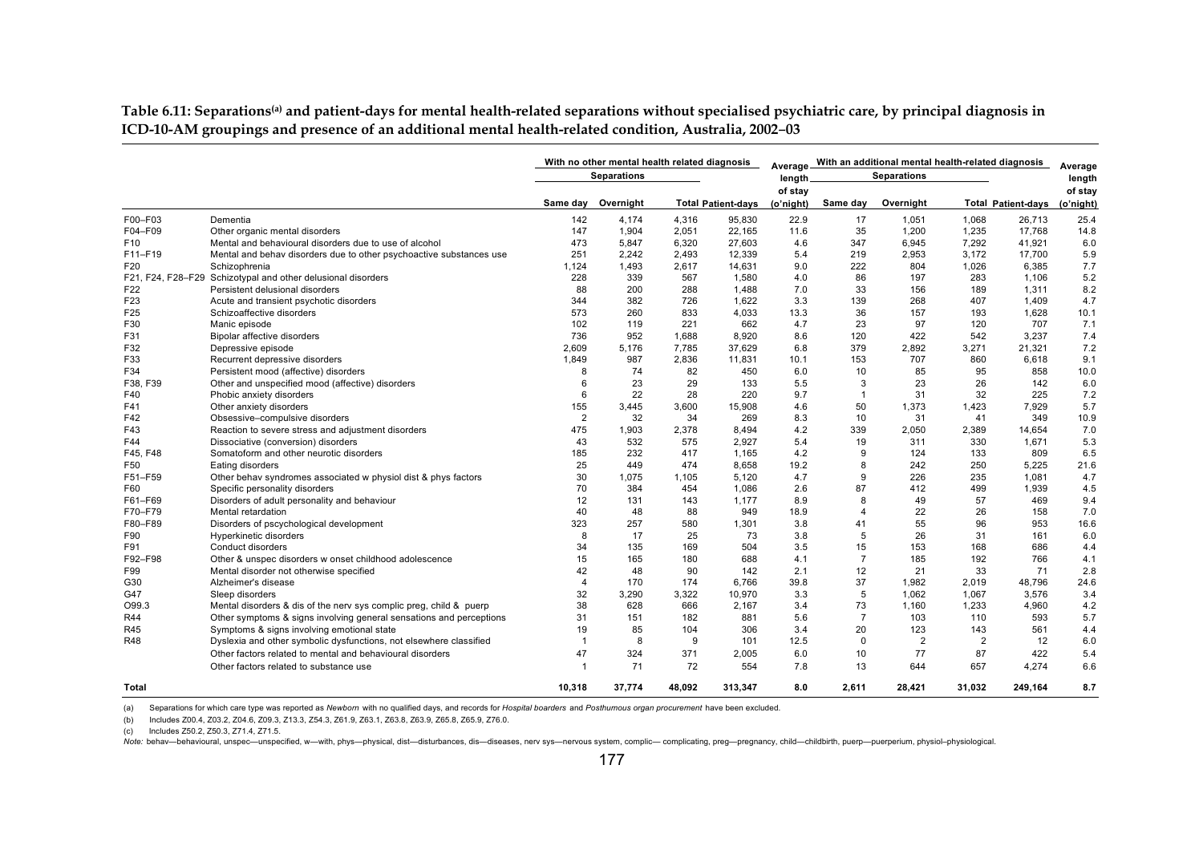**Table 6.11: Separations[(a)] and patient-days for mental health-related separations without specialised psychiatric care, by principal diagnosis in ICD-10-AM groupings and presence of an additional mental health-related condition, Australia, 2002–03**

| | | With no other mental health related diagnosis | | | | Average length of stay | With an additional mental health-related diagnosis | | | | Average length of stay |
|---|---|---|---|---|---|---|---|---|---|---|---|
| | | Separations | | | | | Separations | | | | |
| | | Same day | Overnight | Total | Patient-days | (o'night) | Same day | Overnight | Total | Patient-days | (o'night) |
| F00–F03 | Dementia | 142 | 4,174 | 4,316 | 95,830 | 22.9 | 17 | 1,051 | 1,068 | 26,713 | 25.4 |
| F04–F09 | Other organic mental disorders | 147 | 1,904 | 2,051 | 22,165 | 11.6 | 35 | 1,200 | 1,235 | 17,768 | 14.8 |
| F10 | Mental and behavioural disorders due to use of alcohol | 473 | 5,847 | 6,320 | 27,603 | 4.6 | 347 | 6,945 | 7,292 | 41,921 | 6.0 |
| F11–F19 | Mental and behav disorders due to other psychoactive substances use | 251 | 2,242 | 2,493 | 12,339 | 5.4 | 219 | 2,953 | 3,172 | 17,700 | 5.9 |
| F20 | Schizophrenia | 1,124 | 1,493 | 2,617 | 14,631 | 9.0 | 222 | 804 | 1,026 | 6,385 | 7.7 |
| F21, F24, F28–F29 | Schizotypal and other delusional disorders | 228 | 339 | 567 | 1,580 | 4.0 | 86 | 197 | 283 | 1,106 | 5.2 |
| F22 | Persistent delusional disorders | 88 | 200 | 288 | 1,488 | 7.0 | 33 | 156 | 189 | 1,311 | 8.2 |
| F23 | Acute and transient psychotic disorders | 344 | 382 | 726 | 1,622 | 3.3 | 139 | 268 | 407 | 1,409 | 4.7 |
| F25 | Schizoaffective disorders | 573 | 260 | 833 | 4,033 | 13.3 | 36 | 157 | 193 | 1,628 | 10.1 |
| F30 | Manic episode | 102 | 119 | 221 | 662 | 4.7 | 23 | 97 | 120 | 707 | 7.1 |
| F31 | Bipolar affective disorders | 736 | 952 | 1,688 | 8,920 | 8.6 | 120 | 422 | 542 | 3,237 | 7.4 |
| F32 | Depressive episode | 2,609 | 5,176 | 7,785 | 37,629 | 6.8 | 379 | 2,892 | 3,271 | 21,321 | 7.2 |
| F33 | Recurrent depressive disorders | 1,849 | 987 | 2,836 | 11,831 | 10.1 | 153 | 707 | 860 | 6,618 | 9.1 |
| F34 | Persistent mood (affective) disorders | 8 | 74 | 82 | 450 | 6.0 | 10 | 85 | 95 | 858 | 10.0 |
| F38, F39 | Other and unspecified mood (affective) disorders | 6 | 23 | 29 | 133 | 5.5 | 3 | 23 | 26 | 142 | 6.0 |
| F40 | Phobic anxiety disorders | 6 | 22 | 28 | 220 | 9.7 | 1 | 31 | 32 | 225 | 7.2 |
| F41 | Other anxiety disorders | 155 | 3,445 | 3,600 | 15,908 | 4.6 | 50 | 1,373 | 1,423 | 7,929 | 5.7 |
| F42 | Obsessive–compulsive disorders | 2 | 32 | 34 | 269 | 8.3 | 10 | 31 | 41 | 349 | 10.9 |
| F43 | Reaction to severe stress and adjustment disorders | 475 | 1,903 | 2,378 | 8,494 | 4.2 | 339 | 2,050 | 2,389 | 14,654 | 7.0 |
| F44 | Dissociative (conversion) disorders | 43 | 532 | 575 | 2,927 | 5.4 | 19 | 311 | 330 | 1,671 | 5.3 |
| F45, F48 | Somatoform and other neurotic disorders | 185 | 232 | 417 | 1,165 | 4.2 | 9 | 124 | 133 | 809 | 6.5 |
| F50 | Eating disorders | 25 | 449 | 474 | 8,658 | 19.2 | 8 | 242 | 250 | 5,225 | 21.6 |
| F51–F59 | Other behav syndromes associated w physiol dist & phys factors | 30 | 1,075 | 1,105 | 5,120 | 4.7 | 9 | 226 | 235 | 1,081 | 4.7 |
| F60 | Specific personality disorders | 70 | 384 | 454 | 1,086 | 2.6 | 87 | 412 | 499 | 1,939 | 4.5 |
| F61–F69 | Disorders of adult personality and behaviour | 12 | 131 | 143 | 1,177 | 8.9 | 8 | 49 | 57 | 469 | 9.4 |
| F70–F79 | Mental retardation | 40 | 48 | 88 | 949 | 18.9 | 4 | 22 | 26 | 158 | 7.0 |
| F80–F89 | Disorders of pscychological development | 323 | 257 | 580 | 1,301 | 3.8 | 41 | 55 | 96 | 953 | 16.6 |
| F90 | Hyperkinetic disorders | 8 | 17 | 25 | 73 | 3.8 | 5 | 26 | 31 | 161 | 6.0 |
| F91 | Conduct disorders | 34 | 135 | 169 | 504 | 3.5 | 15 | 153 | 168 | 686 | 4.4 |
| F92–F98 | Other & unspec disorders w onset childhood adolescence | 15 | 165 | 180 | 688 | 4.1 | 7 | 185 | 192 | 766 | 4.1 |
| F99 | Mental disorder not otherwise specified | 42 | 48 | 90 | 142 | 2.1 | 12 | 21 | 33 | 71 | 2.8 |
| G30 | Alzheimer's disease | 4 | 170 | 174 | 6,766 | 39.8 | 37 | 1,982 | 2,019 | 48,796 | 24.6 |
| G47 | Sleep disorders | 32 | 3,290 | 3,322 | 10,970 | 3.3 | 5 | 1,062 | 1,067 | 3,576 | 3.4 |
| O99.3 | Mental disorders & dis of the nerv sys complic preg, child & puerp | 38 | 628 | 666 | 2,167 | 3.4 | 73 | 1,160 | 1,233 | 4,960 | 4.2 |
| R44 | Other symptoms & signs involving general sensations and perceptions | 31 | 151 | 182 | 881 | 5.6 | 7 | 103 | 110 | 593 | 5.7 |
| R45 | Symptoms & signs involving emotional state | 19 | 85 | 104 | 306 | 3.4 | 20 | 123 | 143 | 561 | 4.4 |
| R48 | Dyslexia and other symbolic dysfunctions, not elsewhere classified | 1 | 8 | 9 | 101 | 12.5 | 0 | 2 | 2 | 12 | 6.0 |
| | Other factors related to mental and behavioural disorders | 47 | 324 | 371 | 2,005 | 6.0 | 10 | 77 | 87 | 422 | 5.4 |
| | Other factors related to substance use | 1 | 71 | 72 | 554 | 7.8 | 13 | 644 | 657 | 4,274 | 6.6 |
| **Total** | | **10,318** | **37,774** | **48,092** | **313,347** | **8.0** | **2,611** | **28,421** | **31,032** | **249,164** | **8.7** |

(a) Separations for which care type was reported as *Newborn* with no qualified days, and records for *Hospital boarders* and *Posthumous organ procurement* have been excluded.

(b) Includes Z00.4, Z03.2, Z04.6, Z09.3, Z13.3, Z54.3, Z61.9, Z63.1, Z63.8, Z63.9, Z65.8, Z65.9, Z76.0.

(c) Includes Z50.2, Z50.3, Z71.4, Z71.5.

*Note:* behav—behavioural, unspec—unspecified, w—with, phys—physical, dist—disturbances, dis—diseases, nerv sys—nervous system, complic— complicating, preg—pregnancy, child—childbirth, puerp—puerperium, physiol–physiological.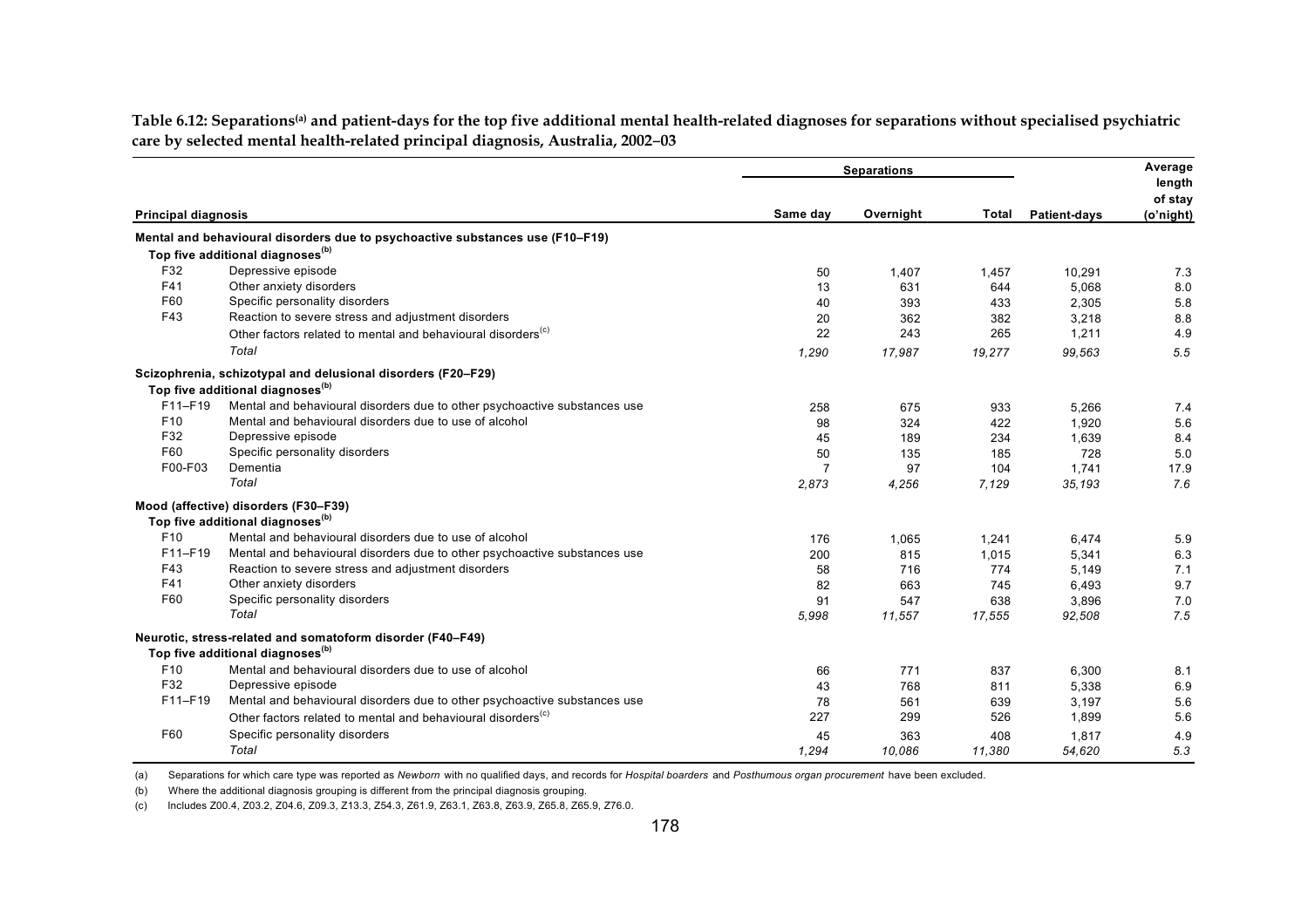**Table 6.12: Separations[(a)] and patient-days for the top five additional mental health-related diagnoses for separations without specialised psychiatric care by selected mental health-related principal diagnosis, Australia, 2002–03**

| Principal diagnosis | | Separations | | | | Average length of stay |
|---|---|---|---|---|---|---|
| | | Same day | Overnight | Total | Patient-days | (o'night) |
| **Mental and behavioural disorders due to psychoactive substances use (F10–F19)** | | | | | | |
| **Top five additional diagnoses[(b)]** | | | | | | |
| F32 | Depressive episode | 50 | 1,407 | 1,457 | 10,291 | 7.3 |
| F41 | Other anxiety disorders | 13 | 631 | 644 | 5,068 | 8.0 |
| F60 | Specific personality disorders | 40 | 393 | 433 | 2,305 | 5.8 |
| F43 | Reaction to severe stress and adjustment disorders | 20 | 362 | 382 | 3,218 | 8.8 |
| | Other factors related to mental and behavioural disorders[(c)] | 22 | 243 | 265 | 1,211 | 4.9 |
| | *Total* | *1,290* | *17,987* | *19,277* | *99,563* | *5.5* |
| **Scizophrenia, schizotypal and delusional disorders (F20–F29)** | | | | | | |
| **Top five additional diagnoses[(b)]** | | | | | | |
| F11–F19 | Mental and behavioural disorders due to other psychoactive substances use | 258 | 675 | 933 | 5,266 | 7.4 |
| F10 | Mental and behavioural disorders due to use of alcohol | 98 | 324 | 422 | 1,920 | 5.6 |
| F32 | Depressive episode | 45 | 189 | 234 | 1,639 | 8.4 |
| F60 | Specific personality disorders | 50 | 135 | 185 | 728 | 5.0 |
| F00-F03 | Dementia | 7 | 97 | 104 | 1,741 | 17.9 |
| | *Total* | *2,873* | *4,256* | *7,129* | *35,193* | *7.6* |
| **Mood (affective) disorders (F30–F39)** | | | | | | |
| **Top five additional diagnoses[(b)]** | | | | | | |
| F10 | Mental and behavioural disorders due to use of alcohol | 176 | 1,065 | 1,241 | 6,474 | 5.9 |
| F11–F19 | Mental and behavioural disorders due to other psychoactive substances use | 200 | 815 | 1,015 | 5,341 | 6.3 |
| F43 | Reaction to severe stress and adjustment disorders | 58 | 716 | 774 | 5,149 | 7.1 |
| F41 | Other anxiety disorders | 82 | 663 | 745 | 6,493 | 9.7 |
| F60 | Specific personality disorders | 91 | 547 | 638 | 3,896 | 7.0 |
| | *Total* | *5,998* | *11,557* | *17,555* | *92,508* | *7.5* |
| **Neurotic, stress-related and somatoform disorder (F40–F49)** | | | | | | |
| **Top five additional diagnoses[(b)]** | | | | | | |
| F10 | Mental and behavioural disorders due to use of alcohol | 66 | 771 | 837 | 6,300 | 8.1 |
| F32 | Depressive episode | 43 | 768 | 811 | 5,338 | 6.9 |
| F11–F19 | Mental and behavioural disorders due to other psychoactive substances use | 78 | 561 | 639 | 3,197 | 5.6 |
| | Other factors related to mental and behavioural disorders[(c)] | 227 | 299 | 526 | 1,899 | 5.6 |
| F60 | Specific personality disorders | 45 | 363 | 408 | 1,817 | 4.9 |
| | *Total* | *1,294* | *10,086* | *11,380* | *54,620* | *5.3* |

(a) Separations for which care type was reported as *Newborn* with no qualified days, and records for *Hospital boarders* and *Posthumous organ procurement* have been excluded.

(b) Where the additional diagnosis grouping is different from the principal diagnosis grouping.

(c) Includes Z00.4, Z03.2, Z04.6, Z09.3, Z13.3, Z54.3, Z61.9, Z63.1, Z63.8, Z63.9, Z65.8, Z65.9, Z76.0.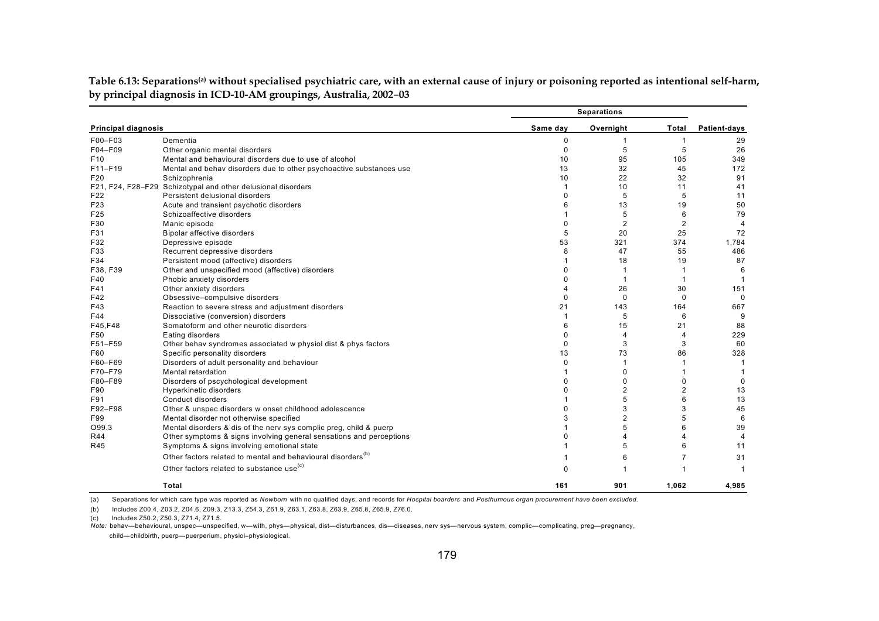**Table 6.13: Separations[(a)] without specialised psychiatric care, with an external cause of injury or poisoning reported as intentional self-harm, by principal diagnosis in ICD-10-AM groupings, Australia, 2002–03**

| Principal diagnosis | | Separations | | | |
|---|---|---|---|---|---|
| | | Same day | Overnight | Total | Patient-days |
| F00–F03 | Dementia | 0 | 1 | 1 | 29 |
| F04–F09 | Other organic mental disorders | 0 | 5 | 5 | 26 |
| F10 | Mental and behavioural disorders due to use of alcohol | 10 | 95 | 105 | 349 |
| F11–F19 | Mental and behav disorders due to other psychoactive substances use | 13 | 32 | 45 | 172 |
| F20 | Schizophrenia | 10 | 22 | 32 | 91 |
| F21, F24, F28–F29 | Schizotypal and other delusional disorders | 1 | 10 | 11 | 41 |
| F22 | Persistent delusional disorders | 0 | 5 | 5 | 11 |
| F23 | Acute and transient psychotic disorders | 6 | 13 | 19 | 50 |
| F25 | Schizoaffective disorders | 1 | 5 | 6 | 79 |
| F30 | Manic episode | 0 | 2 | 2 | 4 |
| F31 | Bipolar affective disorders | 5 | 20 | 25 | 72 |
| F32 | Depressive episode | 53 | 321 | 374 | 1,784 |
| F33 | Recurrent depressive disorders | 8 | 47 | 55 | 486 |
| F34 | Persistent mood (affective) disorders | 1 | 18 | 19 | 87 |
| F38, F39 | Other and unspecified mood (affective) disorders | 0 | 1 | 1 | 6 |
| F40 | Phobic anxiety disorders | 0 | 1 | 1 | 1 |
| F41 | Other anxiety disorders | 4 | 26 | 30 | 151 |
| F42 | Obsessive–compulsive disorders | 0 | 0 | 0 | 0 |
| F43 | Reaction to severe stress and adjustment disorders | 21 | 143 | 164 | 667 |
| F44 | Dissociative (conversion) disorders | 1 | 5 | 6 | 9 |
| F45,F48 | Somatoform and other neurotic disorders | 6 | 15 | 21 | 88 |
| F50 | Eating disorders | 0 | 4 | 4 | 229 |
| F51–F59 | Other behav syndromes associated w physiol dist & phys factors | 0 | 3 | 3 | 60 |
| F60 | Specific personality disorders | 13 | 73 | 86 | 328 |
| F60–F69 | Disorders of adult personality and behaviour | 0 | 1 | 1 | 1 |
| F70–F79 | Mental retardation | 1 | 0 | 1 | 1 |
| F80–F89 | Disorders of pscychological development | 0 | 0 | 0 | 0 |
| F90 | Hyperkinetic disorders | 0 | 2 | 2 | 13 |
| F91 | Conduct disorders | 1 | 5 | 6 | 13 |
| F92–F98 | Other & unspec disorders w onset childhood adolescence | 0 | 3 | 3 | 45 |
| F99 | Mental disorder not otherwise specified | 3 | 2 | 5 | 6 |
| O99.3 | Mental disorders & dis of the nerv sys complic preg, child & puerp | 1 | 5 | 6 | 39 |
| R44 | Other symptoms & signs involving general sensations and perceptions | 0 | 4 | 4 | 4 |
| R45 | Symptoms & signs involving emotional state | 1 | 5 | 6 | 11 |
| | Other factors related to mental and behavioural disorders[(b)] | 1 | 6 | 7 | 31 |
| | Other factors related to substance use[(c)] | 0 | 1 | 1 | 1 |
| | **Total** | **161** | **901** | **1,062** | **4,985** |

(a) Separations for which care type was reported as *Newborn* with no qualified days, and records for *Hospital boarders* and *Posthumous organ procurement have been excluded*.

(b) Includes Z00.4, Z03.2, Z04.6, Z09.3, Z13.3, Z54.3, Z61.9, Z63.1, Z63.8, Z63.9, Z65.8, Z65.9, Z76.0.

(c) Includes Z50.2, Z50.3, Z71.4, Z71.5.

*Note:* behav—behavioural, unspec—unspecified, w—with, phys—physical, dist—disturbances, dis—diseases, nerv sys—nervous system, complic—complicating, preg—pregnancy, child—childbirth, puerp—puerperium, physiol–physiological.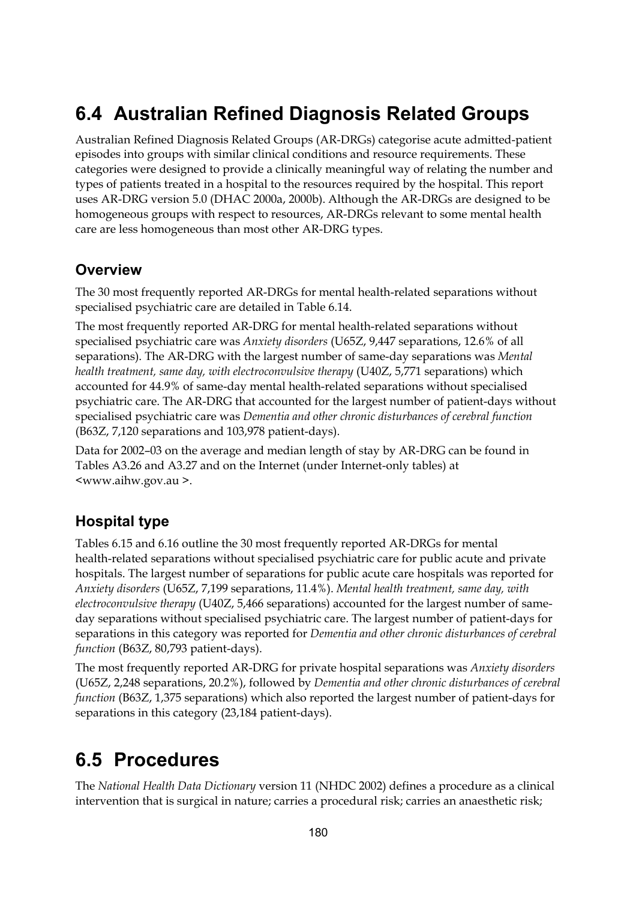## 6.4 Australian Refined Diagnosis Related Groups

Australian Refined Diagnosis Related Groups (AR-DRGs) categorise acute admitted-patient episodes into groups with similar clinical conditions and resource requirements. These categories were designed to provide a clinically meaningful way of relating the number and types of patients treated in a hospital to the resources required by the hospital. This report uses AR-DRG version 5.0 (DHAC 2000a, 2000b). Although the AR-DRGs are designed to be homogeneous groups with respect to resources, AR-DRGs relevant to some mental health care are less homogeneous than most other AR-DRG types.

### Overview

The 30 most frequently reported AR-DRGs for mental health-related separations without specialised psychiatric care are detailed in Table 6.14.

The most frequently reported AR-DRG for mental health-related separations without specialised psychiatric care was *Anxiety disorders* (U65Z, 9,447 separations, 12.6% of all separations). The AR-DRG with the largest number of same-day separations was *Mental health treatment, same day, with electroconvulsive therapy* (U40Z, 5,771 separations) which accounted for 44.9% of same-day mental health-related separations without specialised psychiatric care. The AR-DRG that accounted for the largest number of patient-days without specialised psychiatric care was *Dementia and other chronic disturbances of cerebral function* (B63Z, 7,120 separations and 103,978 patient-days).

Data for 2002–03 on the average and median length of stay by AR-DRG can be found in Tables A3.26 and A3.27 and on the Internet (under Internet-only tables) at <www.aihw.gov.au >.

### Hospital type

Tables 6.15 and 6.16 outline the 30 most frequently reported AR-DRGs for mental health-related separations without specialised psychiatric care for public acute and private hospitals. The largest number of separations for public acute care hospitals was reported for *Anxiety disorders* (U65Z, 7,199 separations, 11.4%). *Mental health treatment, same day, with electroconvulsive therapy* (U40Z, 5,466 separations) accounted for the largest number of same-day separations without specialised psychiatric care. The largest number of patient-days for separations in this category was reported for *Dementia and other chronic disturbances of cerebral function* (B63Z, 80,793 patient-days).

The most frequently reported AR-DRG for private hospital separations was *Anxiety disorders* (U65Z, 2,248 separations, 20.2%), followed by *Dementia and other chronic disturbances of cerebral function* (B63Z, 1,375 separations) which also reported the largest number of patient-days for separations in this category (23,184 patient-days).

## 6.5 Procedures

The *National Health Data Dictionary* version 11 (NHDC 2002) defines a procedure as a clinical intervention that is surgical in nature; carries a procedural risk; carries an anaesthetic risk;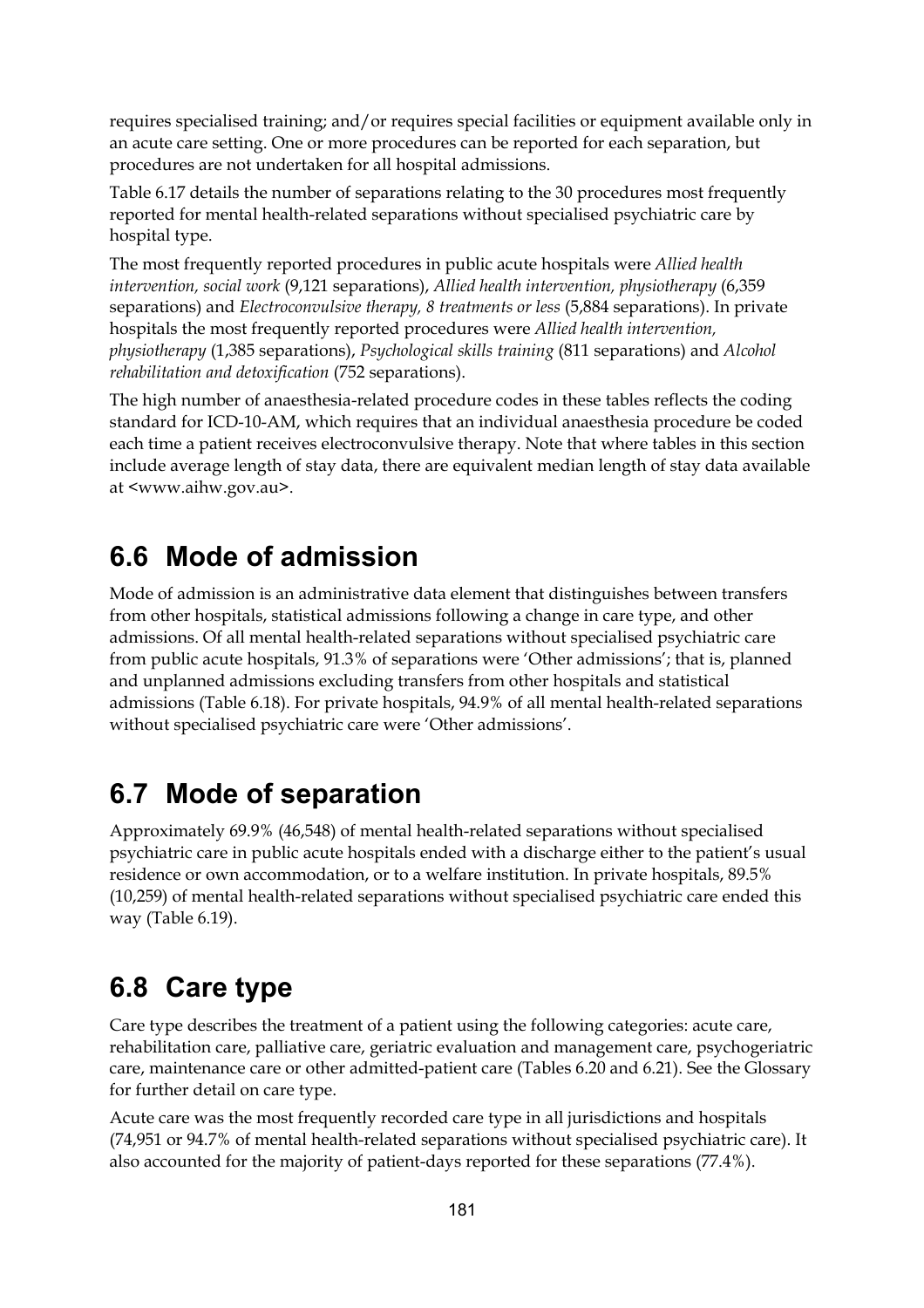requires specialised training; and/or requires special facilities or equipment available only in an acute care setting. One or more procedures can be reported for each separation, but procedures are not undertaken for all hospital admissions.

Table 6.17 details the number of separations relating to the 30 procedures most frequently reported for mental health-related separations without specialised psychiatric care by hospital type.

The most frequently reported procedures in public acute hospitals were *Allied health intervention, social work* (9,121 separations), *Allied health intervention, physiotherapy* (6,359 separations) and *Electroconvulsive therapy, 8 treatments or less* (5,884 separations). In private hospitals the most frequently reported procedures were *Allied health intervention, physiotherapy* (1,385 separations), *Psychological skills training* (811 separations) and *Alcohol rehabilitation and detoxification* (752 separations).

The high number of anaesthesia-related procedure codes in these tables reflects the coding standard for ICD-10-AM, which requires that an individual anaesthesia procedure be coded each time a patient receives electroconvulsive therapy. Note that where tables in this section include average length of stay data, there are equivalent median length of stay data available at <www.aihw.gov.au>.

## 6.6 Mode of admission

Mode of admission is an administrative data element that distinguishes between transfers from other hospitals, statistical admissions following a change in care type, and other admissions. Of all mental health-related separations without specialised psychiatric care from public acute hospitals, 91.3% of separations were 'Other admissions'; that is, planned and unplanned admissions excluding transfers from other hospitals and statistical admissions (Table 6.18). For private hospitals, 94.9% of all mental health-related separations without specialised psychiatric care were 'Other admissions'.

## 6.7 Mode of separation

Approximately 69.9% (46,548) of mental health-related separations without specialised psychiatric care in public acute hospitals ended with a discharge either to the patient's usual residence or own accommodation, or to a welfare institution. In private hospitals, 89.5% (10,259) of mental health-related separations without specialised psychiatric care ended this way (Table 6.19).

## 6.8 Care type

Care type describes the treatment of a patient using the following categories: acute care, rehabilitation care, palliative care, geriatric evaluation and management care, psychogeriatric care, maintenance care or other admitted-patient care (Tables 6.20 and 6.21). See the Glossary for further detail on care type.

Acute care was the most frequently recorded care type in all jurisdictions and hospitals (74,951 or 94.7% of mental health-related separations without specialised psychiatric care). It also accounted for the majority of patient-days reported for these separations (77.4%).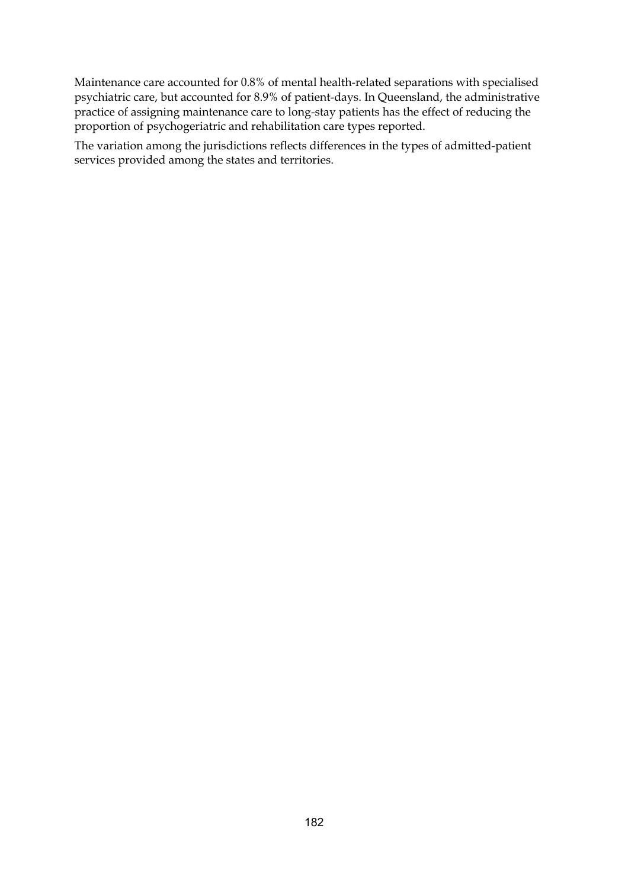Maintenance care accounted for 0.8% of mental health-related separations with specialised psychiatric care, but accounted for 8.9% of patient-days. In Queensland, the administrative practice of assigning maintenance care to long-stay patients has the effect of reducing the proportion of psychogeriatric and rehabilitation care types reported.

The variation among the jurisdictions reflects differences in the types of admitted-patient services provided among the states and territories.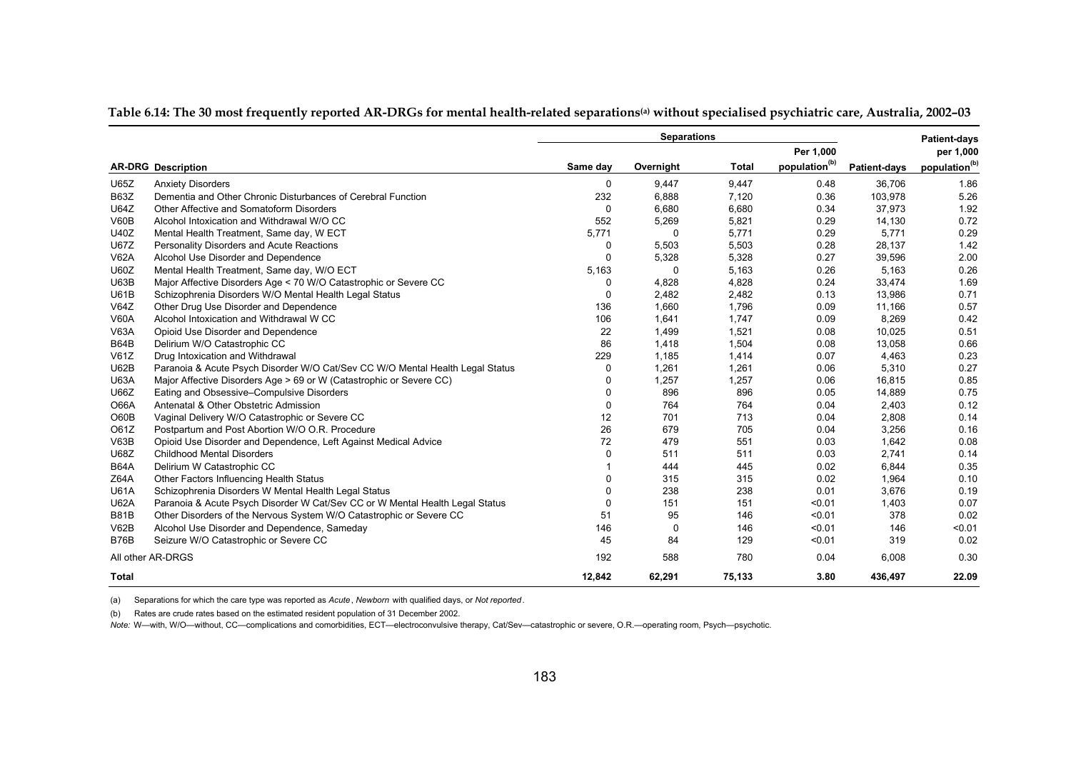**Table 6.14: The 30 most frequently reported AR-DRGs for mental health-related separations[(a)] without specialised psychiatric care, Australia, 2002–03**

| | | Separations | | | | | Patient-days |
|---|---|---|---|---|---|---|---|
| **AR-DRG** | **Description** | Same day | Overnight | Total | Per 1,000 population[(b)] | Patient-days | per 1,000 population[(b)] |
| U65Z | Anxiety Disorders | 0 | 9,447 | 9,447 | 0.48 | 36,706 | 1.86 |
| B63Z | Dementia and Other Chronic Disturbances of Cerebral Function | 232 | 6,888 | 7,120 | 0.36 | 103,978 | 5.26 |
| U64Z | Other Affective and Somatoform Disorders | 0 | 6,680 | 6,680 | 0.34 | 37,973 | 1.92 |
| V60B | Alcohol Intoxication and Withdrawal W/O CC | 552 | 5,269 | 5,821 | 0.29 | 14,130 | 0.72 |
| U40Z | Mental Health Treatment, Same day, W ECT | 5,771 | 0 | 5,771 | 0.29 | 5,771 | 0.29 |
| U67Z | Personality Disorders and Acute Reactions | 0 | 5,503 | 5,503 | 0.28 | 28,137 | 1.42 |
| V62A | Alcohol Use Disorder and Dependence | 0 | 5,328 | 5,328 | 0.27 | 39,596 | 2.00 |
| U60Z | Mental Health Treatment, Same day, W/O ECT | 5,163 | 0 | 5,163 | 0.26 | 5,163 | 0.26 |
| U63B | Major Affective Disorders Age < 70 W/O Catastrophic or Severe CC | 0 | 4,828 | 4,828 | 0.24 | 33,474 | 1.69 |
| U61B | Schizophrenia Disorders W/O Mental Health Legal Status | 0 | 2,482 | 2,482 | 0.13 | 13,986 | 0.71 |
| V64Z | Other Drug Use Disorder and Dependence | 136 | 1,660 | 1,796 | 0.09 | 11,166 | 0.57 |
| V60A | Alcohol Intoxication and Withdrawal W CC | 106 | 1,641 | 1,747 | 0.09 | 8,269 | 0.42 |
| V63A | Opioid Use Disorder and Dependence | 22 | 1,499 | 1,521 | 0.08 | 10,025 | 0.51 |
| B64B | Delirium W/O Catastrophic CC | 86 | 1,418 | 1,504 | 0.08 | 13,058 | 0.66 |
| V61Z | Drug Intoxication and Withdrawal | 229 | 1,185 | 1,414 | 0.07 | 4,463 | 0.23 |
| U62B | Paranoia & Acute Psych Disorder W/O Cat/Sev CC W/O Mental Health Legal Status | 0 | 1,261 | 1,261 | 0.06 | 5,310 | 0.27 |
| U63A | Major Affective Disorders Age > 69 or W (Catastrophic or Severe CC) | 0 | 1,257 | 1,257 | 0.06 | 16,815 | 0.85 |
| U66Z | Eating and Obsessive–Compulsive Disorders | 0 | 896 | 896 | 0.05 | 14,889 | 0.75 |
| O66A | Antenatal & Other Obstetric Admission | 0 | 764 | 764 | 0.04 | 2,403 | 0.12 |
| O60B | Vaginal Delivery W/O Catastrophic or Severe CC | 12 | 701 | 713 | 0.04 | 2,808 | 0.14 |
| O61Z | Postpartum and Post Abortion W/O O.R. Procedure | 26 | 679 | 705 | 0.04 | 3,256 | 0.16 |
| V63B | Opioid Use Disorder and Dependence, Left Against Medical Advice | 72 | 479 | 551 | 0.03 | 1,642 | 0.08 |
| U68Z | Childhood Mental Disorders | 0 | 511 | 511 | 0.03 | 2,741 | 0.14 |
| B64A | Delirium W Catastrophic CC | 1 | 444 | 445 | 0.02 | 6,844 | 0.35 |
| Z64A | Other Factors Influencing Health Status | 0 | 315 | 315 | 0.02 | 1,964 | 0.10 |
| U61A | Schizophrenia Disorders W Mental Health Legal Status | 0 | 238 | 238 | 0.01 | 3,676 | 0.19 |
| U62A | Paranoia & Acute Psych Disorder W Cat/Sev CC or W Mental Health Legal Status | 0 | 151 | 151 | <0.01 | 1,403 | 0.07 |
| B81B | Other Disorders of the Nervous System W/O Catastrophic or Severe CC | 51 | 95 | 146 | <0.01 | 378 | 0.02 |
| V62B | Alcohol Use Disorder and Dependence, Sameday | 146 | 0 | 146 | <0.01 | 146 | <0.01 |
| B76B | Seizure W/O Catastrophic or Severe CC | 45 | 84 | 129 | <0.01 | 319 | 0.02 |
| All other AR-DRGS | | 192 | 588 | 780 | 0.04 | 6,008 | 0.30 |
| **Total** | | **12,842** | **62,291** | **75,133** | **3.80** | **436,497** | **22.09** |

(a) Separations for which the care type was reported as *Acute*, *Newborn* with qualified days, or *Not reported*.

(b) Rates are crude rates based on the estimated resident population of 31 December 2002.

*Note:* W—with, W/O—without, CC—complications and comorbidities, ECT—electroconvulsive therapy, Cat/Sev—catastrophic or severe, O.R.—operating room, Psych—psychotic.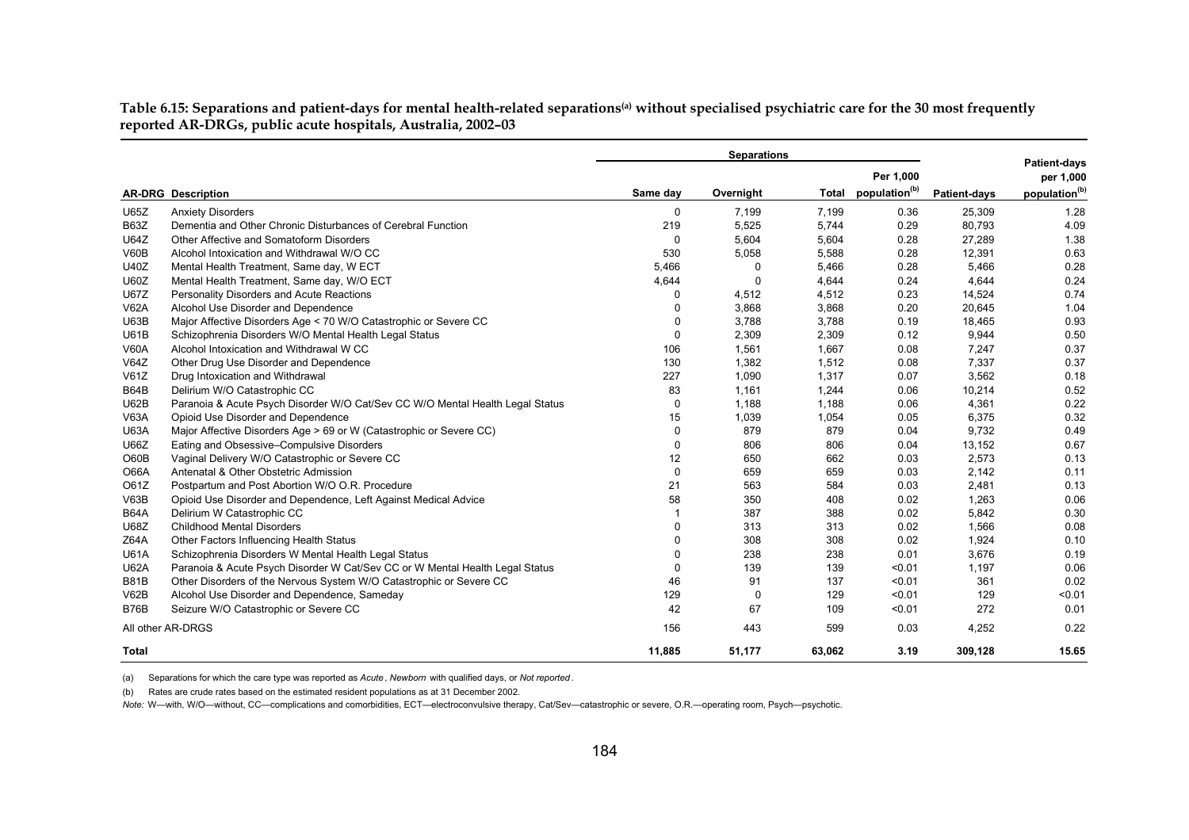**Table 6.15: Separations and patient-days for mental health-related separations[(a)] without specialised psychiatric care for the 30 most frequently reported AR-DRGs, public acute hospitals, Australia, 2002–03**

| AR-DRG | Description | Separations | | | | Patient-days | Patient-days per 1,000 population[(b)] |
|---|---|---|---|---|---|---|---|
| | | Same day | Overnight | Total | Per 1,000 population[(b)] | | |
| U65Z | Anxiety Disorders | 0 | 7,199 | 7,199 | 0.36 | 25,309 | 1.28 |
| B63Z | Dementia and Other Chronic Disturbances of Cerebral Function | 219 | 5,525 | 5,744 | 0.29 | 80,793 | 4.09 |
| U64Z | Other Affective and Somatoform Disorders | 0 | 5,604 | 5,604 | 0.28 | 27,289 | 1.38 |
| V60B | Alcohol Intoxication and Withdrawal W/O CC | 530 | 5,058 | 5,588 | 0.28 | 12,391 | 0.63 |
| U40Z | Mental Health Treatment, Same day, W ECT | 5,466 | 0 | 5,466 | 0.28 | 5,466 | 0.28 |
| U60Z | Mental Health Treatment, Same day, W/O ECT | 4,644 | 0 | 4,644 | 0.24 | 4,644 | 0.24 |
| U67Z | Personality Disorders and Acute Reactions | 0 | 4,512 | 4,512 | 0.23 | 14,524 | 0.74 |
| V62A | Alcohol Use Disorder and Dependence | 0 | 3,868 | 3,868 | 0.20 | 20,645 | 1.04 |
| U63B | Major Affective Disorders Age < 70 W/O Catastrophic or Severe CC | 0 | 3,788 | 3,788 | 0.19 | 18,465 | 0.93 |
| U61B | Schizophrenia Disorders W/O Mental Health Legal Status | 0 | 2,309 | 2,309 | 0.12 | 9,944 | 0.50 |
| V60A | Alcohol Intoxication and Withdrawal W CC | 106 | 1,561 | 1,667 | 0.08 | 7,247 | 0.37 |
| V64Z | Other Drug Use Disorder and Dependence | 130 | 1,382 | 1,512 | 0.08 | 7,337 | 0.37 |
| V61Z | Drug Intoxication and Withdrawal | 227 | 1,090 | 1,317 | 0.07 | 3,562 | 0.18 |
| B64B | Delirium W/O Catastrophic CC | 83 | 1,161 | 1,244 | 0.06 | 10,214 | 0.52 |
| U62B | Paranoia & Acute Psych Disorder W/O Cat/Sev CC W/O Mental Health Legal Status | 0 | 1,188 | 1,188 | 0.06 | 4,361 | 0.22 |
| V63A | Opioid Use Disorder and Dependence | 15 | 1,039 | 1,054 | 0.05 | 6,375 | 0.32 |
| U63A | Major Affective Disorders Age > 69 or W (Catastrophic or Severe CC) | 0 | 879 | 879 | 0.04 | 9,732 | 0.49 |
| U66Z | Eating and Obsessive–Compulsive Disorders | 0 | 806 | 806 | 0.04 | 13,152 | 0.67 |
| O60B | Vaginal Delivery W/O Catastrophic or Severe CC | 12 | 650 | 662 | 0.03 | 2,573 | 0.13 |
| O66A | Antenatal & Other Obstetric Admission | 0 | 659 | 659 | 0.03 | 2,142 | 0.11 |
| O61Z | Postpartum and Post Abortion W/O O.R. Procedure | 21 | 563 | 584 | 0.03 | 2,481 | 0.13 |
| V63B | Opioid Use Disorder and Dependence, Left Against Medical Advice | 58 | 350 | 408 | 0.02 | 1,263 | 0.06 |
| B64A | Delirium W Catastrophic CC | 1 | 387 | 388 | 0.02 | 5,842 | 0.30 |
| U68Z | Childhood Mental Disorders | 0 | 313 | 313 | 0.02 | 1,566 | 0.08 |
| Z64A | Other Factors Influencing Health Status | 0 | 308 | 308 | 0.02 | 1,924 | 0.10 |
| U61A | Schizophrenia Disorders W Mental Health Legal Status | 0 | 238 | 238 | 0.01 | 3,676 | 0.19 |
| U62A | Paranoia & Acute Psych Disorder W Cat/Sev CC or W Mental Health Legal Status | 0 | 139 | 139 | <0.01 | 1,197 | 0.06 |
| B81B | Other Disorders of the Nervous System W/O Catastrophic or Severe CC | 46 | 91 | 137 | <0.01 | 361 | 0.02 |
| V62B | Alcohol Use Disorder and Dependence, Sameday | 129 | 0 | 129 | <0.01 | 129 | <0.01 |
| B76B | Seizure W/O Catastrophic or Severe CC | 42 | 67 | 109 | <0.01 | 272 | 0.01 |
| All other AR-DRGS | | 156 | 443 | 599 | 0.03 | 4,252 | 0.22 |
| **Total** | | **11,885** | **51,177** | **63,062** | **3.19** | **309,128** | **15.65** |

(a) Separations for which the care type was reported as *Acute*, *Newborn* with qualified days, or *Not reported*.

(b) Rates are crude rates based on the estimated resident populations as at 31 December 2002.

*Note:* W—with, W/O—without, CC—complications and comorbidities, ECT—electroconvulsive therapy, Cat/Sev—catastrophic or severe, O.R.—operating room, Psych—psychotic.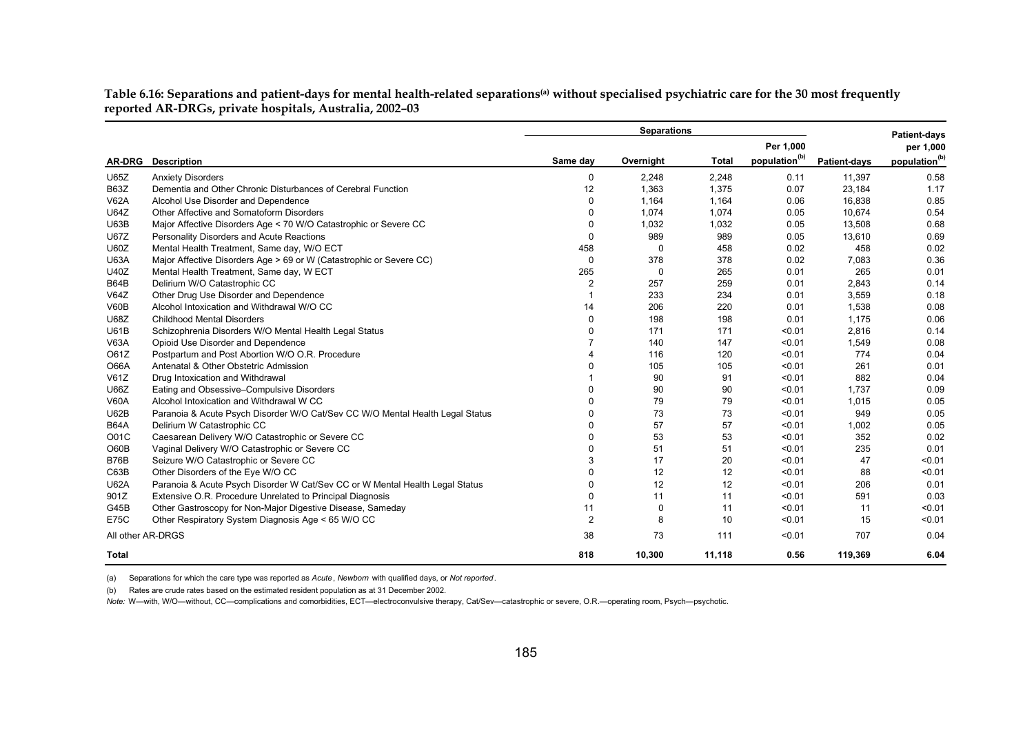**Table 6.16: Separations and patient-days for mental health-related separations[(a)] without specialised psychiatric care for the 30 most frequently reported AR-DRGs, private hospitals, Australia, 2002–03**

| AR-DRG | Description | Separations | | | | Patient-days | Patient-days per 1,000 population[(b)] |
|---|---|---|---|---|---|---|---|
| | | Same day | Overnight | Total | Per 1,000 population[(b)] | | |
| U65Z | Anxiety Disorders | 0 | 2,248 | 2,248 | 0.11 | 11,397 | 0.58 |
| B63Z | Dementia and Other Chronic Disturbances of Cerebral Function | 12 | 1,363 | 1,375 | 0.07 | 23,184 | 1.17 |
| V62A | Alcohol Use Disorder and Dependence | 0 | 1,164 | 1,164 | 0.06 | 16,838 | 0.85 |
| U64Z | Other Affective and Somatoform Disorders | 0 | 1,074 | 1,074 | 0.05 | 10,674 | 0.54 |
| U63B | Major Affective Disorders Age < 70 W/O Catastrophic or Severe CC | 0 | 1,032 | 1,032 | 0.05 | 13,508 | 0.68 |
| U67Z | Personality Disorders and Acute Reactions | 0 | 989 | 989 | 0.05 | 13,610 | 0.69 |
| U60Z | Mental Health Treatment, Same day, W/O ECT | 458 | 0 | 458 | 0.02 | 458 | 0.02 |
| U63A | Major Affective Disorders Age > 69 or W (Catastrophic or Severe CC) | 0 | 378 | 378 | 0.02 | 7,083 | 0.36 |
| U40Z | Mental Health Treatment, Same day, W ECT | 265 | 0 | 265 | 0.01 | 265 | 0.01 |
| B64B | Delirium W/O Catastrophic CC | 2 | 257 | 259 | 0.01 | 2,843 | 0.14 |
| V64Z | Other Drug Use Disorder and Dependence | 1 | 233 | 234 | 0.01 | 3,559 | 0.18 |
| V60B | Alcohol Intoxication and Withdrawal W/O CC | 14 | 206 | 220 | 0.01 | 1,538 | 0.08 |
| U68Z | Childhood Mental Disorders | 0 | 198 | 198 | 0.01 | 1,175 | 0.06 |
| U61B | Schizophrenia Disorders W/O Mental Health Legal Status | 0 | 171 | 171 | <0.01 | 2,816 | 0.14 |
| V63A | Opioid Use Disorder and Dependence | 7 | 140 | 147 | <0.01 | 1,549 | 0.08 |
| O61Z | Postpartum and Post Abortion W/O O.R. Procedure | 4 | 116 | 120 | <0.01 | 774 | 0.04 |
| O66A | Antenatal & Other Obstetric Admission | 0 | 105 | 105 | <0.01 | 261 | 0.01 |
| V61Z | Drug Intoxication and Withdrawal | 1 | 90 | 91 | <0.01 | 882 | 0.04 |
| U66Z | Eating and Obsessive–Compulsive Disorders | 0 | 90 | 90 | <0.01 | 1,737 | 0.09 |
| V60A | Alcohol Intoxication and Withdrawal W CC | 0 | 79 | 79 | <0.01 | 1,015 | 0.05 |
| U62B | Paranoia & Acute Psych Disorder W/O Cat/Sev CC W/O Mental Health Legal Status | 0 | 73 | 73 | <0.01 | 949 | 0.05 |
| B64A | Delirium W Catastrophic CC | 0 | 57 | 57 | <0.01 | 1,002 | 0.05 |
| O01C | Caesarean Delivery W/O Catastrophic or Severe CC | 0 | 53 | 53 | <0.01 | 352 | 0.02 |
| O60B | Vaginal Delivery W/O Catastrophic or Severe CC | 0 | 51 | 51 | <0.01 | 235 | 0.01 |
| B76B | Seizure W/O Catastrophic or Severe CC | 3 | 17 | 20 | <0.01 | 47 | <0.01 |
| C63B | Other Disorders of the Eye W/O CC | 0 | 12 | 12 | <0.01 | 88 | <0.01 |
| U62A | Paranoia & Acute Psych Disorder W Cat/Sev CC or W Mental Health Legal Status | 0 | 12 | 12 | <0.01 | 206 | 0.01 |
| 901Z | Extensive O.R. Procedure Unrelated to Principal Diagnosis | 0 | 11 | 11 | <0.01 | 591 | 0.03 |
| G45B | Other Gastroscopy for Non-Major Digestive Disease, Sameday | 11 | 0 | 11 | <0.01 | 11 | <0.01 |
| E75C | Other Respiratory System Diagnosis Age < 65 W/O CC | 2 | 8 | 10 | <0.01 | 15 | <0.01 |
| All other AR-DRGS | | 38 | 73 | 111 | <0.01 | 707 | 0.04 |
| **Total** | | **818** | **10,300** | **11,118** | **0.56** | **119,369** | **6.04** |

(a) Separations for which the care type was reported as *Acute*, *Newborn* with qualified days, or *Not reported*.

(b) Rates are crude rates based on the estimated resident population as at 31 December 2002.

*Note:* W—with, W/O—without, CC—complications and comorbidities, ECT—electroconvulsive therapy, Cat/Sev—catastrophic or severe, O.R.—operating room, Psych—psychotic.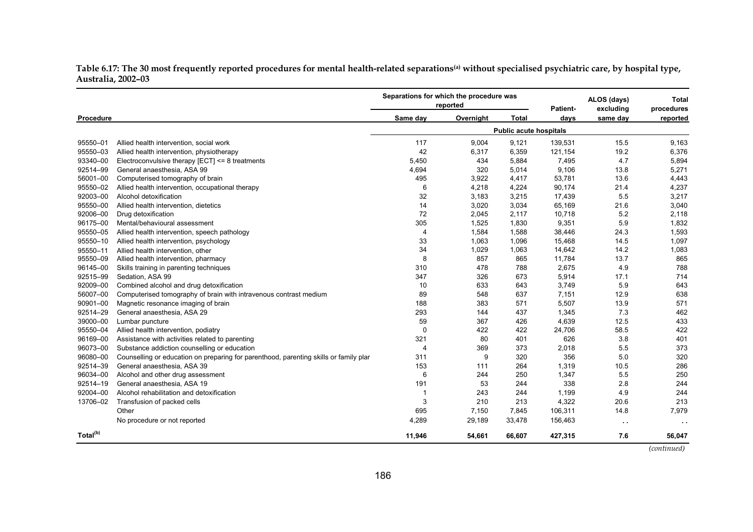**Table 6.17: The 30 most frequently reported procedures for mental health-related separations[(a)] without specialised psychiatric care, by hospital type, Australia, 2002–03**

| Procedure | | Separations for which the procedure was reported | | | Patient-days | ALOS (days) excluding same day | Total procedures reported |
|---|---|---|---|---|---|---|---|
| | | Same day | Overnight | Total | | | |
| | | **Public acute hospitals** | | | | | |
| 95550–01 | Allied health intervention, social work | 117 | 9,004 | 9,121 | 139,531 | 15.5 | 9,163 |
| 95550–03 | Allied health intervention, physiotherapy | 42 | 6,317 | 6,359 | 121,154 | 19.2 | 6,376 |
| 93340–00 | Electroconvulsive therapy [ECT] <= 8 treatments | 5,450 | 434 | 5,884 | 7,495 | 4.7 | 5,894 |
| 92514–99 | General anaesthesia, ASA 99 | 4,694 | 320 | 5,014 | 9,106 | 13.8 | 5,271 |
| 56001–00 | Computerised tomography of brain | 495 | 3,922 | 4,417 | 53,781 | 13.6 | 4,443 |
| 95550–02 | Allied health intervention, occupational therapy | 6 | 4,218 | 4,224 | 90,174 | 21.4 | 4,237 |
| 92003–00 | Alcohol detoxification | 32 | 3,183 | 3,215 | 17,439 | 5.5 | 3,217 |
| 95550–00 | Allied health intervention, dietetics | 14 | 3,020 | 3,034 | 65,169 | 21.6 | 3,040 |
| 92006–00 | Drug detoxification | 72 | 2,045 | 2,117 | 10,718 | 5.2 | 2,118 |
| 96175–00 | Mental/behavioural assessment | 305 | 1,525 | 1,830 | 9,351 | 5.9 | 1,832 |
| 95550–05 | Allied health intervention, speech pathology | 4 | 1,584 | 1,588 | 38,446 | 24.3 | 1,593 |
| 95550–10 | Allied health intervention, psychology | 33 | 1,063 | 1,096 | 15,468 | 14.5 | 1,097 |
| 95550–11 | Allied health intervention, other | 34 | 1,029 | 1,063 | 14,642 | 14.2 | 1,083 |
| 95550–09 | Allied health intervention, pharmacy | 8 | 857 | 865 | 11,784 | 13.7 | 865 |
| 96145–00 | Skills training in parenting techniques | 310 | 478 | 788 | 2,675 | 4.9 | 788 |
| 92515–99 | Sedation, ASA 99 | 347 | 326 | 673 | 5,914 | 17.1 | 714 |
| 92009–00 | Combined alcohol and drug detoxification | 10 | 633 | 643 | 3,749 | 5.9 | 643 |
| 56007–00 | Computerised tomography of brain with intravenous contrast medium | 89 | 548 | 637 | 7,151 | 12.9 | 638 |
| 90901–00 | Magnetic resonance imaging of brain | 188 | 383 | 571 | 5,507 | 13.9 | 571 |
| 92514–29 | General anaesthesia, ASA 29 | 293 | 144 | 437 | 1,345 | 7.3 | 462 |
| 39000–00 | Lumbar puncture | 59 | 367 | 426 | 4,639 | 12.5 | 433 |
| 95550–04 | Allied health intervention, podiatry | 0 | 422 | 422 | 24,706 | 58.5 | 422 |
| 96169–00 | Assistance with activities related to parenting | 321 | 80 | 401 | 626 | 3.8 | 401 |
| 96073–00 | Substance addiction counselling or education | 4 | 369 | 373 | 2,018 | 5.5 | 373 |
| 96080–00 | Counselling or education on preparing for parenthood, parenting skills or family plar | 311 | 9 | 320 | 356 | 5.0 | 320 |
| 92514–39 | General anaesthesia, ASA 39 | 153 | 111 | 264 | 1,319 | 10.5 | 286 |
| 96034–00 | Alcohol and other drug assessment | 6 | 244 | 250 | 1,347 | 5.5 | 250 |
| 92514–19 | General anaesthesia, ASA 19 | 191 | 53 | 244 | 338 | 2.8 | 244 |
| 92004–00 | Alcohol rehabilitation and detoxification | 1 | 243 | 244 | 1,199 | 4.9 | 244 |
| 13706–02 | Transfusion of packed cells | 3 | 210 | 213 | 4,322 | 20.6 | 213 |
| | Other | 695 | 7,150 | 7,845 | 106,311 | 14.8 | 7,979 |
| | No procedure or not reported | 4,289 | 29,189 | 33,478 | 156,463 | . . | . . |
| **Total[(b)]** | | **11,946** | **54,661** | **66,607** | **427,315** | **7.6** | **56,047** |

*(continued)*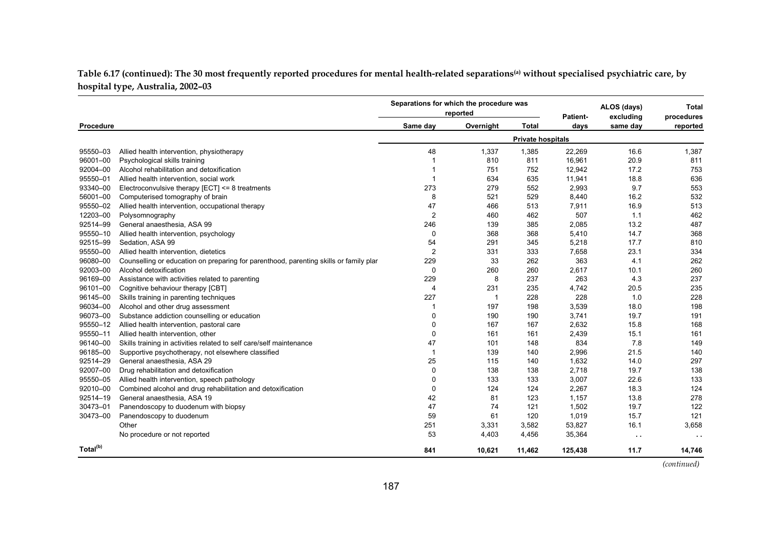**Table 6.17 (continued): The 30 most frequently reported procedures for mental health-related separations[(a)] without specialised psychiatric care, by hospital type, Australia, 2002–03**

| Procedure | | Separations for which the procedure was reported | | | Patient-days | ALOS (days) excluding same day | Total procedures reported |
|---|---|---|---|---|---|---|---|
| | | Same day | Overnight | Total | | | |
| | | **Private hospitals** | | | | | |
| 95550–03 | Allied health intervention, physiotherapy | 48 | 1,337 | 1,385 | 22,269 | 16.6 | 1,387 |
| 96001–00 | Psychological skills training | 1 | 810 | 811 | 16,961 | 20.9 | 811 |
| 92004–00 | Alcohol rehabilitation and detoxification | 1 | 751 | 752 | 12,942 | 17.2 | 753 |
| 95550–01 | Allied health intervention, social work | 1 | 634 | 635 | 11,941 | 18.8 | 636 |
| 93340–00 | Electroconvulsive therapy [ECT] <= 8 treatments | 273 | 279 | 552 | 2,993 | 9.7 | 553 |
| 56001–00 | Computerised tomography of brain | 8 | 521 | 529 | 8,440 | 16.2 | 532 |
| 95550–02 | Allied health intervention, occupational therapy | 47 | 466 | 513 | 7,911 | 16.9 | 513 |
| 12203–00 | Polysomnography | 2 | 460 | 462 | 507 | 1.1 | 462 |
| 92514–99 | General anaesthesia, ASA 99 | 246 | 139 | 385 | 2,085 | 13.2 | 487 |
| 95550–10 | Allied health intervention, psychology | 0 | 368 | 368 | 5,410 | 14.7 | 368 |
| 92515–99 | Sedation, ASA 99 | 54 | 291 | 345 | 5,218 | 17.7 | 810 |
| 95550–00 | Allied health intervention, dietetics | 2 | 331 | 333 | 7,658 | 23.1 | 334 |
| 96080–00 | Counselling or education on preparing for parenthood, parenting skills or family plar | 229 | 33 | 262 | 363 | 4.1 | 262 |
| 92003–00 | Alcohol detoxification | 0 | 260 | 260 | 2,617 | 10.1 | 260 |
| 96169–00 | Assistance with activities related to parenting | 229 | 8 | 237 | 263 | 4.3 | 237 |
| 96101–00 | Cognitive behaviour therapy [CBT] | 4 | 231 | 235 | 4,742 | 20.5 | 235 |
| 96145–00 | Skills training in parenting techniques | 227 | 1 | 228 | 228 | 1.0 | 228 |
| 96034–00 | Alcohol and other drug assessment | 1 | 197 | 198 | 3,539 | 18.0 | 198 |
| 96073–00 | Substance addiction counselling or education | 0 | 190 | 190 | 3,741 | 19.7 | 191 |
| 95550–12 | Allied health intervention, pastoral care | 0 | 167 | 167 | 2,632 | 15.8 | 168 |
| 95550–11 | Allied health intervention, other | 0 | 161 | 161 | 2,439 | 15.1 | 161 |
| 96140–00 | Skills training in activities related to self care/self maintenance | 47 | 101 | 148 | 834 | 7.8 | 149 |
| 96185–00 | Supportive psychotherapy, not elsewhere classified | 1 | 139 | 140 | 2,996 | 21.5 | 140 |
| 92514–29 | General anaesthesia, ASA 29 | 25 | 115 | 140 | 1,632 | 14.0 | 297 |
| 92007–00 | Drug rehabilitation and detoxification | 0 | 138 | 138 | 2,718 | 19.7 | 138 |
| 95550–05 | Allied health intervention, speech pathology | 0 | 133 | 133 | 3,007 | 22.6 | 133 |
| 92010–00 | Combined alcohol and drug rehabilitation and detoxification | 0 | 124 | 124 | 2,267 | 18.3 | 124 |
| 92514–19 | General anaesthesia, ASA 19 | 42 | 81 | 123 | 1,157 | 13.8 | 278 |
| 30473–01 | Panendoscopy to duodenum with biopsy | 47 | 74 | 121 | 1,502 | 19.7 | 122 |
| 30473–00 | Panendoscopy to duodenum | 59 | 61 | 120 | 1,019 | 15.7 | 121 |
| | Other | 251 | 3,331 | 3,582 | 53,827 | 16.1 | 3,658 |
| | No procedure or not reported | 53 | 4,403 | 4,456 | 35,364 | . . | . . |
| **Total[(b)]** | | **841** | **10,621** | **11,462** | **125,438** | **11.7** | **14,746** |

*(continued)*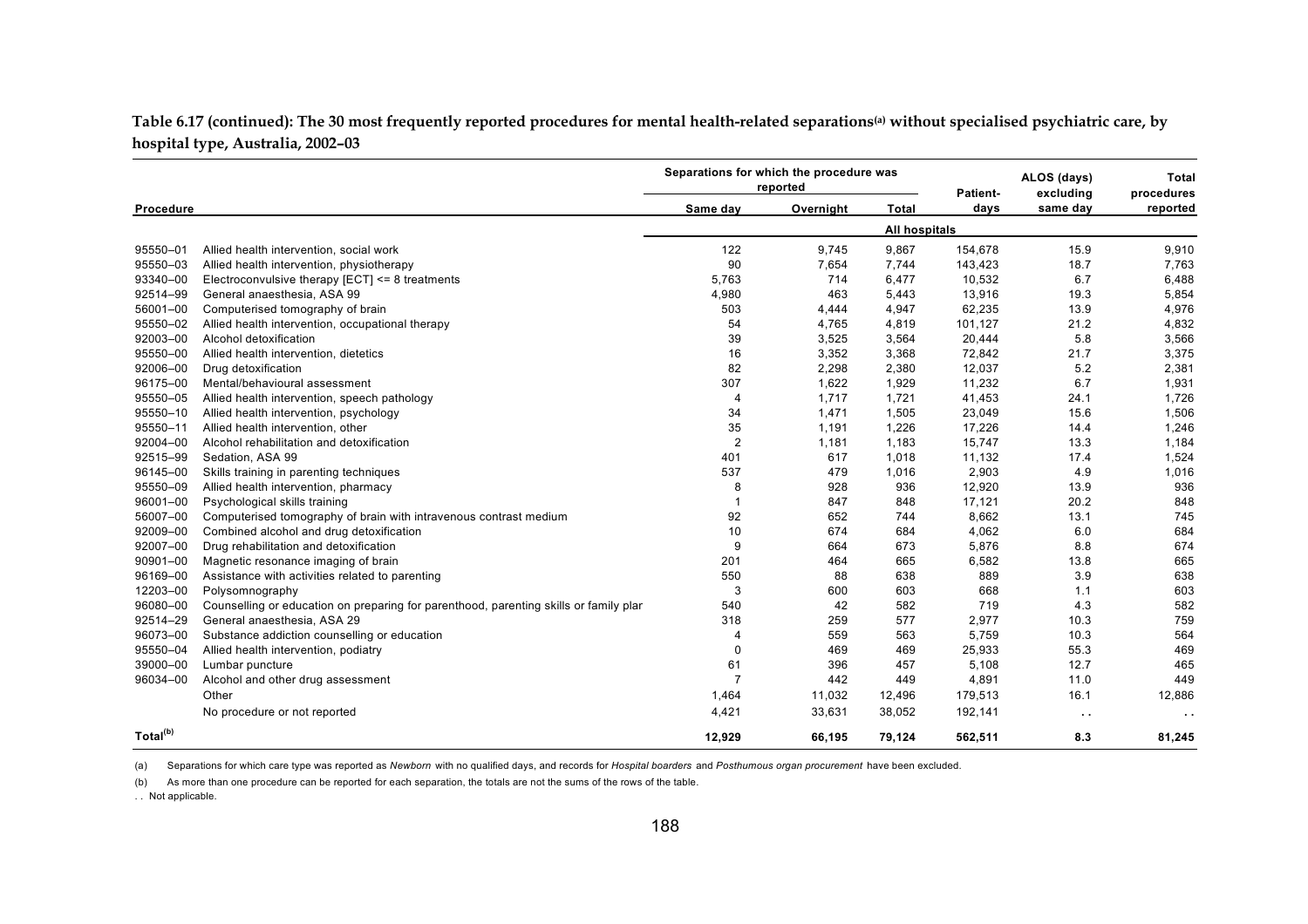**Table 6.17 (continued): The 30 most frequently reported procedures for mental health-related separations[(a)] without specialised psychiatric care, by hospital type, Australia, 2002–03**

| Procedure | | Separations for which the procedure was reported | | | Patient-days | ALOS (days) excluding same day | Total procedures reported |
|---|---|---|---|---|---|---|---|
| | | Same day | Overnight | Total | | | |
| | | | | All hospitals | | | |
| 95550–01 | Allied health intervention, social work | 122 | 9,745 | 9,867 | 154,678 | 15.9 | 9,910 |
| 95550–03 | Allied health intervention, physiotherapy | 90 | 7,654 | 7,744 | 143,423 | 18.7 | 7,763 |
| 93340–00 | Electroconvulsive therapy [ECT] <= 8 treatments | 5,763 | 714 | 6,477 | 10,532 | 6.7 | 6,488 |
| 92514–99 | General anaesthesia, ASA 99 | 4,980 | 463 | 5,443 | 13,916 | 19.3 | 5,854 |
| 56001–00 | Computerised tomography of brain | 503 | 4,444 | 4,947 | 62,235 | 13.9 | 4,976 |
| 95550–02 | Allied health intervention, occupational therapy | 54 | 4,765 | 4,819 | 101,127 | 21.2 | 4,832 |
| 92003–00 | Alcohol detoxification | 39 | 3,525 | 3,564 | 20,444 | 5.8 | 3,566 |
| 95550–00 | Allied health intervention, dietetics | 16 | 3,352 | 3,368 | 72,842 | 21.7 | 3,375 |
| 92006–00 | Drug detoxification | 82 | 2,298 | 2,380 | 12,037 | 5.2 | 2,381 |
| 96175–00 | Mental/behavioural assessment | 307 | 1,622 | 1,929 | 11,232 | 6.7 | 1,931 |
| 95550–05 | Allied health intervention, speech pathology | 4 | 1,717 | 1,721 | 41,453 | 24.1 | 1,726 |
| 95550–10 | Allied health intervention, psychology | 34 | 1,471 | 1,505 | 23,049 | 15.6 | 1,506 |
| 95550–11 | Allied health intervention, other | 35 | 1,191 | 1,226 | 17,226 | 14.4 | 1,246 |
| 92004–00 | Alcohol rehabilitation and detoxification | 2 | 1,181 | 1,183 | 15,747 | 13.3 | 1,184 |
| 92515–99 | Sedation, ASA 99 | 401 | 617 | 1,018 | 11,132 | 17.4 | 1,524 |
| 96145–00 | Skills training in parenting techniques | 537 | 479 | 1,016 | 2,903 | 4.9 | 1,016 |
| 95550–09 | Allied health intervention, pharmacy | 8 | 928 | 936 | 12,920 | 13.9 | 936 |
| 96001–00 | Psychological skills training | 1 | 847 | 848 | 17,121 | 20.2 | 848 |
| 56007–00 | Computerised tomography of brain with intravenous contrast medium | 92 | 652 | 744 | 8,662 | 13.1 | 745 |
| 92009–00 | Combined alcohol and drug detoxification | 10 | 674 | 684 | 4,062 | 6.0 | 684 |
| 92007–00 | Drug rehabilitation and detoxification | 9 | 664 | 673 | 5,876 | 8.8 | 674 |
| 90901–00 | Magnetic resonance imaging of brain | 201 | 464 | 665 | 6,582 | 13.8 | 665 |
| 96169–00 | Assistance with activities related to parenting | 550 | 88 | 638 | 889 | 3.9 | 638 |
| 12203–00 | Polysomnography | 3 | 600 | 603 | 668 | 1.1 | 603 |
| 96080–00 | Counselling or education on preparing for parenthood, parenting skills or family plar | 540 | 42 | 582 | 719 | 4.3 | 582 |
| 92514–29 | General anaesthesia, ASA 29 | 318 | 259 | 577 | 2,977 | 10.3 | 759 |
| 96073–00 | Substance addiction counselling or education | 4 | 559 | 563 | 5,759 | 10.3 | 564 |
| 95550–04 | Allied health intervention, podiatry | 0 | 469 | 469 | 25,933 | 55.3 | 469 |
| 39000–00 | Lumbar puncture | 61 | 396 | 457 | 5,108 | 12.7 | 465 |
| 96034–00 | Alcohol and other drug assessment | 7 | 442 | 449 | 4,891 | 11.0 | 449 |
| | Other | 1,464 | 11,032 | 12,496 | 179,513 | 16.1 | 12,886 |
| | No procedure or not reported | 4,421 | 33,631 | 38,052 | 192,141 | . . | . . |
| **Total[(b)]** | | **12,929** | **66,195** | **79,124** | **562,511** | **8.3** | **81,245** |

(a) Separations for which care type was reported as *Newborn* with no qualified days, and records for *Hospital boarders* and *Posthumous organ procurement* have been excluded.

(b) As more than one procedure can be reported for each separation, the totals are not the sums of the rows of the table.

. . Not applicable.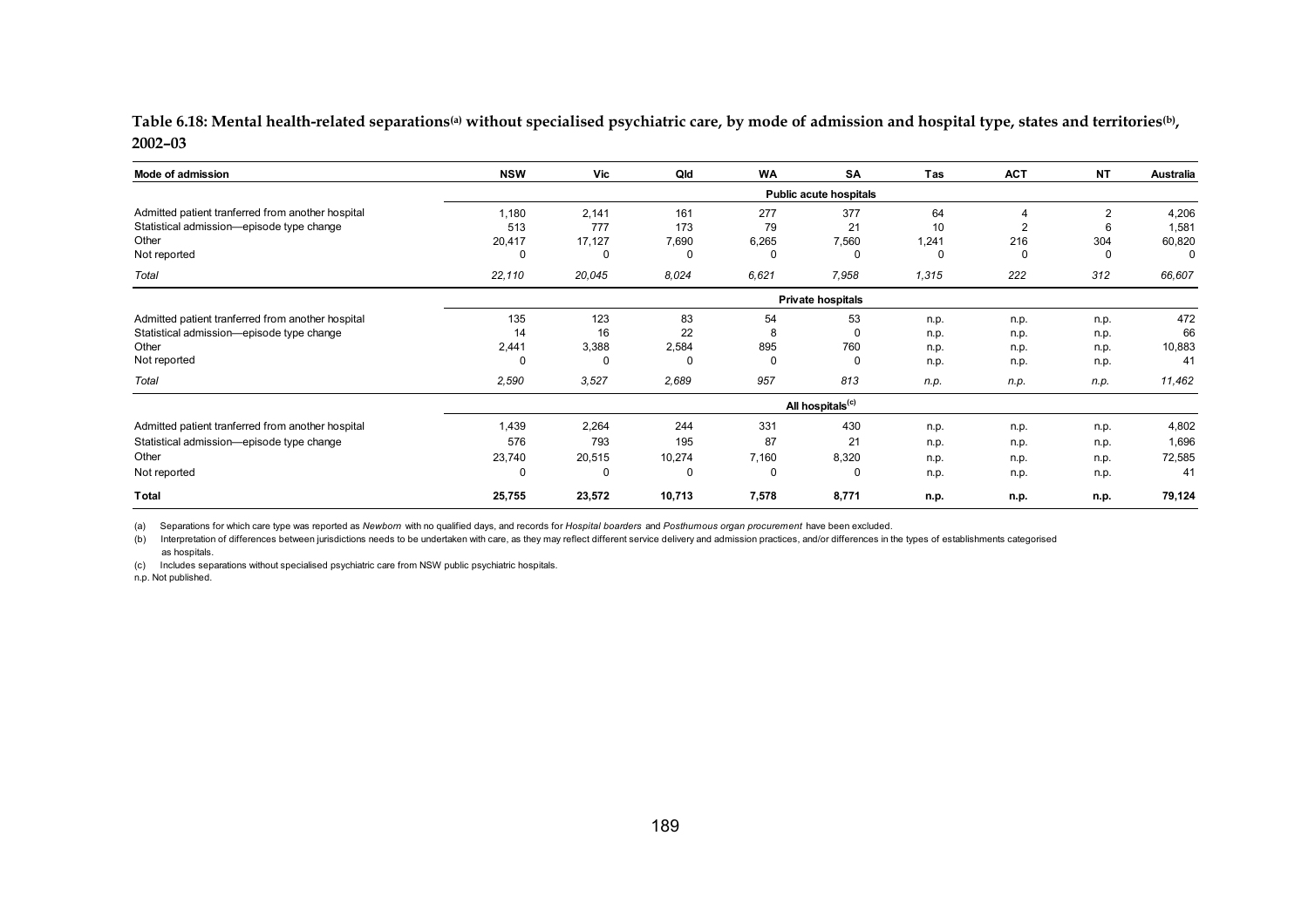**Table 6.18: Mental health-related separations[(a)] without specialised psychiatric care, by mode of admission and hospital type, states and territories[(b)], 2002–03**

| Mode of admission | NSW | Vic | Qld | WA | SA | Tas | ACT | NT | Australia |
|---|---|---|---|---|---|---|---|---|---|
| | | | | | **Public acute hospitals** | | | | |
| Admitted patient tranferred from another hospital | 1,180 | 2,141 | 161 | 277 | 377 | 64 | 4 | 2 | 4,206 |
| Statistical admission—episode type change | 513 | 777 | 173 | 79 | 21 | 10 | 2 | 6 | 1,581 |
| Other | 20,417 | 17,127 | 7,690 | 6,265 | 7,560 | 1,241 | 216 | 304 | 60,820 |
| Not reported | 0 | 0 | 0 | 0 | 0 | 0 | 0 | 0 | 0 |
| *Total* | *22,110* | *20,045* | *8,024* | *6,621* | *7,958* | *1,315* | *222* | *312* | *66,607* |
| | | | | | **Private hospitals** | | | | |
| Admitted patient tranferred from another hospital | 135 | 123 | 83 | 54 | 53 | n.p. | n.p. | n.p. | 472 |
| Statistical admission—episode type change | 14 | 16 | 22 | 8 | 0 | n.p. | n.p. | n.p. | 66 |
| Other | 2,441 | 3,388 | 2,584 | 895 | 760 | n.p. | n.p. | n.p. | 10,883 |
| Not reported | 0 | 0 | 0 | 0 | 0 | n.p. | n.p. | n.p. | 41 |
| *Total* | *2,590* | *3,527* | *2,689* | *957* | *813* | *n.p.* | *n.p.* | *n.p.* | *11,462* |
| | | | | | **All hospitals[(c)]** | | | | |
| Admitted patient tranferred from another hospital | 1,439 | 2,264 | 244 | 331 | 430 | n.p. | n.p. | n.p. | 4,802 |
| Statistical admission—episode type change | 576 | 793 | 195 | 87 | 21 | n.p. | n.p. | n.p. | 1,696 |
| Other | 23,740 | 20,515 | 10,274 | 7,160 | 8,320 | n.p. | n.p. | n.p. | 72,585 |
| Not reported | 0 | 0 | 0 | 0 | 0 | n.p. | n.p. | n.p. | 41 |
| **Total** | **25,755** | **23,572** | **10,713** | **7,578** | **8,771** | **n.p.** | **n.p.** | **n.p.** | **79,124** |

(a) Separations for which care type was reported as *Newborn* with no qualified days, and records for *Hospital boarders* and *Posthumous organ procurement* have been excluded.

(b) Interpretation of differences between jurisdictions needs to be undertaken with care, as they may reflect different service delivery and admission practices, and/or differences in the types of establishments categorised as hospitals.

(c) Includes separations without specialised psychiatric care from NSW public psychiatric hospitals.

n.p. Not published.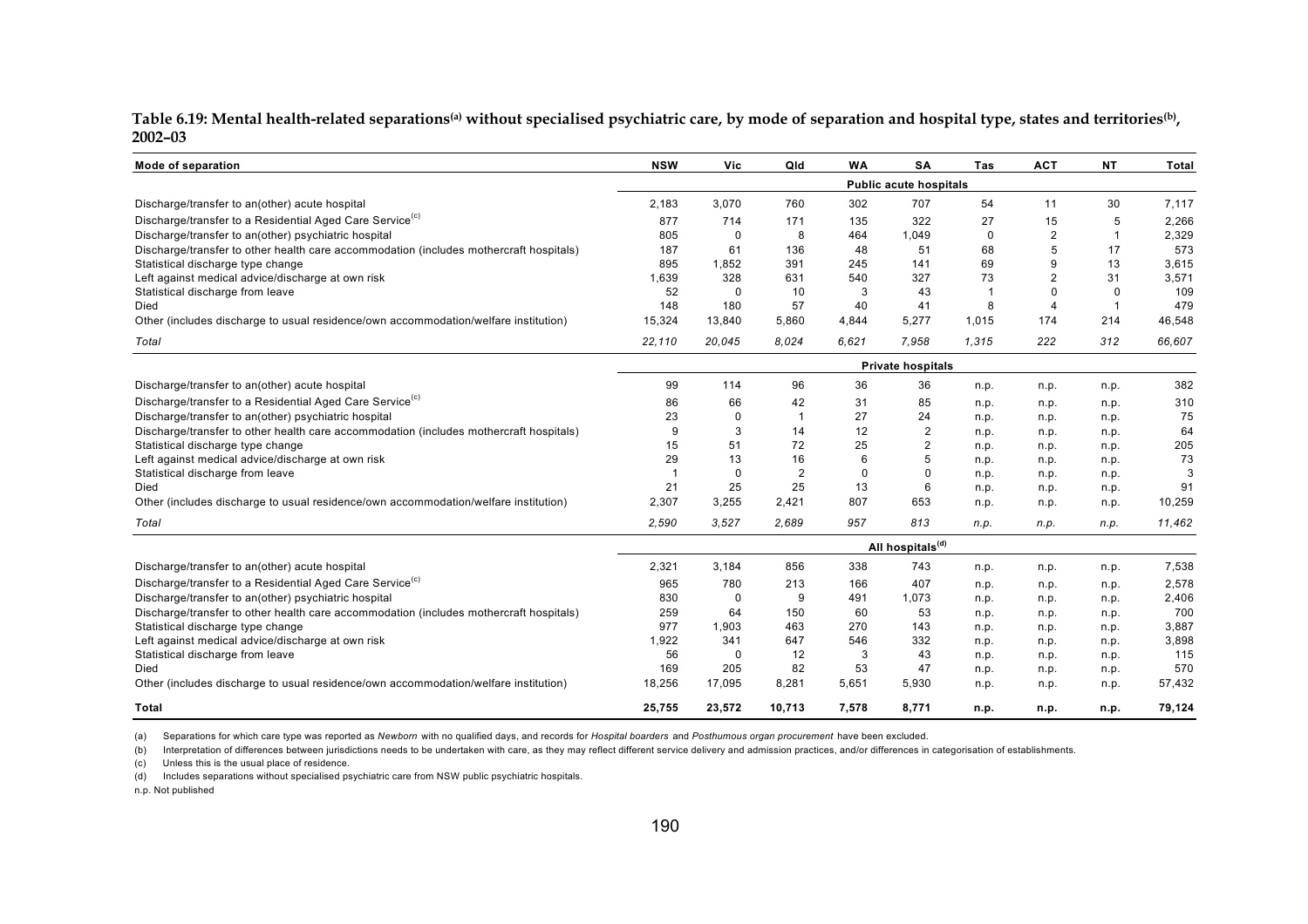**Table 6.19: Mental health-related separations[(a)] without specialised psychiatric care, by mode of separation and hospital type, states and territories[(b)], 2002–03**

| Mode of separation | NSW | Vic | Qld | WA | SA | Tas | ACT | NT | Total |
|---|---|---|---|---|---|---|---|---|---|
| | | | | | **Public acute hospitals** | | | | |
| Discharge/transfer to an(other) acute hospital | 2,183 | 3,070 | 760 | 302 | 707 | 54 | 11 | 30 | 7,117 |
| Discharge/transfer to a Residential Aged Care Service[(c)] | 877 | 714 | 171 | 135 | 322 | 27 | 15 | 5 | 2,266 |
| Discharge/transfer to an(other) psychiatric hospital | 805 | 0 | 8 | 464 | 1,049 | 0 | 2 | 1 | 2,329 |
| Discharge/transfer to other health care accommodation (includes mothercraft hospitals) | 187 | 61 | 136 | 48 | 51 | 68 | 5 | 17 | 573 |
| Statistical discharge type change | 895 | 1,852 | 391 | 245 | 141 | 69 | 9 | 13 | 3,615 |
| Left against medical advice/discharge at own risk | 1,639 | 328 | 631 | 540 | 327 | 73 | 2 | 31 | 3,571 |
| Statistical discharge from leave | 52 | 0 | 10 | 3 | 43 | 1 | 0 | 0 | 109 |
| Died | 148 | 180 | 57 | 40 | 41 | 8 | 4 | 1 | 479 |
| Other (includes discharge to usual residence/own accommodation/welfare institution) | 15,324 | 13,840 | 5,860 | 4,844 | 5,277 | 1,015 | 174 | 214 | 46,548 |
| *Total* | *22,110* | *20,045* | *8,024* | *6,621* | *7,958* | *1,315* | *222* | *312* | *66,607* |
| | | | | | **Private hospitals** | | | | |
| Discharge/transfer to an(other) acute hospital | 99 | 114 | 96 | 36 | 36 | n.p. | n.p. | n.p. | 382 |
| Discharge/transfer to a Residential Aged Care Service[(c)] | 86 | 66 | 42 | 31 | 85 | n.p. | n.p. | n.p. | 310 |
| Discharge/transfer to an(other) psychiatric hospital | 23 | 0 | 1 | 27 | 24 | n.p. | n.p. | n.p. | 75 |
| Discharge/transfer to other health care accommodation (includes mothercraft hospitals) | 9 | 3 | 14 | 12 | 2 | n.p. | n.p. | n.p. | 64 |
| Statistical discharge type change | 15 | 51 | 72 | 25 | 2 | n.p. | n.p. | n.p. | 205 |
| Left against medical advice/discharge at own risk | 29 | 13 | 16 | 6 | 5 | n.p. | n.p. | n.p. | 73 |
| Statistical discharge from leave | 1 | 0 | 2 | 0 | 0 | n.p. | n.p. | n.p. | 3 |
| Died | 21 | 25 | 25 | 13 | 6 | n.p. | n.p. | n.p. | 91 |
| Other (includes discharge to usual residence/own accommodation/welfare institution) | 2,307 | 3,255 | 2,421 | 807 | 653 | n.p. | n.p. | n.p. | 10,259 |
| *Total* | *2,590* | *3,527* | *2,689* | *957* | *813* | *n.p.* | *n.p.* | *n.p.* | *11,462* |
| | | | | | **All hospitals[(d)]** | | | | |
| Discharge/transfer to an(other) acute hospital | 2,321 | 3,184 | 856 | 338 | 743 | n.p. | n.p. | n.p. | 7,538 |
| Discharge/transfer to a Residential Aged Care Service[(c)] | 965 | 780 | 213 | 166 | 407 | n.p. | n.p. | n.p. | 2,578 |
| Discharge/transfer to an(other) psychiatric hospital | 830 | 0 | 9 | 491 | 1,073 | n.p. | n.p. | n.p. | 2,406 |
| Discharge/transfer to other health care accommodation (includes mothercraft hospitals) | 259 | 64 | 150 | 60 | 53 | n.p. | n.p. | n.p. | 700 |
| Statistical discharge type change | 977 | 1,903 | 463 | 270 | 143 | n.p. | n.p. | n.p. | 3,887 |
| Left against medical advice/discharge at own risk | 1,922 | 341 | 647 | 546 | 332 | n.p. | n.p. | n.p. | 3,898 |
| Statistical discharge from leave | 56 | 0 | 12 | 3 | 43 | n.p. | n.p. | n.p. | 115 |
| Died | 169 | 205 | 82 | 53 | 47 | n.p. | n.p. | n.p. | 570 |
| Other (includes discharge to usual residence/own accommodation/welfare institution) | 18,256 | 17,095 | 8,281 | 5,651 | 5,930 | n.p. | n.p. | n.p. | 57,432 |
| **Total** | **25,755** | **23,572** | **10,713** | **7,578** | **8,771** | **n.p.** | **n.p.** | **n.p.** | **79,124** |

(a) Separations for which care type was reported as *Newborn* with no qualified days, and records for *Hospital boarders* and *Posthumous organ procurement* have been excluded.

(b) Interpretation of differences between jurisdictions needs to be undertaken with care, as they may reflect different service delivery and admission practices, and/or differences in categorisation of establishments.

(c) Unless this is the usual place of residence.

(d) Includes separations without specialised psychiatric care from NSW public psychiatric hospitals.

n.p. Not published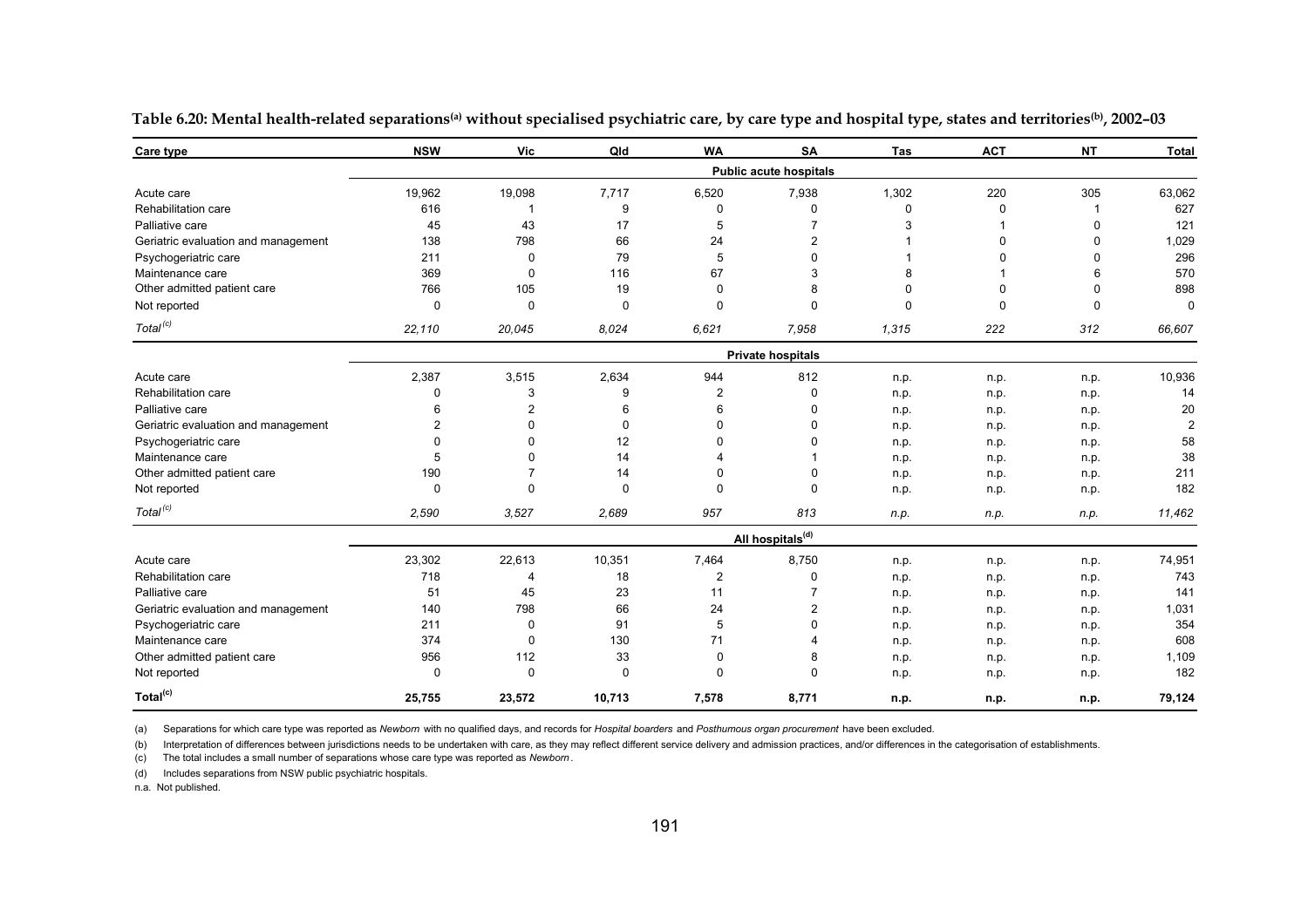**Table 6.20: Mental health-related separations[(a)] without specialised psychiatric care, by care type and hospital type, states and territories[(b)], 2002–03**

| Care type | NSW | Vic | Qld | WA | SA | Tas | ACT | NT | Total |
|---|---|---|---|---|---|---|---|---|---|
| | | | | | **Public acute hospitals** | | | | |
| Acute care | 19,962 | 19,098 | 7,717 | 6,520 | 7,938 | 1,302 | 220 | 305 | 63,062 |
| Rehabilitation care | 616 | 1 | 9 | 0 | 0 | 0 | 0 | 1 | 627 |
| Palliative care | 45 | 43 | 17 | 5 | 7 | 3 | 1 | 0 | 121 |
| Geriatric evaluation and management | 138 | 798 | 66 | 24 | 2 | 1 | 0 | 0 | 1,029 |
| Psychogeriatric care | 211 | 0 | 79 | 5 | 0 | 1 | 0 | 0 | 296 |
| Maintenance care | 369 | 0 | 116 | 67 | 3 | 8 | 1 | 6 | 570 |
| Other admitted patient care | 766 | 105 | 19 | 0 | 8 | 0 | 0 | 0 | 898 |
| Not reported | 0 | 0 | 0 | 0 | 0 | 0 | 0 | 0 | 0 |
| *Total[(c)]* | *22,110* | *20,045* | *8,024* | *6,621* | *7,958* | *1,315* | *222* | *312* | *66,607* |
| | | | | | **Private hospitals** | | | | |
| Acute care | 2,387 | 3,515 | 2,634 | 944 | 812 | n.p. | n.p. | n.p. | 10,936 |
| Rehabilitation care | 0 | 3 | 9 | 2 | 0 | n.p. | n.p. | n.p. | 14 |
| Palliative care | 6 | 2 | 6 | 6 | 0 | n.p. | n.p. | n.p. | 20 |
| Geriatric evaluation and management | 2 | 0 | 0 | 0 | 0 | n.p. | n.p. | n.p. | 2 |
| Psychogeriatric care | 0 | 0 | 12 | 0 | 0 | n.p. | n.p. | n.p. | 58 |
| Maintenance care | 5 | 0 | 14 | 4 | 1 | n.p. | n.p. | n.p. | 38 |
| Other admitted patient care | 190 | 7 | 14 | 0 | 0 | n.p. | n.p. | n.p. | 211 |
| Not reported | 0 | 0 | 0 | 0 | 0 | n.p. | n.p. | n.p. | 182 |
| *Total[(c)]* | *2,590* | *3,527* | *2,689* | *957* | *813* | *n.p.* | *n.p.* | *n.p.* | *11,462* |
| | | | | | **All hospitals[(d)]** | | | | |
| Acute care | 23,302 | 22,613 | 10,351 | 7,464 | 8,750 | n.p. | n.p. | n.p. | 74,951 |
| Rehabilitation care | 718 | 4 | 18 | 2 | 0 | n.p. | n.p. | n.p. | 743 |
| Palliative care | 51 | 45 | 23 | 11 | 7 | n.p. | n.p. | n.p. | 141 |
| Geriatric evaluation and management | 140 | 798 | 66 | 24 | 2 | n.p. | n.p. | n.p. | 1,031 |
| Psychogeriatric care | 211 | 0 | 91 | 5 | 0 | n.p. | n.p. | n.p. | 354 |
| Maintenance care | 374 | 0 | 130 | 71 | 4 | n.p. | n.p. | n.p. | 608 |
| Other admitted patient care | 956 | 112 | 33 | 0 | 8 | n.p. | n.p. | n.p. | 1,109 |
| Not reported | 0 | 0 | 0 | 0 | 0 | n.p. | n.p. | n.p. | 182 |
| **Total[(c)]** | **25,755** | **23,572** | **10,713** | **7,578** | **8,771** | **n.p.** | **n.p.** | **n.p.** | **79,124** |

(a) Separations for which care type was reported as *Newborn* with no qualified days, and records for *Hospital boarders* and *Posthumous organ procurement* have been excluded.

(b) Interpretation of differences between jurisdictions needs to be undertaken with care, as they may reflect different service delivery and admission practices, and/or differences in the categorisation of establishments.

(c) The total includes a small number of separations whose care type was reported as *Newborn*.

(d) Includes separations from NSW public psychiatric hospitals.

n.a. Not published.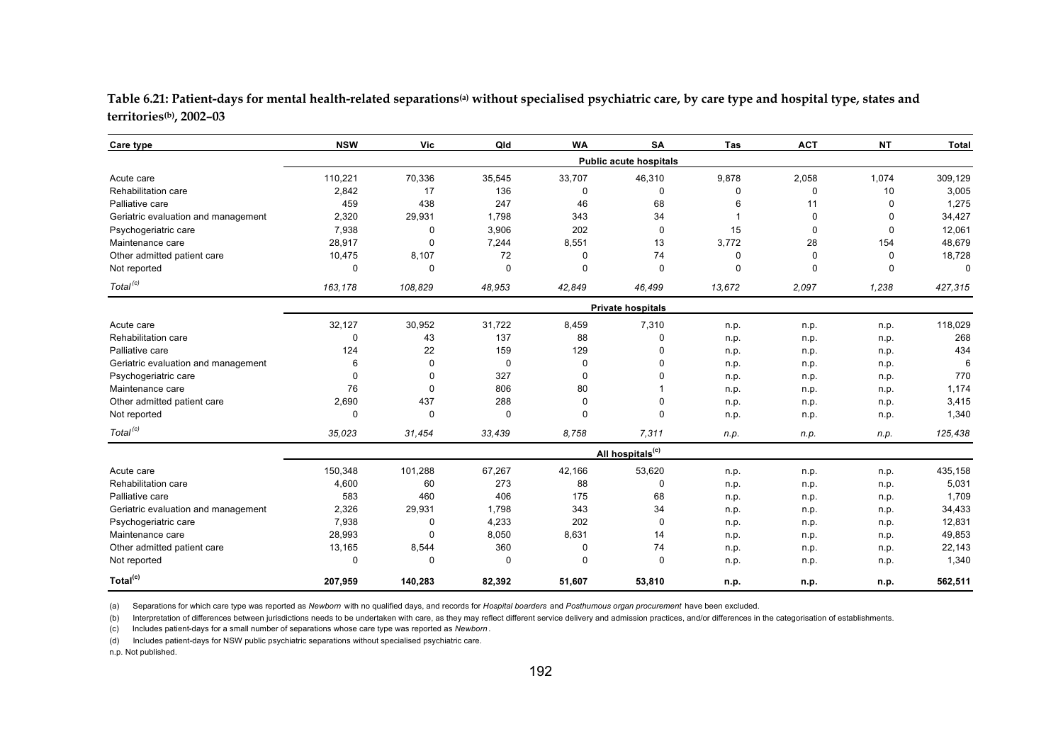**Table 6.21: Patient-days for mental health-related separations[(a)] without specialised psychiatric care, by care type and hospital type, states and territories[(b)], 2002–03**

| Care type | NSW | Vic | Qld | WA | SA | Tas | ACT | NT | Total |
|---|---|---|---|---|---|---|---|---|---|
| | | | | | **Public acute hospitals** | | | | |
| Acute care | 110,221 | 70,336 | 35,545 | 33,707 | 46,310 | 9,878 | 2,058 | 1,074 | 309,129 |
| Rehabilitation care | 2,842 | 17 | 136 | 0 | 0 | 0 | 0 | 10 | 3,005 |
| Palliative care | 459 | 438 | 247 | 46 | 68 | 6 | 11 | 0 | 1,275 |
| Geriatric evaluation and management | 2,320 | 29,931 | 1,798 | 343 | 34 | 1 | 0 | 0 | 34,427 |
| Psychogeriatric care | 7,938 | 0 | 3,906 | 202 | 0 | 15 | 0 | 0 | 12,061 |
| Maintenance care | 28,917 | 0 | 7,244 | 8,551 | 13 | 3,772 | 28 | 154 | 48,679 |
| Other admitted patient care | 10,475 | 8,107 | 72 | 0 | 74 | 0 | 0 | 0 | 18,728 |
| Not reported | 0 | 0 | 0 | 0 | 0 | 0 | 0 | 0 | 0 |
| *Total[(c)]* | *163,178* | *108,829* | *48,953* | *42,849* | *46,499* | *13,672* | *2,097* | *1,238* | *427,315* |
| | | | | | **Private hospitals** | | | | |
| Acute care | 32,127 | 30,952 | 31,722 | 8,459 | 7,310 | n.p. | n.p. | n.p. | 118,029 |
| Rehabilitation care | 0 | 43 | 137 | 88 | 0 | n.p. | n.p. | n.p. | 268 |
| Palliative care | 124 | 22 | 159 | 129 | 0 | n.p. | n.p. | n.p. | 434 |
| Geriatric evaluation and management | 6 | 0 | 0 | 0 | 0 | n.p. | n.p. | n.p. | 6 |
| Psychogeriatric care | 0 | 0 | 327 | 0 | 0 | n.p. | n.p. | n.p. | 770 |
| Maintenance care | 76 | 0 | 806 | 80 | 1 | n.p. | n.p. | n.p. | 1,174 |
| Other admitted patient care | 2,690 | 437 | 288 | 0 | 0 | n.p. | n.p. | n.p. | 3,415 |
| Not reported | 0 | 0 | 0 | 0 | 0 | n.p. | n.p. | n.p. | 1,340 |
| *Total[(c)]* | *35,023* | *31,454* | *33,439* | *8,758* | *7,311* | *n.p.* | *n.p.* | *n.p.* | *125,438* |
| | | | | | **All hospitals[(c)]** | | | | |
| Acute care | 150,348 | 101,288 | 67,267 | 42,166 | 53,620 | n.p. | n.p. | n.p. | 435,158 |
| Rehabilitation care | 4,600 | 60 | 273 | 88 | 0 | n.p. | n.p. | n.p. | 5,031 |
| Palliative care | 583 | 460 | 406 | 175 | 68 | n.p. | n.p. | n.p. | 1,709 |
| Geriatric evaluation and management | 2,326 | 29,931 | 1,798 | 343 | 34 | n.p. | n.p. | n.p. | 34,433 |
| Psychogeriatric care | 7,938 | 0 | 4,233 | 202 | 0 | n.p. | n.p. | n.p. | 12,831 |
| Maintenance care | 28,993 | 0 | 8,050 | 8,631 | 14 | n.p. | n.p. | n.p. | 49,853 |
| Other admitted patient care | 13,165 | 8,544 | 360 | 0 | 74 | n.p. | n.p. | n.p. | 22,143 |
| Not reported | 0 | 0 | 0 | 0 | 0 | n.p. | n.p. | n.p. | 1,340 |
| **Total[(c)]** | **207,959** | **140,283** | **82,392** | **51,607** | **53,810** | **n.p.** | **n.p.** | **n.p.** | **562,511** |

(a) Separations for which care type was reported as *Newborn* with no qualified days, and records for *Hospital boarders* and *Posthumous organ procurement* have been excluded.

(b) Interpretation of differences between jurisdictions needs to be undertaken with care, as they may reflect different service delivery and admission practices, and/or differences in the categorisation of establishments.

(c) Includes patient-days for a small number of separations whose care type was reported as *Newborn*.

(d) Includes patient-days for NSW public psychiatric separations without specialised psychiatric care.

n.p. Not published.